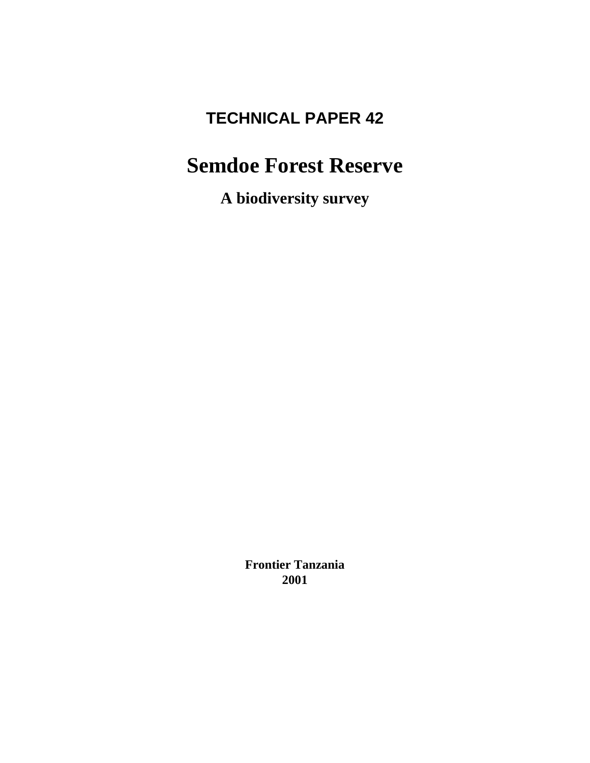**TECHNICAL PAPER 42**

# Semdoe Forest Reserve

## A biodiversity survey

**Frontier Tanzania**
**2001**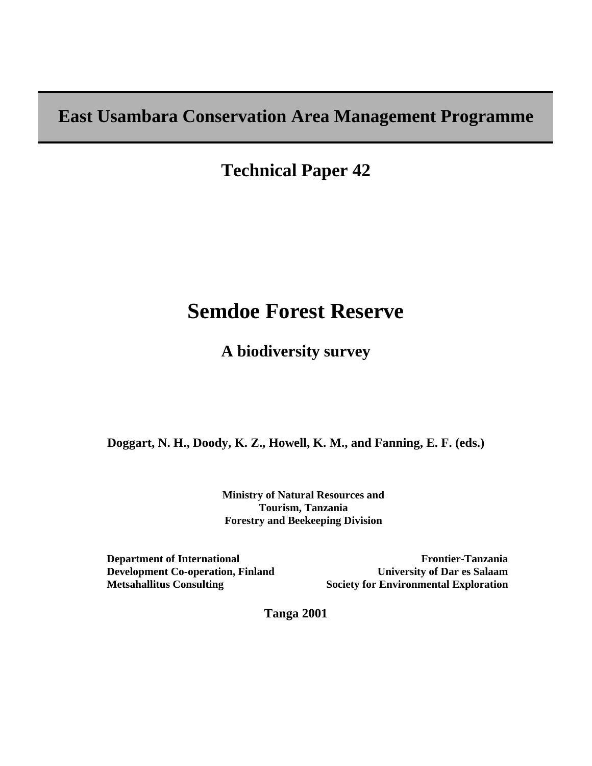# East Usambara Conservation Area Management Programme

## Technical Paper 42

# Semdoe Forest Reserve

## A biodiversity survey

**Doggart, N. H., Doody, K. Z., Howell, K. M., and Fanning, E. F. (eds.)**

**Ministry of Natural Resources and Tourism, Tanzania**
**Forestry and Beekeeping Division**

**Department of International Development Co-operation, Finland**
**Metsahallitus Consulting**

**Frontier-Tanzania**
**University of Dar es Salaam**
**Society for Environmental Exploration**

**Tanga 2001**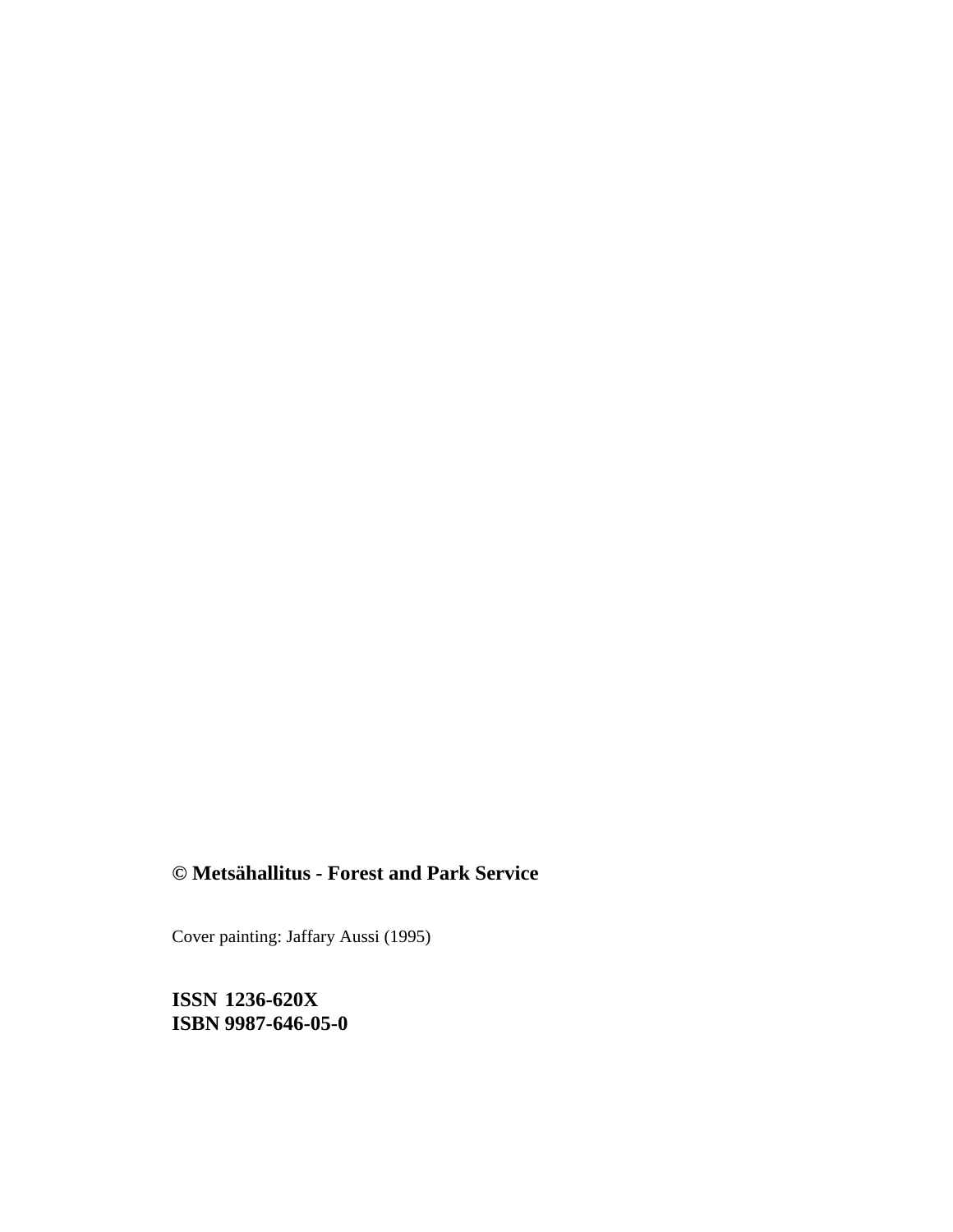**© Metsähallitus - Forest and Park Service**

Cover painting: Jaffary Aussi (1995)

**ISSN 1236-620X**
**ISBN 9987-646-05-0**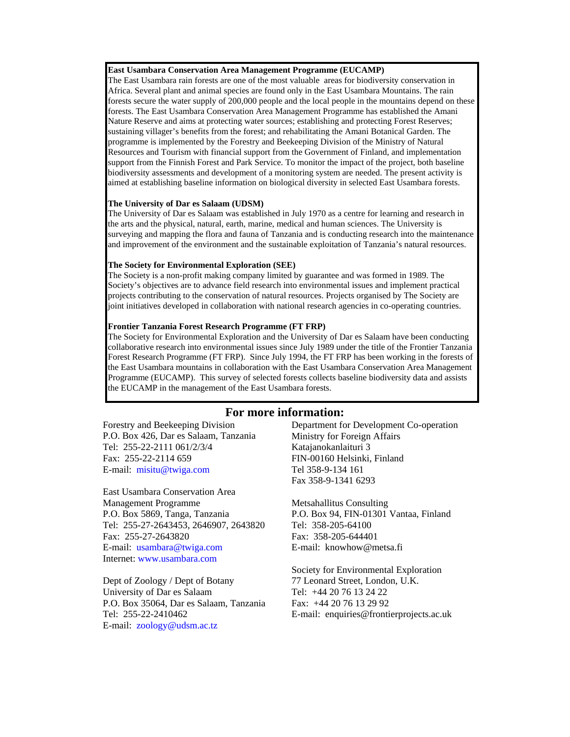**East Usambara Conservation Area Management Programme (EUCAMP)**
The East Usambara rain forests are one of the most valuable areas for biodiversity conservation in Africa. Several plant and animal species are found only in the East Usambara Mountains. The rain forests secure the water supply of 200,000 people and the local people in the mountains depend on these forests. The East Usambara Conservation Area Management Programme has established the Amani Nature Reserve and aims at protecting water sources; establishing and protecting Forest Reserves; sustaining villager's benefits from the forest; and rehabilitating the Amani Botanical Garden. The programme is implemented by the Forestry and Beekeeping Division of the Ministry of Natural Resources and Tourism with financial support from the Government of Finland, and implementation support from the Finnish Forest and Park Service. To monitor the impact of the project, both baseline biodiversity assessments and development of a monitoring system are needed. The present activity is aimed at establishing baseline information on biological diversity in selected East Usambara forests.

**The University of Dar es Salaam (UDSM)**
The University of Dar es Salaam was established in July 1970 as a centre for learning and research in the arts and the physical, natural, earth, marine, medical and human sciences. The University is surveying and mapping the flora and fauna of Tanzania and is conducting research into the maintenance and improvement of the environment and the sustainable exploitation of Tanzania's natural resources.

**The Society for Environmental Exploration (SEE)**
The Society is a non-profit making company limited by guarantee and was formed in 1989. The Society's objectives are to advance field research into environmental issues and implement practical projects contributing to the conservation of natural resources. Projects organised by The Society are joint initiatives developed in collaboration with national research agencies in co-operating countries.

**Frontier Tanzania Forest Research Programme (FT FRP)**
The Society for Environmental Exploration and the University of Dar es Salaam have been conducting collaborative research into environmental issues since July 1989 under the title of the Frontier Tanzania Forest Research Programme (FT FRP). Since July 1994, the FT FRP has been working in the forests of the East Usambara mountains in collaboration with the East Usambara Conservation Area Management Programme (EUCAMP). This survey of selected forests collects baseline biodiversity data and assists the EUCAMP in the management of the East Usambara forests.

## For more information:

Forestry and Beekeeping Division
P.O. Box 426, Dar es Salaam, Tanzania
Tel: 255-22-2111 061/2/3/4
Fax: 255-22-2114 659
E-mail: misitu@twiga.com

East Usambara Conservation Area Management Programme
P.O. Box 5869, Tanga, Tanzania
Tel: 255-27-2643453, 2646907, 2643820
Fax: 255-27-2643820
E-mail: usambara@twiga.com
Internet: www.usambara.com

Dept of Zoology / Dept of Botany
University of Dar es Salaam
P.O. Box 35064, Dar es Salaam, Tanzania
Tel: 255-22-2410462
E-mail: zoology@udsm.ac.tz

Department for Development Co-operation
Ministry for Foreign Affairs
Katajanokanlaituri 3
FIN-00160 Helsinki, Finland
Tel 358-9-134 161
Fax 358-9-1341 6293

Metsahallitus Consulting
P.O. Box 94, FIN-01301 Vantaa, Finland
Tel: 358-205-64100
Fax: 358-205-644401
E-mail: knowhow@metsa.fi

Society for Environmental Exploration
77 Leonard Street, London, U.K.
Tel: +44 20 76 13 24 22
Fax: +44 20 76 13 29 92
E-mail: enquiries@frontierprojects.ac.uk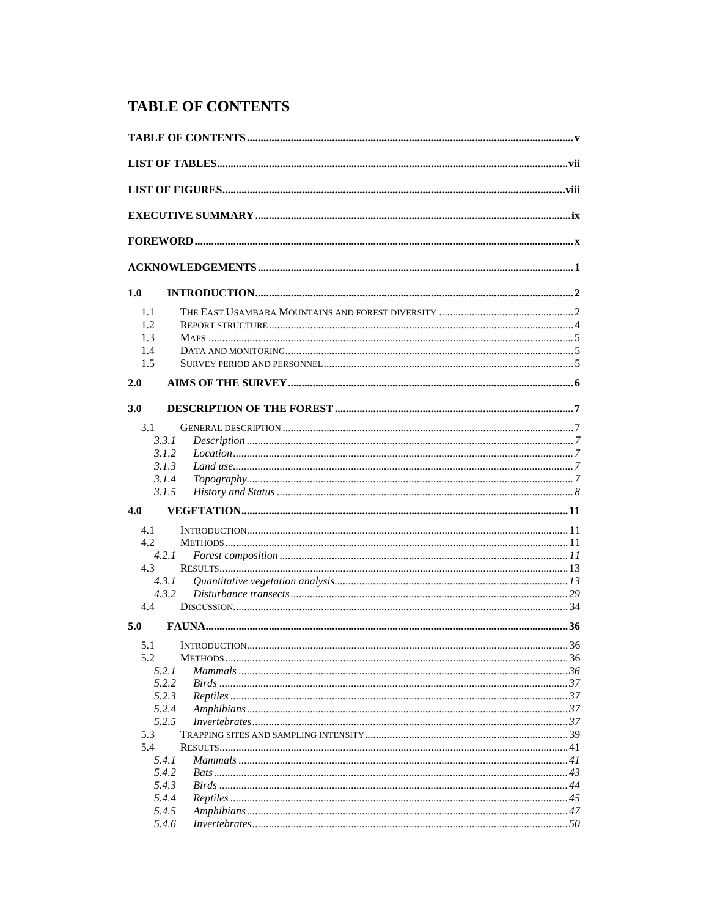# TABLE OF CONTENTS

TABLE OF CONTENTS ..... v

LIST OF TABLES ..... vii

LIST OF FIGURES ..... viii

EXECUTIVE SUMMARY ..... ix

FOREWORD ..... x

ACKNOWLEDGEMENTS ..... 1

**1.0 INTRODUCTION ..... 2**

- 1.1 The East Usambara Mountains and forest diversity ..... 2
- 1.2 Report structure ..... 4
- 1.3 Maps ..... 5
- 1.4 Data and monitoring ..... 5
- 1.5 Survey period and personnel ..... 5

**2.0 AIMS OF THE SURVEY ..... 6**

**3.0 DESCRIPTION OF THE FOREST ..... 7**

- 3.1 General description ..... 7
  - *3.3.1 Description ..... 7*
  - *3.1.2 Location ..... 7*
  - *3.1.3 Land use ..... 7*
  - *3.1.4 Topography ..... 7*
  - *3.1.5 History and Status ..... 8*

**4.0 VEGETATION ..... 11**

- 4.1 Introduction ..... 11
- 4.2 Methods ..... 11
  - *4.2.1 Forest composition ..... 11*
- 4.3 Results ..... 13
  - *4.3.1 Quantitative vegetation analysis ..... 13*
  - *4.3.2 Disturbance transects ..... 29*
- 4.4 Discussion ..... 34

**5.0 FAUNA ..... 36**

- 5.1 Introduction ..... 36
- 5.2 Methods ..... 36
  - *5.2.1 Mammals ..... 36*
  - *5.2.2 Birds ..... 37*
  - *5.2.3 Reptiles ..... 37*
  - *5.2.4 Amphibians ..... 37*
  - *5.2.5 Invertebrates ..... 37*
- 5.3 Trapping sites and sampling intensity ..... 39
- 5.4 Results ..... 41
  - *5.4.1 Mammals ..... 41*
  - *5.4.2 Bats ..... 43*
  - *5.4.3 Birds ..... 44*
  - *5.4.4 Reptiles ..... 45*
  - *5.4.5 Amphibians ..... 47*
  - *5.4.6 Invertebrates ..... 50*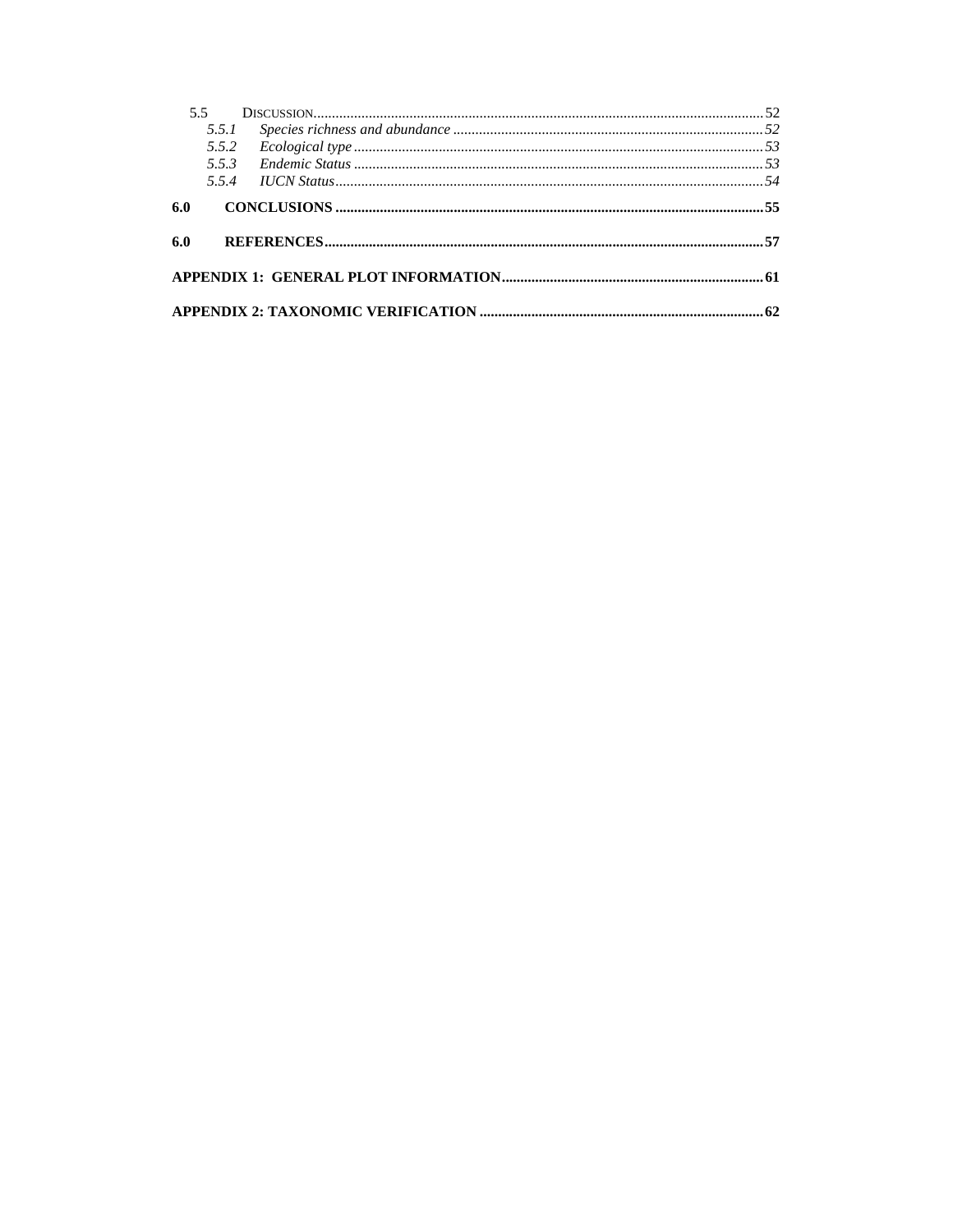5.5 DISCUSSION......................................................................................................................52

*5.5.1 Species richness and abundance* ......................................................................................52

*5.5.2 Ecological type* ..............................................................................................................53

*5.5.3 Endemic Status* ..............................................................................................................53

*5.5.4 IUCN Status* ....................................................................................................................54

**6.0 CONCLUSIONS** ......................................................................................................................55

**6.0 REFERENCES** ......................................................................................................................57

**APPENDIX 1: GENERAL PLOT INFORMATION** ......................................................................61

**APPENDIX 2: TAXONOMIC VERIFICATION** ............................................................................62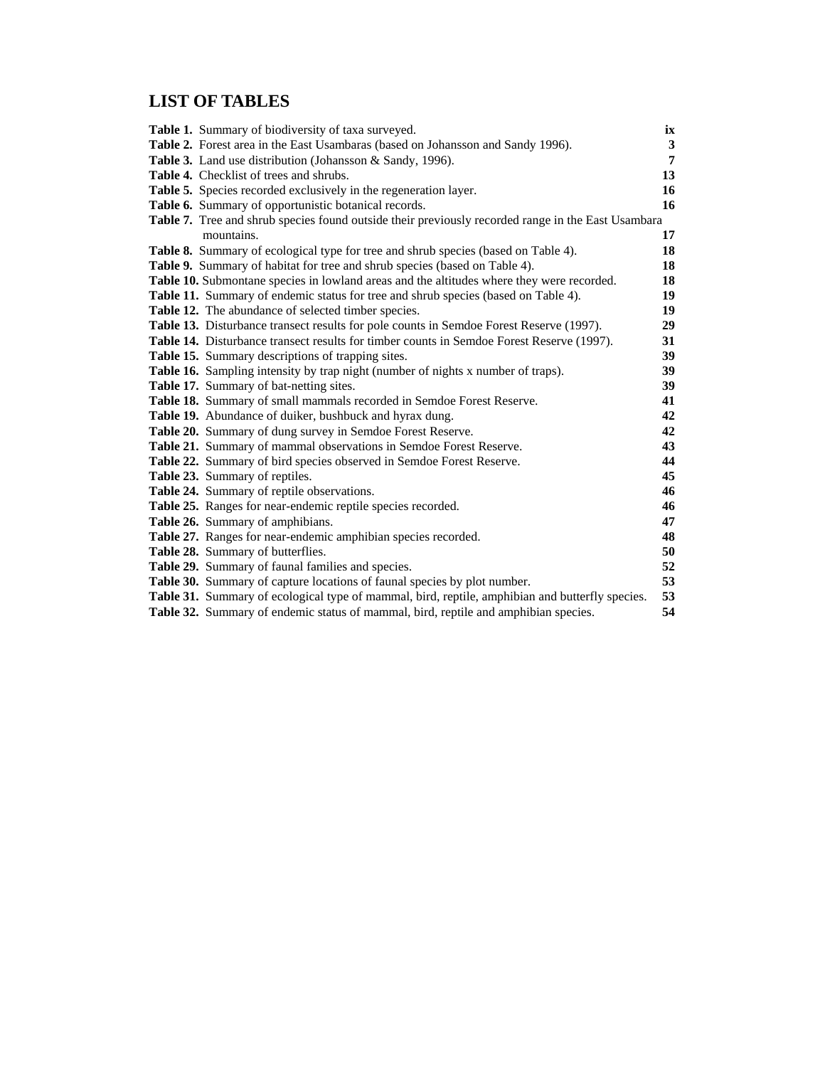# LIST OF TABLES

| | |
|---|---|
| **Table 1.** Summary of biodiversity of taxa surveyed. | **ix** |
| **Table 2.** Forest area in the East Usambaras (based on Johansson and Sandy 1996). | **3** |
| **Table 3.** Land use distribution (Johansson & Sandy, 1996). | **7** |
| **Table 4.** Checklist of trees and shrubs. | **13** |
| **Table 5.** Species recorded exclusively in the regeneration layer. | **16** |
| **Table 6.** Summary of opportunistic botanical records. | **16** |
| **Table 7.** Tree and shrub species found outside their previously recorded range in the East Usambara mountains. | **17** |
| **Table 8.** Summary of ecological type for tree and shrub species (based on Table 4). | **18** |
| **Table 9.** Summary of habitat for tree and shrub species (based on Table 4). | **18** |
| **Table 10.** Submontane species in lowland areas and the altitudes where they were recorded. | **18** |
| **Table 11.** Summary of endemic status for tree and shrub species (based on Table 4). | **19** |
| **Table 12.** The abundance of selected timber species. | **19** |
| **Table 13.** Disturbance transect results for pole counts in Semdoe Forest Reserve (1997). | **29** |
| **Table 14.** Disturbance transect results for timber counts in Semdoe Forest Reserve (1997). | **31** |
| **Table 15.** Summary descriptions of trapping sites. | **39** |
| **Table 16.** Sampling intensity by trap night (number of nights x number of traps). | **39** |
| **Table 17.** Summary of bat-netting sites. | **39** |
| **Table 18.** Summary of small mammals recorded in Semdoe Forest Reserve. | **41** |
| **Table 19.** Abundance of duiker, bushbuck and hyrax dung. | **42** |
| **Table 20.** Summary of dung survey in Semdoe Forest Reserve. | **42** |
| **Table 21.** Summary of mammal observations in Semdoe Forest Reserve. | **43** |
| **Table 22.** Summary of bird species observed in Semdoe Forest Reserve. | **44** |
| **Table 23.** Summary of reptiles. | **45** |
| **Table 24.** Summary of reptile observations. | **46** |
| **Table 25.** Ranges for near-endemic reptile species recorded. | **46** |
| **Table 26.** Summary of amphibians. | **47** |
| **Table 27.** Ranges for near-endemic amphibian species recorded. | **48** |
| **Table 28.** Summary of butterflies. | **50** |
| **Table 29.** Summary of faunal families and species. | **52** |
| **Table 30.** Summary of capture locations of faunal species by plot number. | **53** |
| **Table 31.** Summary of ecological type of mammal, bird, reptile, amphibian and butterfly species. | **53** |
| **Table 32.** Summary of endemic status of mammal, bird, reptile and amphibian species. | **54** |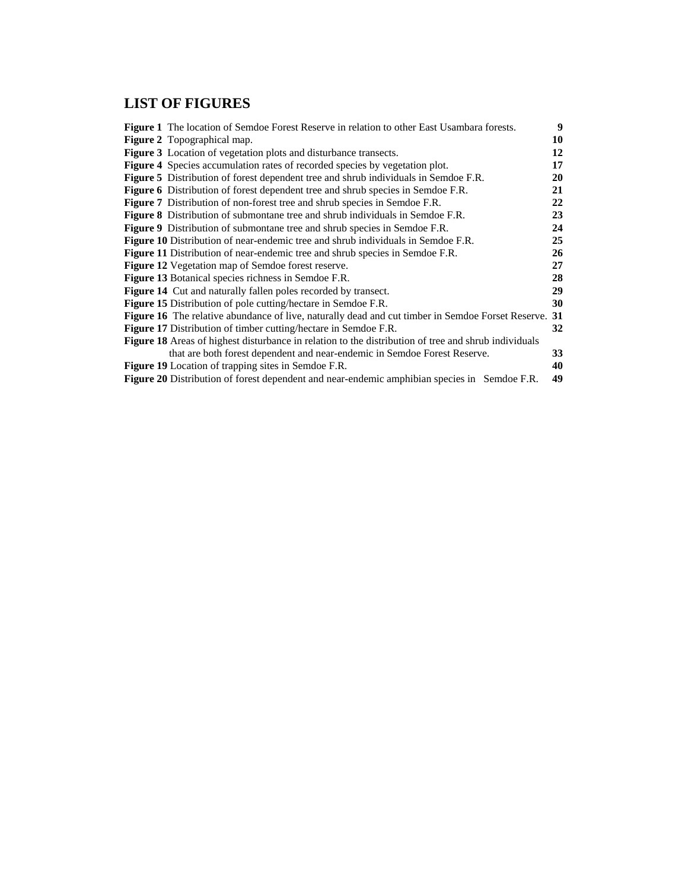# LIST OF FIGURES

| | |
|---|---|
| **Figure 1** The location of Semdoe Forest Reserve in relation to other East Usambara forests. | **9** |
| **Figure 2** Topographical map. | **10** |
| **Figure 3** Location of vegetation plots and disturbance transects. | **12** |
| **Figure 4** Species accumulation rates of recorded species by vegetation plot. | **17** |
| **Figure 5** Distribution of forest dependent tree and shrub individuals in Semdoe F.R. | **20** |
| **Figure 6** Distribution of forest dependent tree and shrub species in Semdoe F.R. | **21** |
| **Figure 7** Distribution of non-forest tree and shrub species in Semdoe F.R. | **22** |
| **Figure 8** Distribution of submontane tree and shrub individuals in Semdoe F.R. | **23** |
| **Figure 9** Distribution of submontane tree and shrub species in Semdoe F.R. | **24** |
| **Figure 10** Distribution of near-endemic tree and shrub individuals in Semdoe F.R. | **25** |
| **Figure 11** Distribution of near-endemic tree and shrub species in Semdoe F.R. | **26** |
| **Figure 12** Vegetation map of Semdoe forest reserve. | **27** |
| **Figure 13** Botanical species richness in Semdoe F.R. | **28** |
| **Figure 14** Cut and naturally fallen poles recorded by transect. | **29** |
| **Figure 15** Distribution of pole cutting/hectare in Semdoe F.R. | **30** |
| **Figure 16** The relative abundance of live, naturally dead and cut timber in Semdoe Forset Reserve. | **31** |
| **Figure 17** Distribution of timber cutting/hectare in Semdoe F.R. | **32** |
| **Figure 18** Areas of highest disturbance in relation to the distribution of tree and shrub individuals that are both forest dependent and near-endemic in Semdoe Forest Reserve. | **33** |
| **Figure 19** Location of trapping sites in Semdoe F.R. | **40** |
| **Figure 20** Distribution of forest dependent and near-endemic amphibian species in Semdoe F.R. | **49** |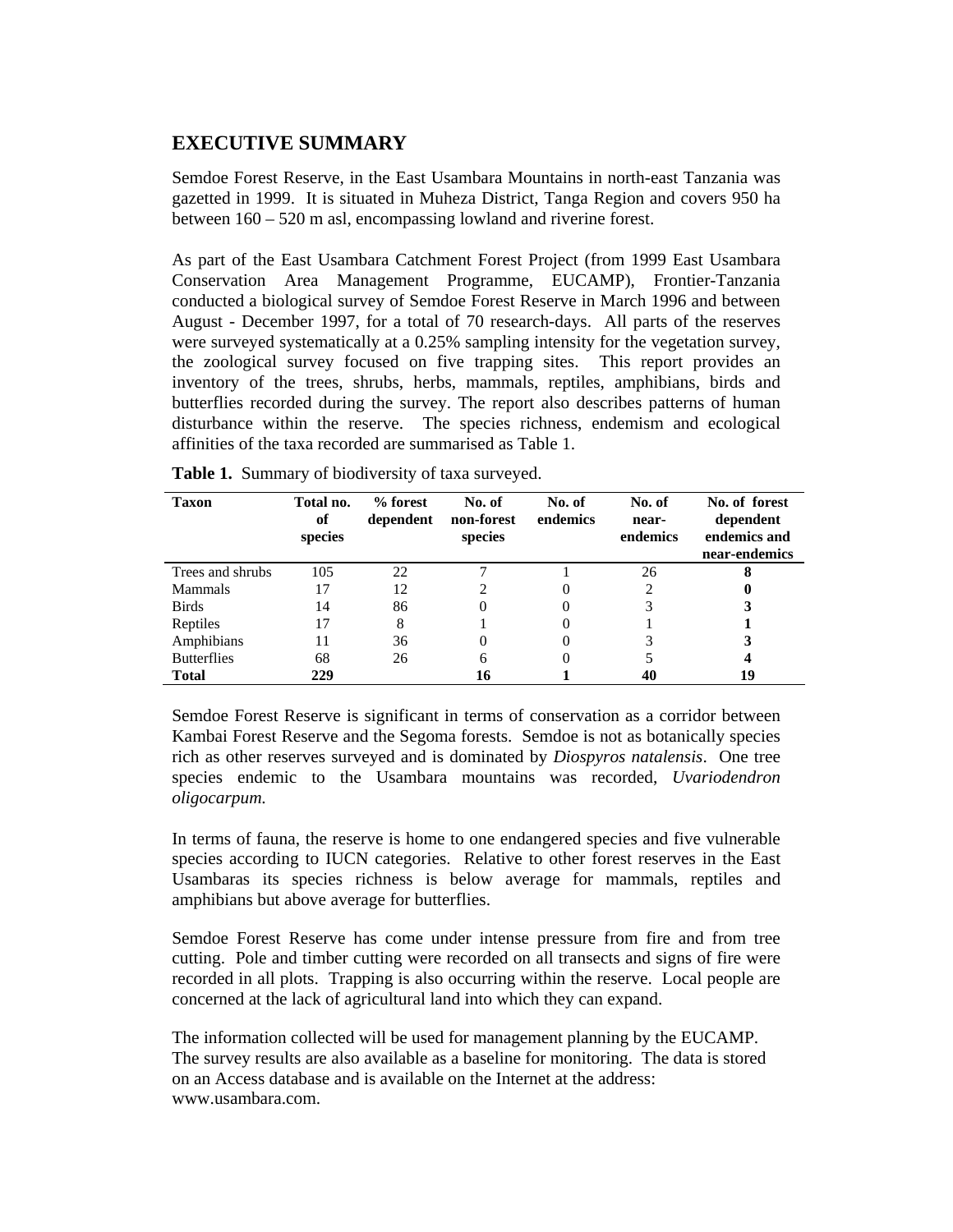# EXECUTIVE SUMMARY

Semdoe Forest Reserve, in the East Usambara Mountains in north-east Tanzania was gazetted in 1999. It is situated in Muheza District, Tanga Region and covers 950 ha between 160 – 520 m asl, encompassing lowland and riverine forest.

As part of the East Usambara Catchment Forest Project (from 1999 East Usambara Conservation Area Management Programme, EUCAMP), Frontier-Tanzania conducted a biological survey of Semdoe Forest Reserve in March 1996 and between August - December 1997, for a total of 70 research-days. All parts of the reserves were surveyed systematically at a 0.25% sampling intensity for the vegetation survey, the zoological survey focused on five trapping sites. This report provides an inventory of the trees, shrubs, herbs, mammals, reptiles, amphibians, birds and butterflies recorded during the survey. The report also describes patterns of human disturbance within the reserve. The species richness, endemism and ecological affinities of the taxa recorded are summarised as Table 1.

**Table 1.** Summary of biodiversity of taxa surveyed.

| Taxon | Total no. of species | % forest dependent | No. of non-forest species | No. of endemics | No. of near-endemics | No. of forest dependent endemics and near-endemics |
|---|---|---|---|---|---|---|
| Trees and shrubs | 105 | 22 | 7 | 1 | 26 | **8** |
| Mammals | 17 | 12 | 2 | 0 | 2 | **0** |
| Birds | 14 | 86 | 0 | 0 | 3 | **3** |
| Reptiles | 17 | 8 | 1 | 0 | 1 | **1** |
| Amphibians | 11 | 36 | 0 | 0 | 3 | **3** |
| Butterflies | 68 | 26 | 6 | 0 | 5 | **4** |
| **Total** | **229** | | **16** | **1** | **40** | **19** |

Semdoe Forest Reserve is significant in terms of conservation as a corridor between Kambai Forest Reserve and the Segoma forests. Semdoe is not as botanically species rich as other reserves surveyed and is dominated by *Diospyros natalensis*. One tree species endemic to the Usambara mountains was recorded, *Uvariodendron oligocarpum.*

In terms of fauna, the reserve is home to one endangered species and five vulnerable species according to IUCN categories. Relative to other forest reserves in the East Usambaras its species richness is below average for mammals, reptiles and amphibians but above average for butterflies.

Semdoe Forest Reserve has come under intense pressure from fire and from tree cutting. Pole and timber cutting were recorded on all transects and signs of fire were recorded in all plots. Trapping is also occurring within the reserve. Local people are concerned at the lack of agricultural land into which they can expand.

The information collected will be used for management planning by the EUCAMP. The survey results are also available as a baseline for monitoring. The data is stored on an Access database and is available on the Internet at the address: www.usambara.com.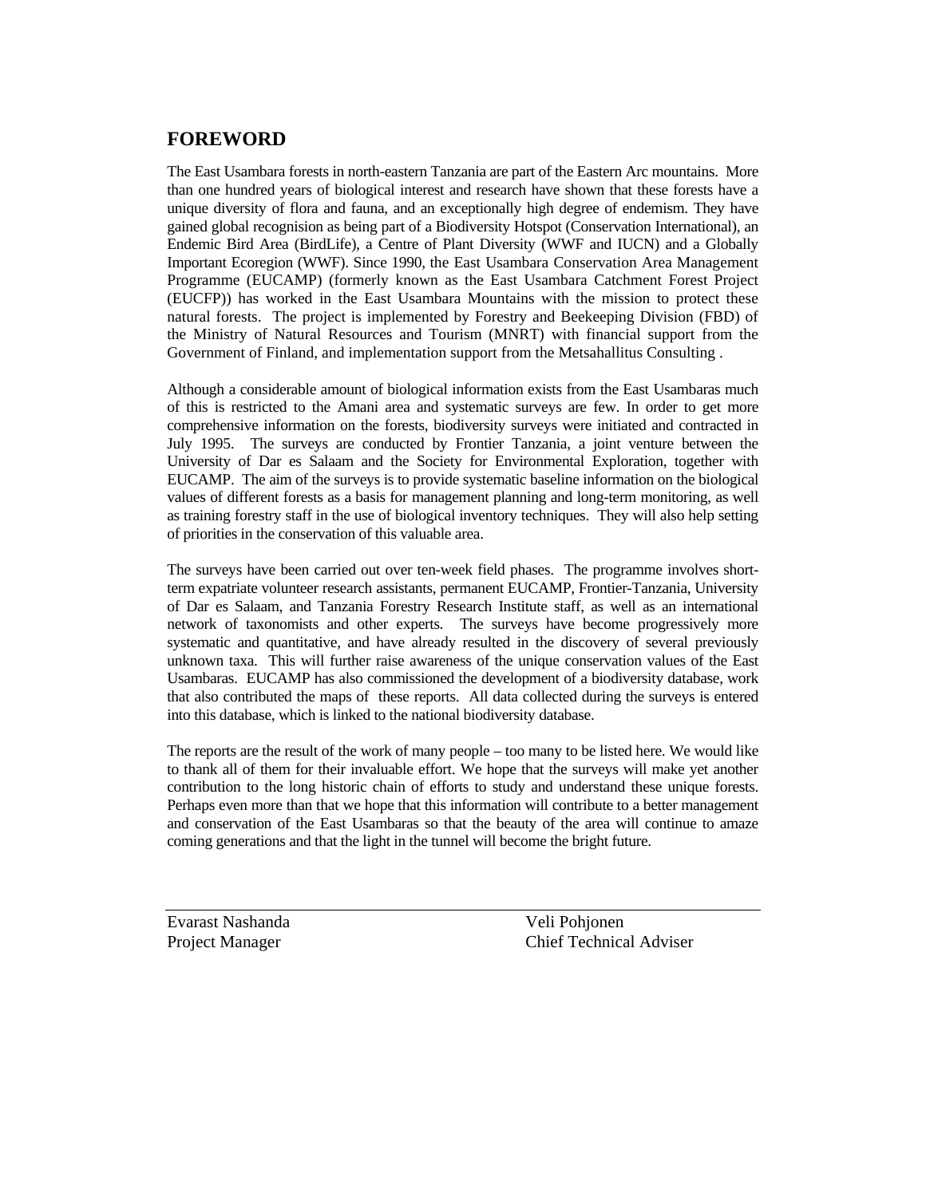## FOREWORD

The East Usambara forests in north-eastern Tanzania are part of the Eastern Arc mountains. More than one hundred years of biological interest and research have shown that these forests have a unique diversity of flora and fauna, and an exceptionally high degree of endemism. They have gained global recognision as being part of a Biodiversity Hotspot (Conservation International), an Endemic Bird Area (BirdLife), a Centre of Plant Diversity (WWF and IUCN) and a Globally Important Ecoregion (WWF). Since 1990, the East Usambara Conservation Area Management Programme (EUCAMP) (formerly known as the East Usambara Catchment Forest Project (EUCFP)) has worked in the East Usambara Mountains with the mission to protect these natural forests. The project is implemented by Forestry and Beekeeping Division (FBD) of the Ministry of Natural Resources and Tourism (MNRT) with financial support from the Government of Finland, and implementation support from the Metsahallitus Consulting .

Although a considerable amount of biological information exists from the East Usambaras much of this is restricted to the Amani area and systematic surveys are few. In order to get more comprehensive information on the forests, biodiversity surveys were initiated and contracted in July 1995. The surveys are conducted by Frontier Tanzania, a joint venture between the University of Dar es Salaam and the Society for Environmental Exploration, together with EUCAMP. The aim of the surveys is to provide systematic baseline information on the biological values of different forests as a basis for management planning and long-term monitoring, as well as training forestry staff in the use of biological inventory techniques. They will also help setting of priorities in the conservation of this valuable area.

The surveys have been carried out over ten-week field phases. The programme involves short-term expatriate volunteer research assistants, permanent EUCAMP, Frontier-Tanzania, University of Dar es Salaam, and Tanzania Forestry Research Institute staff, as well as an international network of taxonomists and other experts. The surveys have become progressively more systematic and quantitative, and have already resulted in the discovery of several previously unknown taxa. This will further raise awareness of the unique conservation values of the East Usambaras. EUCAMP has also commissioned the development of a biodiversity database, work that also contributed the maps of these reports. All data collected during the surveys is entered into this database, which is linked to the national biodiversity database.

The reports are the result of the work of many people – too many to be listed here. We would like to thank all of them for their invaluable effort. We hope that the surveys will make yet another contribution to the long historic chain of efforts to study and understand these unique forests. Perhaps even more than that we hope that this information will contribute to a better management and conservation of the East Usambaras so that the beauty of the area will continue to amaze coming generations and that the light in the tunnel will become the bright future.

| Evarast Nashanda | Veli Pohjonen |
|---|---|
| Project Manager | Chief Technical Adviser |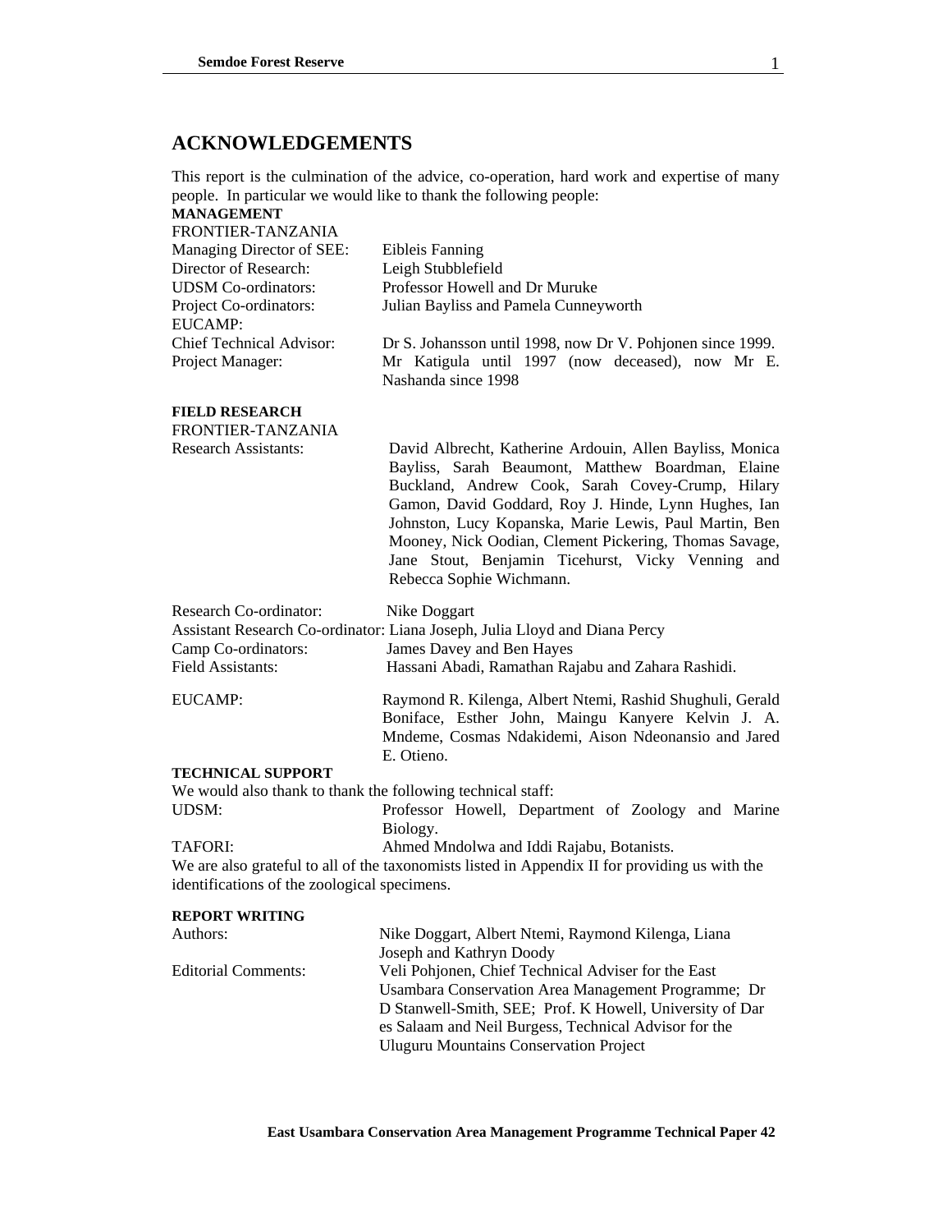## ACKNOWLEDGEMENTS

This report is the culmination of the advice, co-operation, hard work and expertise of many people. In particular we would like to thank the following people:

**MANAGEMENT**

FRONTIER-TANZANIA

| | |
|---|---|
| Managing Director of SEE: | Eibleis Fanning |
| Director of Research: | Leigh Stubblefield |
| UDSM Co-ordinators: | Professor Howell and Dr Muruke |
| Project Co-ordinators: | Julian Bayliss and Pamela Cunneyworth |

EUCAMP:

| | |
|---|---|
| Chief Technical Advisor: | Dr S. Johansson until 1998, now Dr V. Pohjonen since 1999. |
| Project Manager: | Mr Katigula until 1997 (now deceased), now Mr E. Nashanda since 1998 |

**FIELD RESEARCH**

FRONTIER-TANZANIA

| | |
|---|---|
| Research Assistants: | David Albrecht, Katherine Ardouin, Allen Bayliss, Monica Bayliss, Sarah Beaumont, Matthew Boardman, Elaine Buckland, Andrew Cook, Sarah Covey-Crump, Hilary Gamon, David Goddard, Roy J. Hinde, Lynn Hughes, Ian Johnston, Lucy Kopanska, Marie Lewis, Paul Martin, Ben Mooney, Nick Oodian, Clement Pickering, Thomas Savage, Jane Stout, Benjamin Ticehurst, Vicky Venning and Rebecca Sophie Wichmann. |
| Research Co-ordinator: | Nike Doggart |
| Assistant Research Co-ordinator: | Liana Joseph, Julia Lloyd and Diana Percy |
| Camp Co-ordinators: | James Davey and Ben Hayes |
| Field Assistants: | Hassani Abadi, Ramathan Rajabu and Zahara Rashidi. |
| EUCAMP: | Raymond R. Kilenga, Albert Ntemi, Rashid Shughuli, Gerald Boniface, Esther John, Maingu Kanyere Kelvin J. A. Mndeme, Cosmas Ndakidemi, Aison Ndeonansio and Jared E. Otieno. |

**TECHNICAL SUPPORT**

We would also thank to thank the following technical staff:

| | |
|---|---|
| UDSM: | Professor Howell, Department of Zoology and Marine Biology. |
| TAFORI: | Ahmed Mndolwa and Iddi Rajabu, Botanists. |

We are also grateful to all of the taxonomists listed in Appendix II for providing us with the identifications of the zoological specimens.

**REPORT WRITING**

| | |
|---|---|
| Authors: | Nike Doggart, Albert Ntemi, Raymond Kilenga, Liana Joseph and Kathryn Doody |
| Editorial Comments: | Veli Pohjonen, Chief Technical Adviser for the East Usambara Conservation Area Management Programme; Dr D Stanwell-Smith, SEE; Prof. K Howell, University of Dar es Salaam and Neil Burgess, Technical Advisor for the Uluguru Mountains Conservation Project |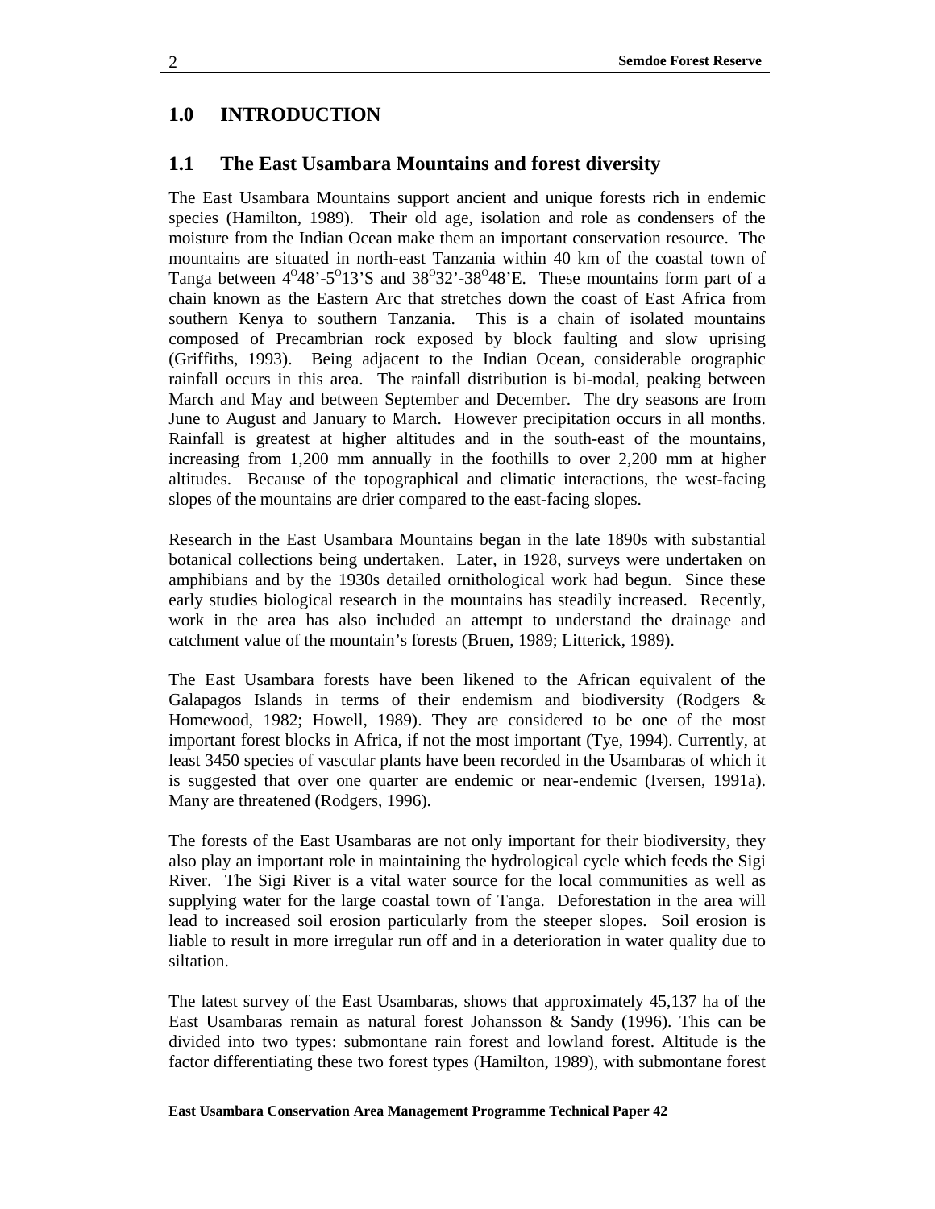# 1.0 INTRODUCTION

## 1.1 The East Usambara Mountains and forest diversity

The East Usambara Mountains support ancient and unique forests rich in endemic species (Hamilton, 1989). Their old age, isolation and role as condensers of the moisture from the Indian Ocean make them an important conservation resource. The mountains are situated in north-east Tanzania within 40 km of the coastal town of Tanga between $4^{O}48'$-$5^{O}13'$S and $38^{O}32'$-$38^{O}48'$E. These mountains form part of a chain known as the Eastern Arc that stretches down the coast of East Africa from southern Kenya to southern Tanzania. This is a chain of isolated mountains composed of Precambrian rock exposed by block faulting and slow uprising (Griffiths, 1993). Being adjacent to the Indian Ocean, considerable orographic rainfall occurs in this area. The rainfall distribution is bi-modal, peaking between March and May and between September and December. The dry seasons are from June to August and January to March. However precipitation occurs in all months. Rainfall is greatest at higher altitudes and in the south-east of the mountains, increasing from 1,200 mm annually in the foothills to over 2,200 mm at higher altitudes. Because of the topographical and climatic interactions, the west-facing slopes of the mountains are drier compared to the east-facing slopes.

Research in the East Usambara Mountains began in the late 1890s with substantial botanical collections being undertaken. Later, in 1928, surveys were undertaken on amphibians and by the 1930s detailed ornithological work had begun. Since these early studies biological research in the mountains has steadily increased. Recently, work in the area has also included an attempt to understand the drainage and catchment value of the mountain's forests (Bruen, 1989; Litterick, 1989).

The East Usambara forests have been likened to the African equivalent of the Galapagos Islands in terms of their endemism and biodiversity (Rodgers & Homewood, 1982; Howell, 1989). They are considered to be one of the most important forest blocks in Africa, if not the most important (Tye, 1994). Currently, at least 3450 species of vascular plants have been recorded in the Usambaras of which it is suggested that over one quarter are endemic or near-endemic (Iversen, 1991a). Many are threatened (Rodgers, 1996).

The forests of the East Usambaras are not only important for their biodiversity, they also play an important role in maintaining the hydrological cycle which feeds the Sigi River. The Sigi River is a vital water source for the local communities as well as supplying water for the large coastal town of Tanga. Deforestation in the area will lead to increased soil erosion particularly from the steeper slopes. Soil erosion is liable to result in more irregular run off and in a deterioration in water quality due to siltation.

The latest survey of the East Usambaras, shows that approximately 45,137 ha of the East Usambaras remain as natural forest Johansson & Sandy (1996). This can be divided into two types: submontane rain forest and lowland forest. Altitude is the factor differentiating these two forest types (Hamilton, 1989), with submontane forest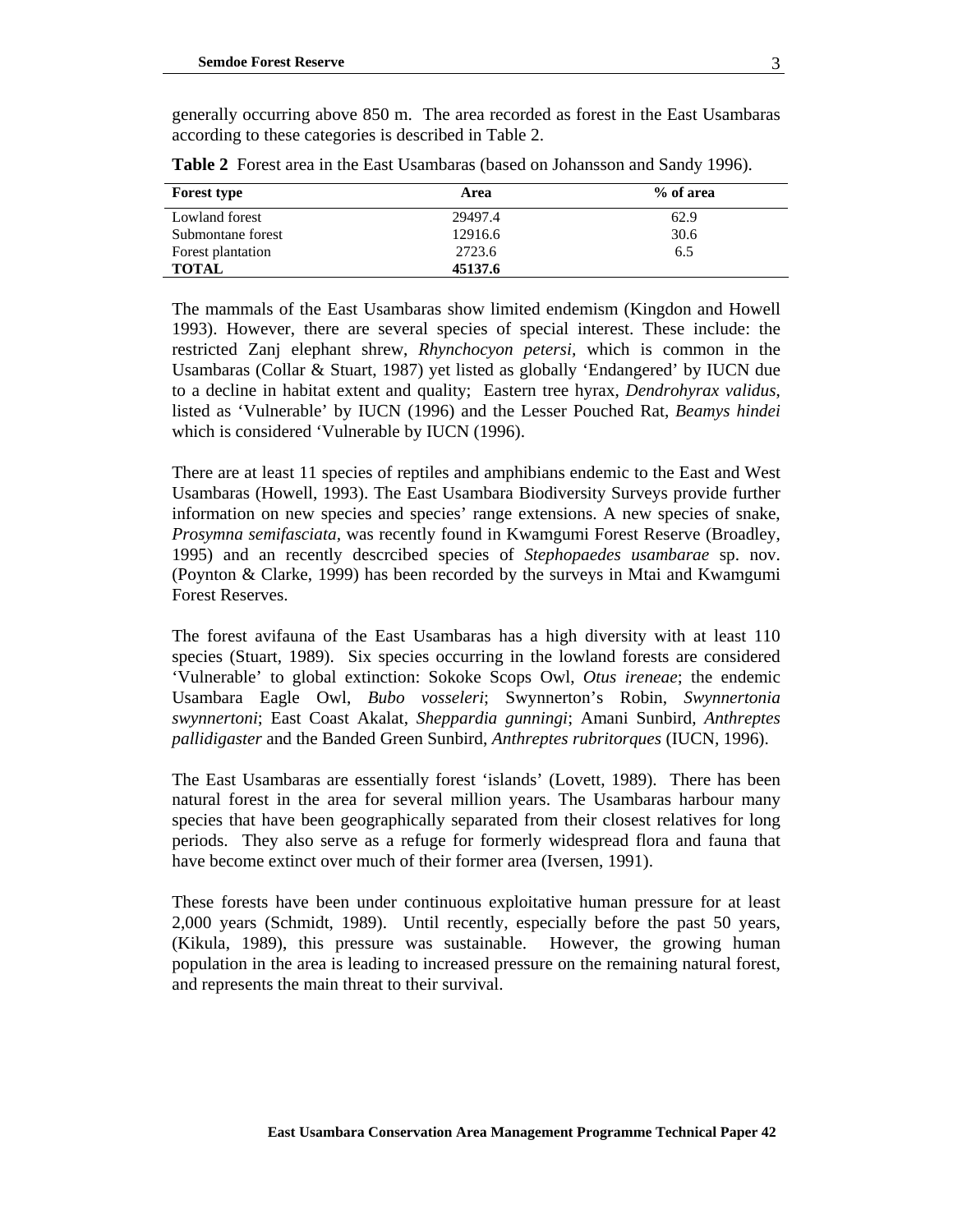generally occurring above 850 m. The area recorded as forest in the East Usambaras according to these categories is described in Table 2.

**Table 2** Forest area in the East Usambaras (based on Johansson and Sandy 1996).

| Forest type | Area | % of area |
|---|---|---|
| Lowland forest | 29497.4 | 62.9 |
| Submontane forest | 12916.6 | 30.6 |
| Forest plantation | 2723.6 | 6.5 |
| **TOTAL** | **45137.6** | |

The mammals of the East Usambaras show limited endemism (Kingdon and Howell 1993). However, there are several species of special interest. These include: the restricted Zanj elephant shrew, *Rhynchocyon petersi*, which is common in the Usambaras (Collar & Stuart, 1987) yet listed as globally 'Endangered' by IUCN due to a decline in habitat extent and quality; Eastern tree hyrax, *Dendrohyrax validus*, listed as 'Vulnerable' by IUCN (1996) and the Lesser Pouched Rat, *Beamys hindei* which is considered 'Vulnerable by IUCN (1996).

There are at least 11 species of reptiles and amphibians endemic to the East and West Usambaras (Howell, 1993). The East Usambara Biodiversity Surveys provide further information on new species and species' range extensions. A new species of snake, *Prosymna semifasciata*, was recently found in Kwamgumi Forest Reserve (Broadley, 1995) and an recently descrcibed species of *Stephopaedes usambarae* sp. nov. (Poynton & Clarke, 1999) has been recorded by the surveys in Mtai and Kwamgumi Forest Reserves.

The forest avifauna of the East Usambaras has a high diversity with at least 110 species (Stuart, 1989). Six species occurring in the lowland forests are considered 'Vulnerable' to global extinction: Sokoke Scops Owl, *Otus ireneae*; the endemic Usambara Eagle Owl, *Bubo vosseleri*; Swynnerton's Robin, *Swynnertonia swynnertoni*; East Coast Akalat, *Sheppardia gunningi*; Amani Sunbird, *Anthreptes pallidigaster* and the Banded Green Sunbird, *Anthreptes rubritorques* (IUCN, 1996).

The East Usambaras are essentially forest 'islands' (Lovett, 1989). There has been natural forest in the area for several million years. The Usambaras harbour many species that have been geographically separated from their closest relatives for long periods. They also serve as a refuge for formerly widespread flora and fauna that have become extinct over much of their former area (Iversen, 1991).

These forests have been under continuous exploitative human pressure for at least 2,000 years (Schmidt, 1989). Until recently, especially before the past 50 years, (Kikula, 1989), this pressure was sustainable. However, the growing human population in the area is leading to increased pressure on the remaining natural forest, and represents the main threat to their survival.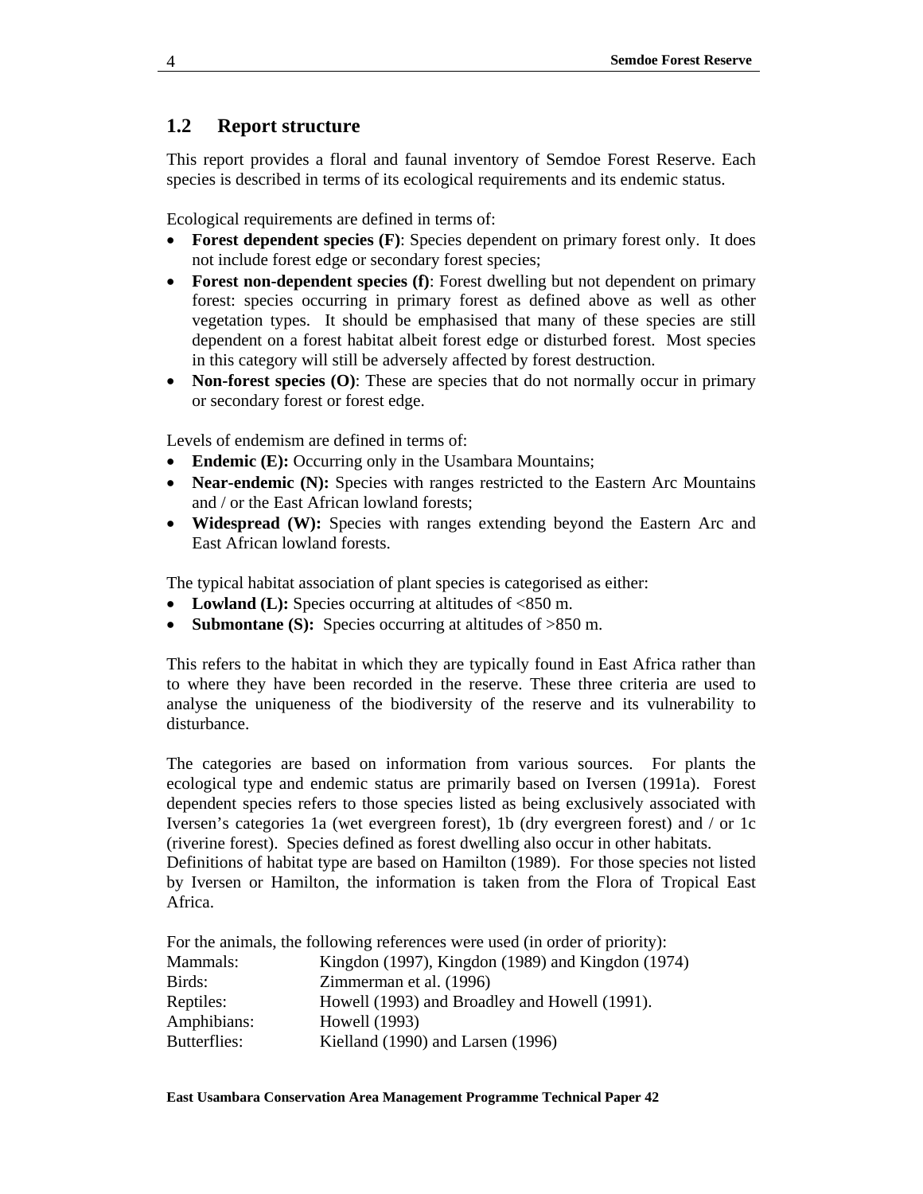## 1.2 Report structure

This report provides a floral and faunal inventory of Semdoe Forest Reserve. Each species is described in terms of its ecological requirements and its endemic status.

Ecological requirements are defined in terms of:

- **Forest dependent species (F)**: Species dependent on primary forest only. It does not include forest edge or secondary forest species;
- **Forest non-dependent species (f)**: Forest dwelling but not dependent on primary forest: species occurring in primary forest as defined above as well as other vegetation types. It should be emphasised that many of these species are still dependent on a forest habitat albeit forest edge or disturbed forest. Most species in this category will still be adversely affected by forest destruction.
- **Non-forest species (O)**: These are species that do not normally occur in primary or secondary forest or forest edge.

Levels of endemism are defined in terms of:

- **Endemic (E):** Occurring only in the Usambara Mountains;
- **Near-endemic (N):** Species with ranges restricted to the Eastern Arc Mountains and / or the East African lowland forests;
- **Widespread (W):** Species with ranges extending beyond the Eastern Arc and East African lowland forests.

The typical habitat association of plant species is categorised as either:

- **Lowland (L):** Species occurring at altitudes of <850 m.
- **Submontane (S):** Species occurring at altitudes of >850 m.

This refers to the habitat in which they are typically found in East Africa rather than to where they have been recorded in the reserve. These three criteria are used to analyse the uniqueness of the biodiversity of the reserve and its vulnerability to disturbance.

The categories are based on information from various sources. For plants the ecological type and endemic status are primarily based on Iversen (1991a). Forest dependent species refers to those species listed as being exclusively associated with Iversen's categories 1a (wet evergreen forest), 1b (dry evergreen forest) and / or 1c (riverine forest). Species defined as forest dwelling also occur in other habitats.
Definitions of habitat type are based on Hamilton (1989). For those species not listed by Iversen or Hamilton, the information is taken from the Flora of Tropical East Africa.

For the animals, the following references were used (in order of priority):

| | |
|---|---|
| Mammals: | Kingdon (1997), Kingdon (1989) and Kingdon (1974) |
| Birds: | Zimmerman et al. (1996) |
| Reptiles: | Howell (1993) and Broadley and Howell (1991). |
| Amphibians: | Howell (1993) |
| Butterflies: | Kielland (1990) and Larsen (1996) |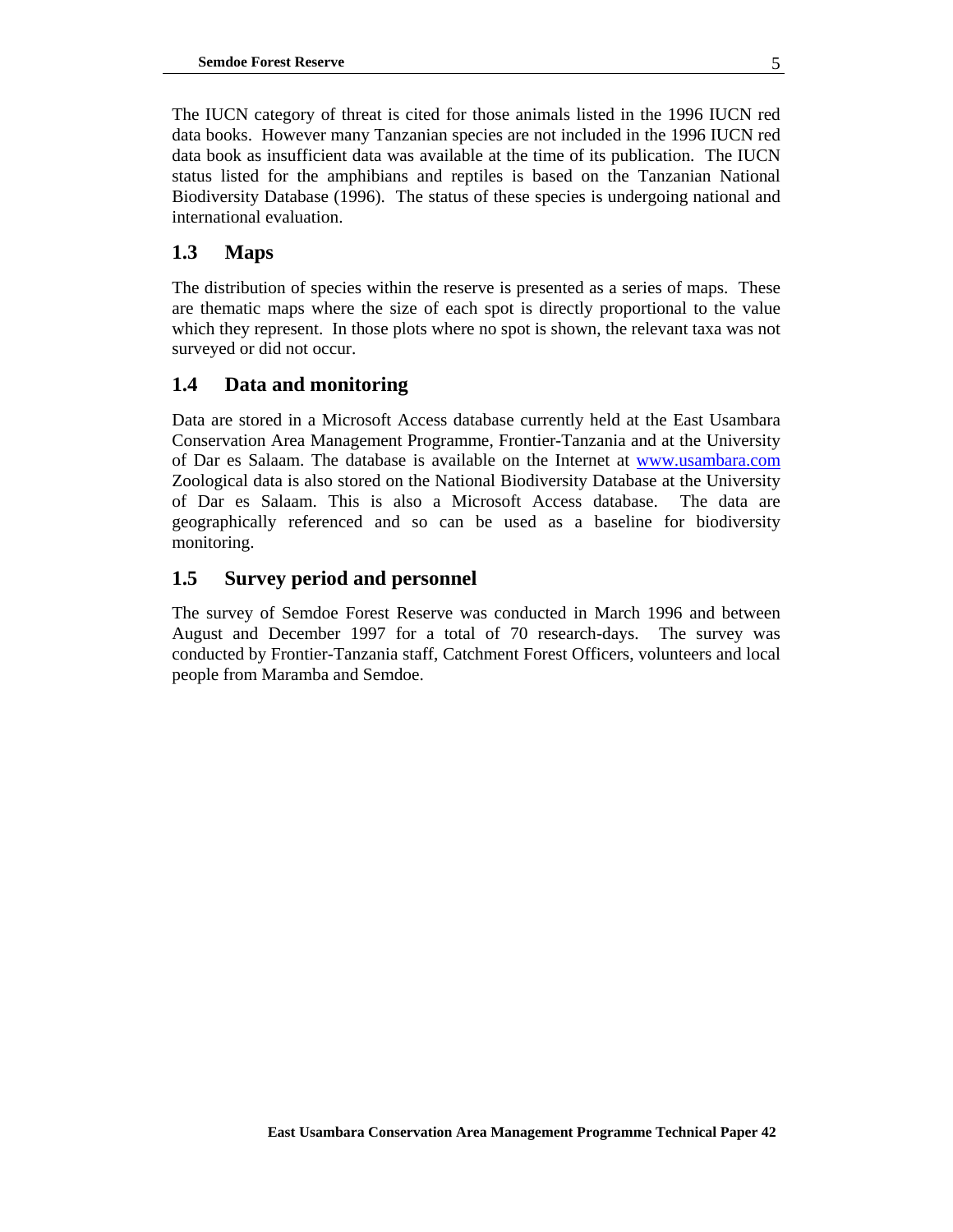The IUCN category of threat is cited for those animals listed in the 1996 IUCN red data books. However many Tanzanian species are not included in the 1996 IUCN red data book as insufficient data was available at the time of its publication. The IUCN status listed for the amphibians and reptiles is based on the Tanzanian National Biodiversity Database (1996). The status of these species is undergoing national and international evaluation.

## 1.3 Maps

The distribution of species within the reserve is presented as a series of maps. These are thematic maps where the size of each spot is directly proportional to the value which they represent. In those plots where no spot is shown, the relevant taxa was not surveyed or did not occur.

## 1.4 Data and monitoring

Data are stored in a Microsoft Access database currently held at the East Usambara Conservation Area Management Programme, Frontier-Tanzania and at the University of Dar es Salaam. The database is available on the Internet at [www.usambara.com](http://www.usambara.com) Zoological data is also stored on the National Biodiversity Database at the University of Dar es Salaam. This is also a Microsoft Access database. The data are geographically referenced and so can be used as a baseline for biodiversity monitoring.

## 1.5 Survey period and personnel

The survey of Semdoe Forest Reserve was conducted in March 1996 and between August and December 1997 for a total of 70 research-days. The survey was conducted by Frontier-Tanzania staff, Catchment Forest Officers, volunteers and local people from Maramba and Semdoe.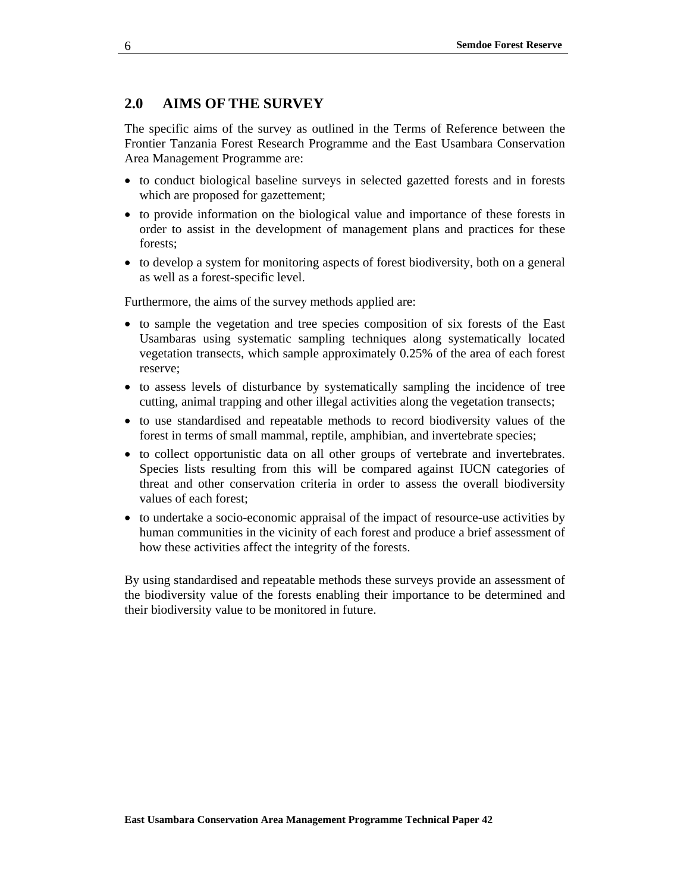## 2.0 AIMS OF THE SURVEY

The specific aims of the survey as outlined in the Terms of Reference between the Frontier Tanzania Forest Research Programme and the East Usambara Conservation Area Management Programme are:

- to conduct biological baseline surveys in selected gazetted forests and in forests which are proposed for gazettement;
- to provide information on the biological value and importance of these forests in order to assist in the development of management plans and practices for these forests;
- to develop a system for monitoring aspects of forest biodiversity, both on a general as well as a forest-specific level.

Furthermore, the aims of the survey methods applied are:

- to sample the vegetation and tree species composition of six forests of the East Usambaras using systematic sampling techniques along systematically located vegetation transects, which sample approximately 0.25% of the area of each forest reserve;
- to assess levels of disturbance by systematically sampling the incidence of tree cutting, animal trapping and other illegal activities along the vegetation transects;
- to use standardised and repeatable methods to record biodiversity values of the forest in terms of small mammal, reptile, amphibian, and invertebrate species;
- to collect opportunistic data on all other groups of vertebrate and invertebrates. Species lists resulting from this will be compared against IUCN categories of threat and other conservation criteria in order to assess the overall biodiversity values of each forest;
- to undertake a socio-economic appraisal of the impact of resource-use activities by human communities in the vicinity of each forest and produce a brief assessment of how these activities affect the integrity of the forests.

By using standardised and repeatable methods these surveys provide an assessment of the biodiversity value of the forests enabling their importance to be determined and their biodiversity value to be monitored in future.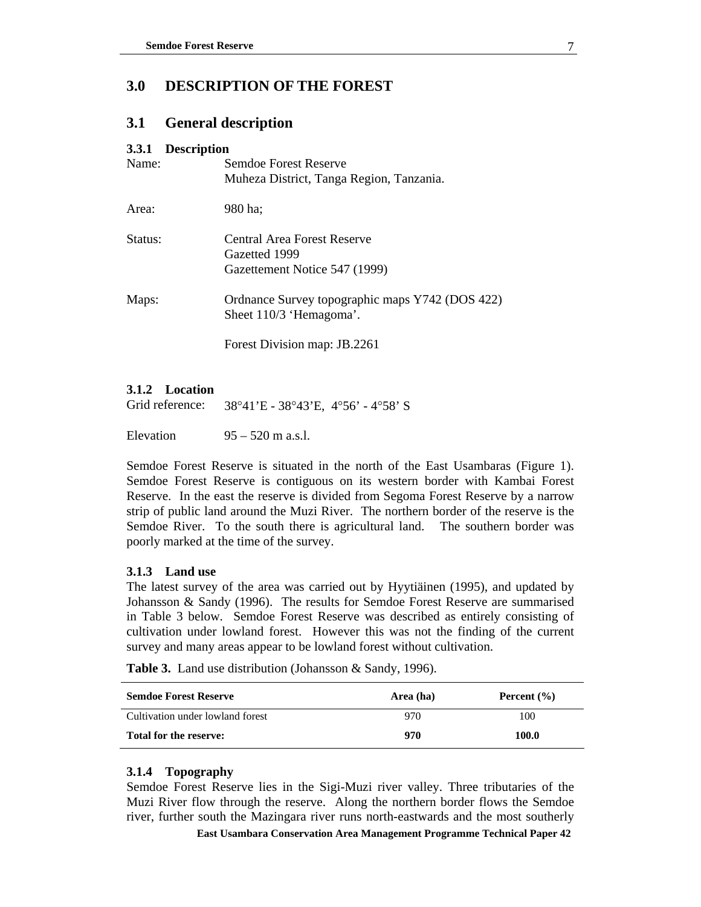# 3.0 DESCRIPTION OF THE FOREST

## 3.1 General description

### 3.3.1 Description

Name: Semdoe Forest Reserve
Muheza District, Tanga Region, Tanzania.

Area: 980 ha;

Status: Central Area Forest Reserve
Gazetted 1999
Gazettement Notice 547 (1999)

Maps: Ordnance Survey topographic maps Y742 (DOS 422)
Sheet 110/3 'Hemagoma'.

Forest Division map: JB.2261

### 3.1.2 Location

Grid reference: 38°41'E - 38°43'E, 4°56' - 4°58' S

Elevation 95 – 520 m a.s.l.

Semdoe Forest Reserve is situated in the north of the East Usambaras (Figure 1). Semdoe Forest Reserve is contiguous on its western border with Kambai Forest Reserve. In the east the reserve is divided from Segoma Forest Reserve by a narrow strip of public land around the Muzi River. The northern border of the reserve is the Semdoe River. To the south there is agricultural land. The southern border was poorly marked at the time of the survey.

### 3.1.3 Land use

The latest survey of the area was carried out by Hyytiäinen (1995), and updated by Johansson & Sandy (1996). The results for Semdoe Forest Reserve are summarised in Table 3 below. Semdoe Forest Reserve was described as entirely consisting of cultivation under lowland forest. However this was not the finding of the current survey and many areas appear to be lowland forest without cultivation.

**Table 3.** Land use distribution (Johansson & Sandy, 1996).

| Semdoe Forest Reserve | Area (ha) | Percent (%) |
|---|---|---|
| Cultivation under lowland forest | 970 | 100 |
| **Total for the reserve:** | **970** | **100.0** |

### 3.1.4 Topography

Semdoe Forest Reserve lies in the Sigi-Muzi river valley. Three tributaries of the Muzi River flow through the reserve. Along the northern border flows the Semdoe river, further south the Mazingara river runs north-eastwards and the most southerly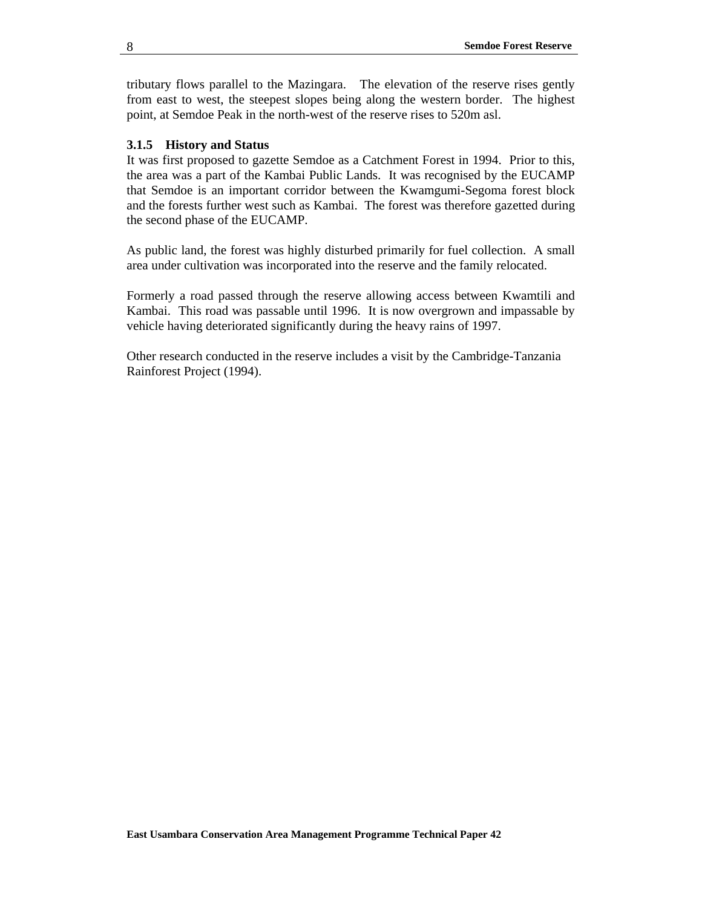tributary flows parallel to the Mazingara. The elevation of the reserve rises gently from east to west, the steepest slopes being along the western border. The highest point, at Semdoe Peak in the north-west of the reserve rises to 520m asl.

### 3.1.5 History and Status

It was first proposed to gazette Semdoe as a Catchment Forest in 1994. Prior to this, the area was a part of the Kambai Public Lands. It was recognised by the EUCAMP that Semdoe is an important corridor between the Kwamgumi-Segoma forest block and the forests further west such as Kambai. The forest was therefore gazetted during the second phase of the EUCAMP.

As public land, the forest was highly disturbed primarily for fuel collection. A small area under cultivation was incorporated into the reserve and the family relocated.

Formerly a road passed through the reserve allowing access between Kwamtili and Kambai. This road was passable until 1996. It is now overgrown and impassable by vehicle having deteriorated significantly during the heavy rains of 1997.

Other research conducted in the reserve includes a visit by the Cambridge-Tanzania Rainforest Project (1994).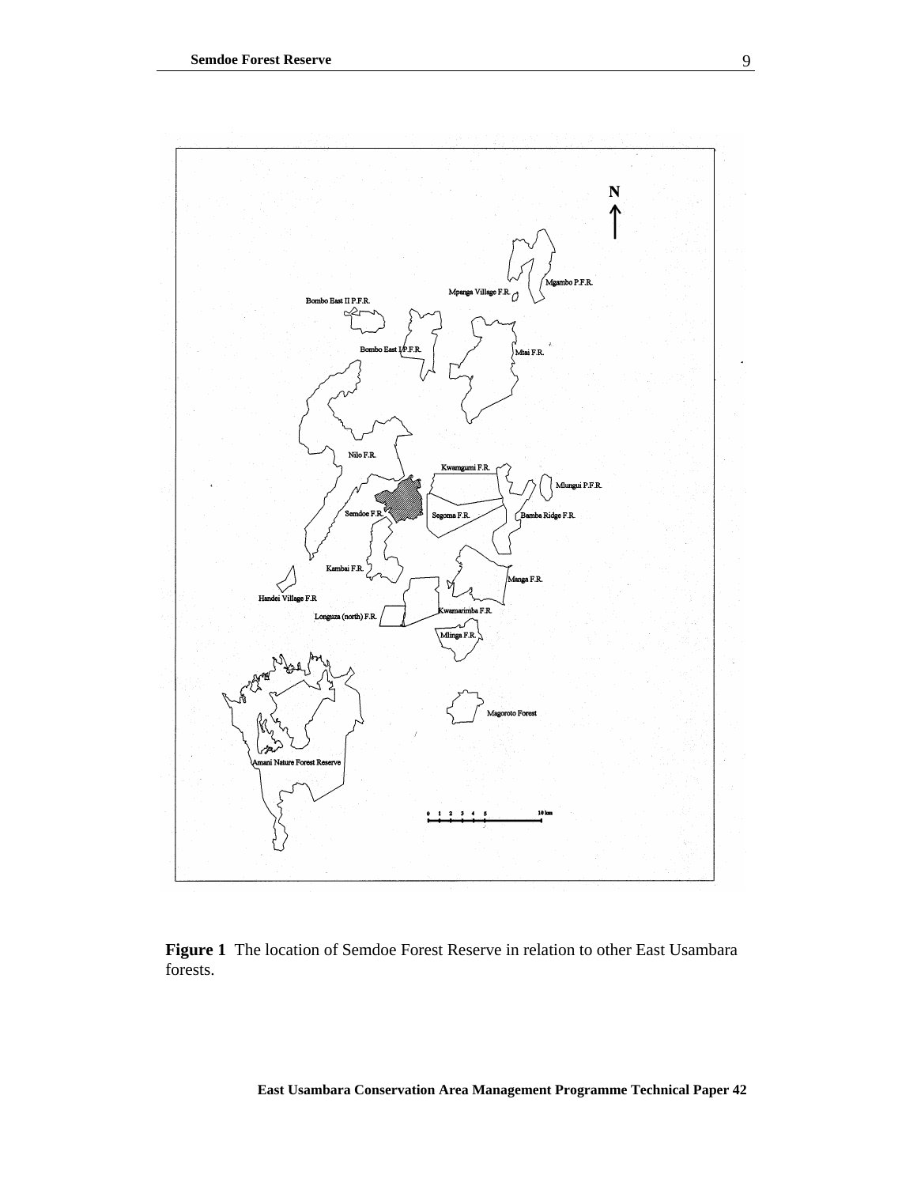**Figure 1** The location of Semdoe Forest Reserve in relation to other East Usambara forests.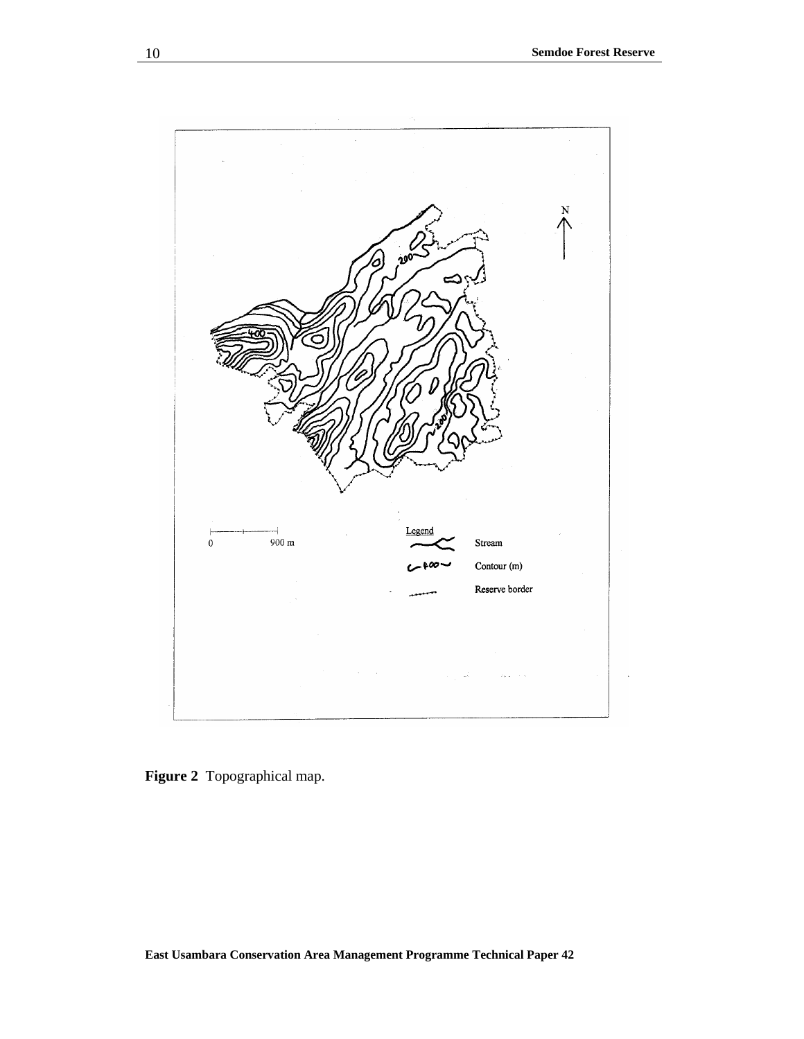**Figure 2** Topographical map.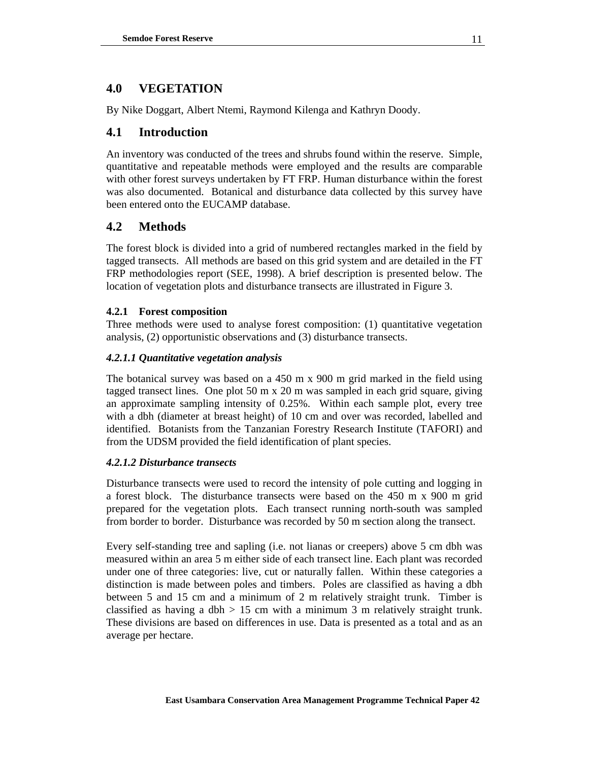## 4.0 VEGETATION

By Nike Doggart, Albert Ntemi, Raymond Kilenga and Kathryn Doody.

## 4.1 Introduction

An inventory was conducted of the trees and shrubs found within the reserve. Simple, quantitative and repeatable methods were employed and the results are comparable with other forest surveys undertaken by FT FRP. Human disturbance within the forest was also documented. Botanical and disturbance data collected by this survey have been entered onto the EUCAMP database.

## 4.2 Methods

The forest block is divided into a grid of numbered rectangles marked in the field by tagged transects. All methods are based on this grid system and are detailed in the FT FRP methodologies report (SEE, 1998). A brief description is presented below. The location of vegetation plots and disturbance transects are illustrated in Figure 3.

### 4.2.1 Forest composition

Three methods were used to analyse forest composition: (1) quantitative vegetation analysis, (2) opportunistic observations and (3) disturbance transects.

#### *4.2.1.1 Quantitative vegetation analysis*

The botanical survey was based on a 450 m x 900 m grid marked in the field using tagged transect lines. One plot 50 m x 20 m was sampled in each grid square, giving an approximate sampling intensity of 0.25%. Within each sample plot, every tree with a dbh (diameter at breast height) of 10 cm and over was recorded, labelled and identified. Botanists from the Tanzanian Forestry Research Institute (TAFORI) and from the UDSM provided the field identification of plant species.

#### *4.2.1.2 Disturbance transects*

Disturbance transects were used to record the intensity of pole cutting and logging in a forest block. The disturbance transects were based on the 450 m x 900 m grid prepared for the vegetation plots. Each transect running north-south was sampled from border to border. Disturbance was recorded by 50 m section along the transect.

Every self-standing tree and sapling (i.e. not lianas or creepers) above 5 cm dbh was measured within an area 5 m either side of each transect line. Each plant was recorded under one of three categories: live, cut or naturally fallen. Within these categories a distinction is made between poles and timbers. Poles are classified as having a dbh between 5 and 15 cm and a minimum of 2 m relatively straight trunk. Timber is classified as having a dbh > 15 cm with a minimum 3 m relatively straight trunk. These divisions are based on differences in use. Data is presented as a total and as an average per hectare.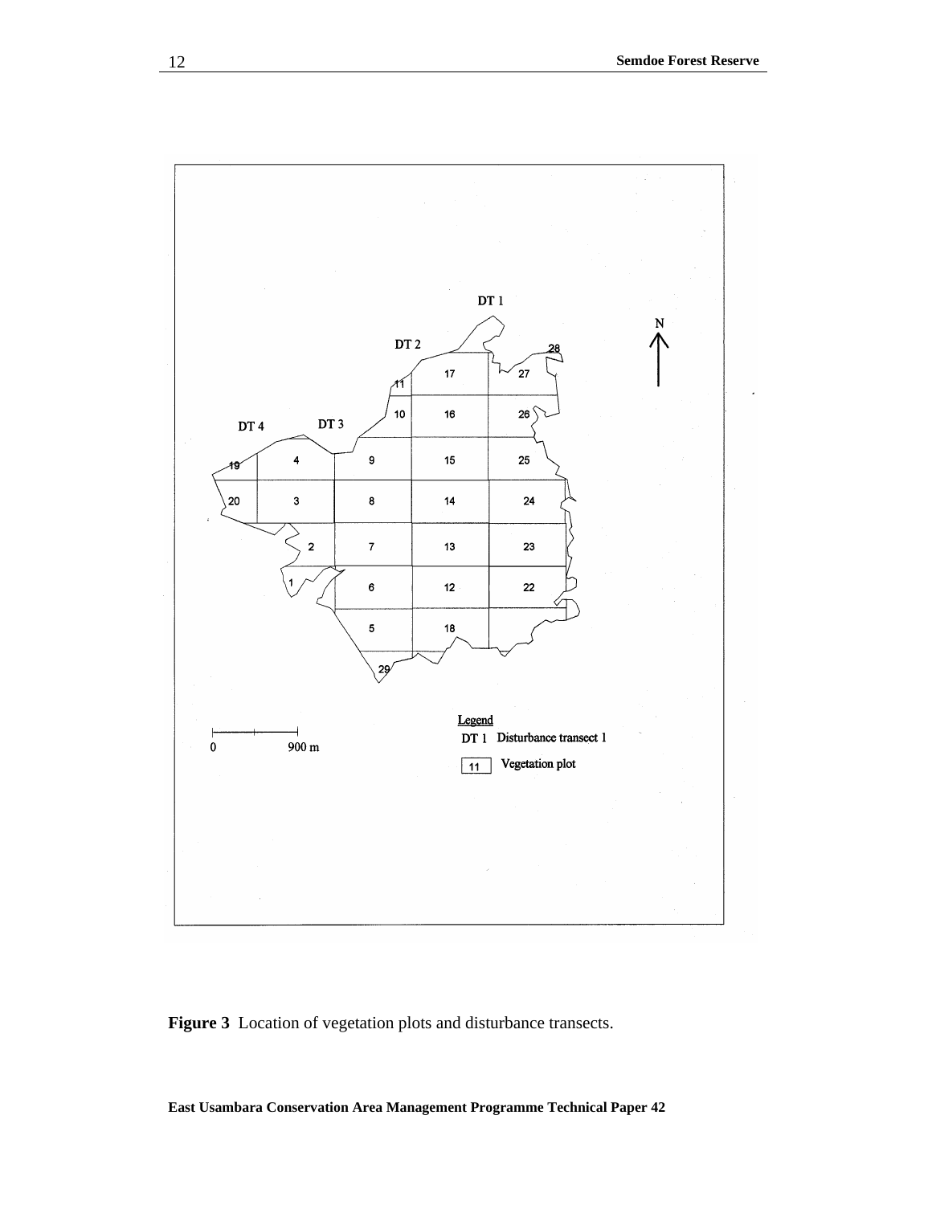**Figure 3** Location of vegetation plots and disturbance transects.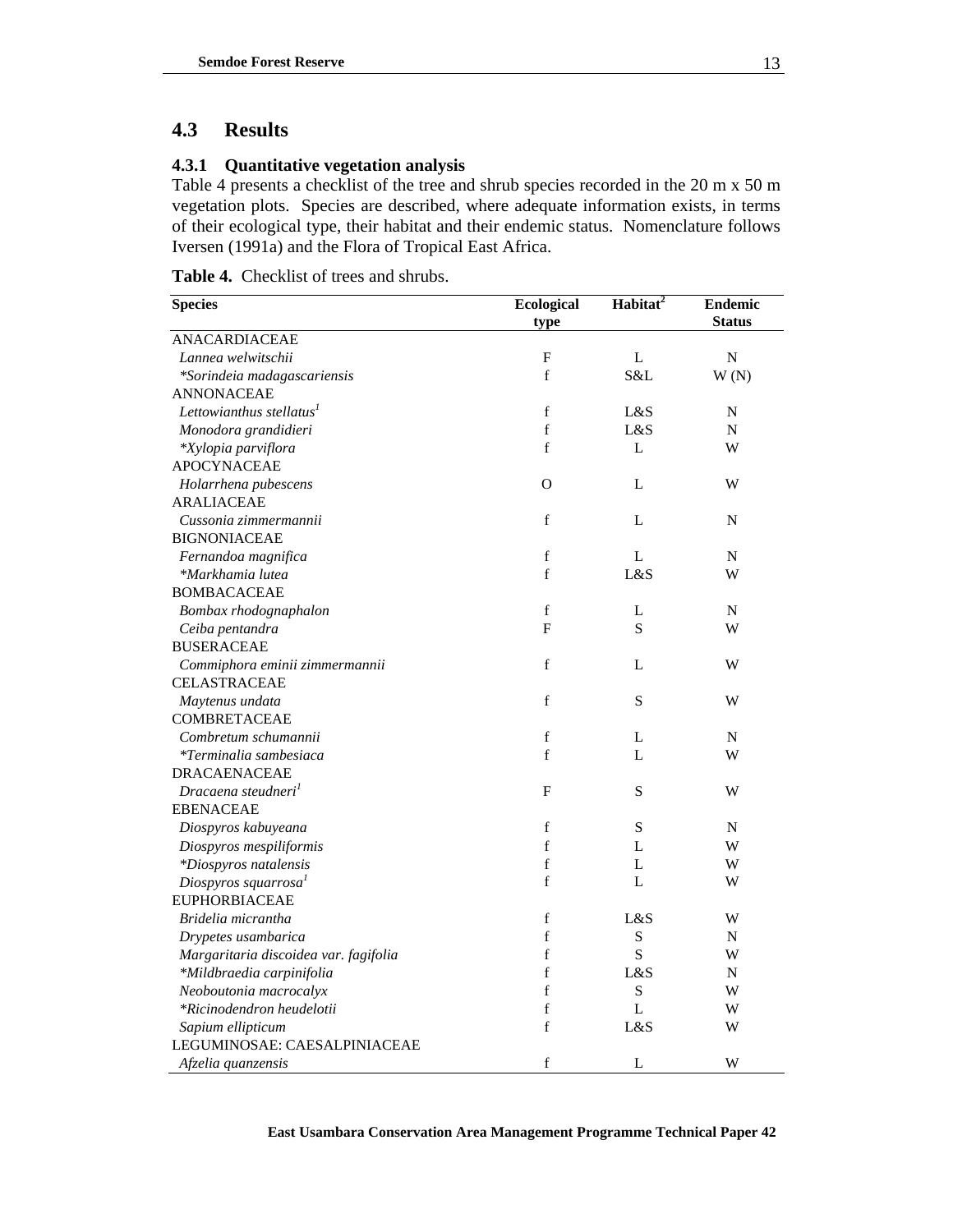## 4.3 Results

### 4.3.1 Quantitative vegetation analysis

Table 4 presents a checklist of the tree and shrub species recorded in the 20 m x 50 m vegetation plots. Species are described, where adequate information exists, in terms of their ecological type, their habitat and their endemic status. Nomenclature follows Iversen (1991a) and the Flora of Tropical East Africa.

**Table 4.** Checklist of trees and shrubs.

| Species | Ecological type | Habitat[2] | Endemic Status |
|---|---|---|---|
| ANACARDIACEAE | | | |
| *Lannea welwitschii* | F | L | N |
| **Sorindeia madagascariensis* | f | S&L | W (N) |
| ANNONACEAE | | | |
| *Lettowianthus stellatus*[1] | f | L&S | N |
| *Monodora grandidieri* | f | L&S | N |
| **Xylopia parviflora* | f | L | W |
| APOCYNACEAE | | | |
| *Holarrhena pubescens* | O | L | W |
| ARALIACEAE | | | |
| *Cussonia zimmermannii* | f | L | N |
| BIGNONIACEAE | | | |
| *Fernandoa magnifica* | f | L | N |
| **Markhamia lutea* | f | L&S | W |
| BOMBACACEAE | | | |
| *Bombax rhodognaphalon* | f | L | N |
| *Ceiba pentandra* | F | S | W |
| BUSERACEAE | | | |
| *Commiphora eminii zimmermannii* | f | L | W |
| CELASTRACEAE | | | |
| *Maytenus undata* | f | S | W |
| COMBRETACEAE | | | |
| *Combretum schumannii* | f | L | N |
| **Terminalia sambesiaca* | f | L | W |
| DRACAENACEAE | | | |
| *Dracaena steudneri*[1] | F | S | W |
| EBENACEAE | | | |
| *Diospyros kabuyeana* | f | S | N |
| *Diospyros mespiliformis* | f | L | W |
| **Diospyros natalensis* | f | L | W |
| *Diospyros squarrosa*[1] | f | L | W |
| EUPHORBIACEAE | | | |
| *Bridelia micrantha* | f | L&S | W |
| *Drypetes usambarica* | f | S | N |
| *Margaritaria discoidea var. fagifolia* | f | S | W |
| **Mildbraedia carpinifolia* | f | L&S | N |
| *Neoboutonia macrocalyx* | f | S | W |
| **Ricinodendron heudelotii* | f | L | W |
| *Sapium ellipticum* | f | L&S | W |
| LEGUMINOSAE: CAESALPINIACEAE | | | |
| *Afzelia quanzensis* | f | L | W |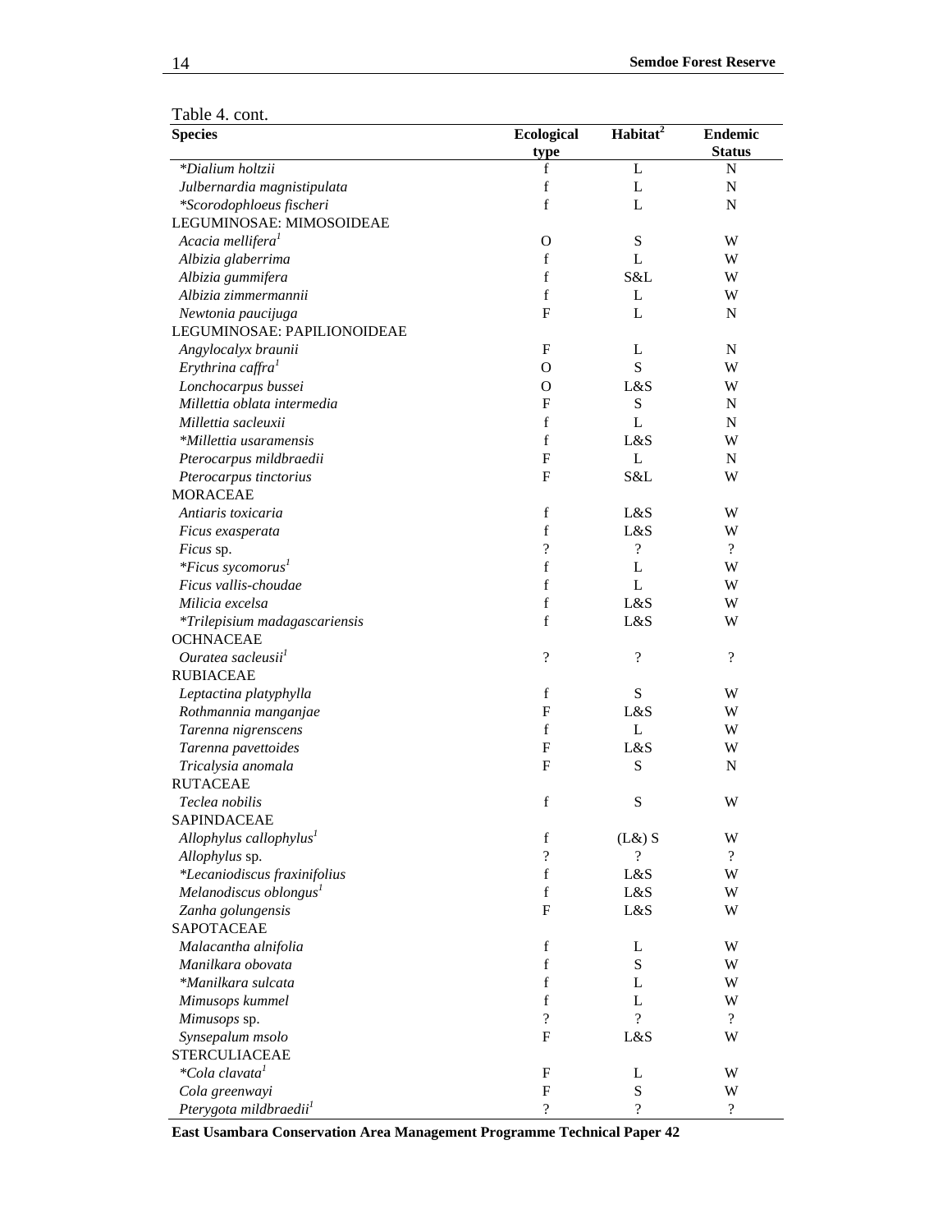Table 4. cont.

| Species | Ecological type | Habitat[2] | Endemic Status |
|---|---|---|---|
| *Dialium holtzii* | f | L | N |
| *Julbernardia magnistipulata* | f | L | N |
| **Scorodophloeus fischeri* | f | L | N |
| LEGUMINOSAE: MIMOSOIDEAE | | | |
| *Acacia mellifera*[1] | O | S | W |
| *Albizia glaberrima* | f | L | W |
| *Albizia gummifera* | f | S&L | W |
| *Albizia zimmermannii* | f | L | W |
| *Newtonia paucijuga* | F | L | N |
| LEGUMINOSAE: PAPILIONOIDEAE | | | |
| *Angylocalyx braunii* | F | L | N |
| *Erythrina caffra*[1] | O | S | W |
| *Lonchocarpus bussei* | O | L&S | W |
| *Millettia oblata intermedia* | F | S | N |
| *Millettia sacleuxii* | f | L | N |
| **Millettia usaramensis* | f | L&S | W |
| *Pterocarpus mildbraedii* | F | L | N |
| *Pterocarpus tinctorius* | F | S&L | W |
| MORACEAE | | | |
| *Antiaris toxicaria* | f | L&S | W |
| *Ficus exasperata* | f | L&S | W |
| *Ficus* sp. | ? | ? | ? |
| **Ficus sycomorus*[1] | f | L | W |
| *Ficus vallis-choudae* | f | L | W |
| *Milicia excelsa* | f | L&S | W |
| **Trilepisium madagascariensis* | f | L&S | W |
| OCHNACEAE | | | |
| *Ouratea sacleusii*[1] | ? | ? | ? |
| RUBIACEAE | | | |
| *Leptactina platyphylla* | f | S | W |
| *Rothmannia manganjae* | F | L&S | W |
| *Tarenna nigrenscens* | f | L | W |
| *Tarenna pavettoides* | F | L&S | W |
| *Tricalysia anomala* | F | S | N |
| RUTACEAE | | | |
| *Teclea nobilis* | f | S | W |
| SAPINDACEAE | | | |
| *Allophylus callophylus*[1] | f | (L&) S | W |
| *Allophylus* sp. | ? | ? | ? |
| **Lecaniodiscus fraxinifolius* | f | L&S | W |
| *Melanodiscus oblongus*[1] | f | L&S | W |
| *Zanha golungensis* | F | L&S | W |
| SAPOTACEAE | | | |
| *Malacantha alnifolia* | f | L | W |
| *Manilkara obovata* | f | S | W |
| **Manilkara sulcata* | f | L | W |
| *Mimusops kummel* | f | L | W |
| *Mimusops* sp. | ? | ? | ? |
| *Synsepalum msolo* | F | L&S | W |
| STERCULIACEAE | | | |
| **Cola clavata*[1] | F | L | W |
| *Cola greenwayi* | F | S | W |
| *Pterygota mildbraedii*[1] | ? | ? | ? |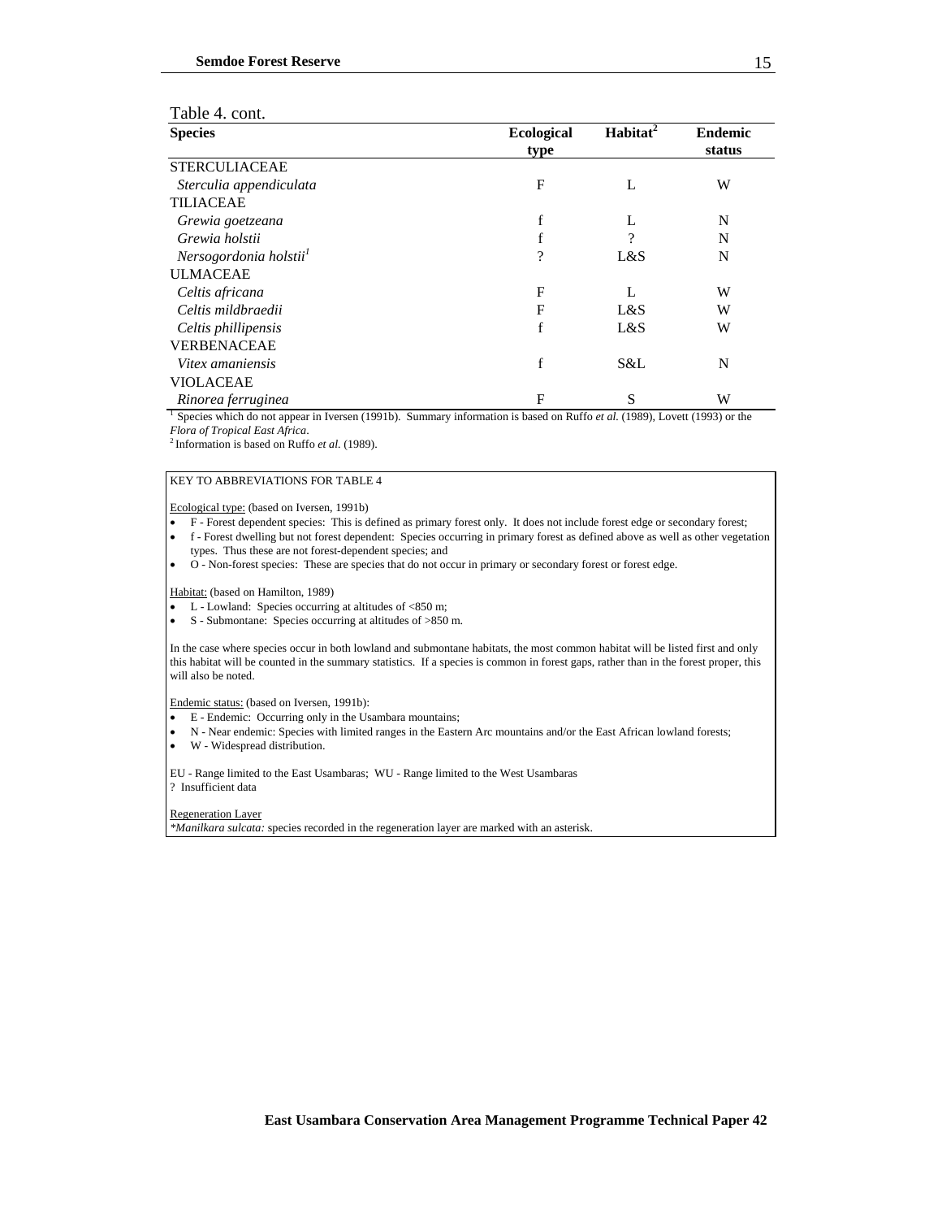Table 4. cont.

| Species | Ecological type | Habitat[2] | Endemic status |
|---|---|---|---|
| STERCULIACEAE | | | |
| *Sterculia appendiculata* | F | L | W |
| TILIACEAE | | | |
| *Grewia goetzeana* | f | L | N |
| *Grewia holstii* | f | ? | N |
| *Nersogordonia holstii*[1] | ? | L&S | N |
| ULMACEAE | | | |
| *Celtis africana* | F | L | W |
| *Celtis mildbraedii* | F | L&S | W |
| *Celtis phillipensis* | f | L&S | W |
| VERBENACEAE | | | |
| *Vitex amaniensis* | f | S&L | N |
| VIOLACEAE | | | |
| *Rinorea ferruginea* | F | S | W |

[1] Species which do not appear in Iversen (1991b). Summary information is based on Ruffo *et al.* (1989), Lovett (1993) or the *Flora of Tropical East Africa*.
[2] Information is based on Ruffo *et al.* (1989).

KEY TO ABBREVIATIONS FOR TABLE 4

Ecological type: (based on Iversen, 1991b)

- F - Forest dependent species: This is defined as primary forest only. It does not include forest edge or secondary forest;
- f - Forest dwelling but not forest dependent: Species occurring in primary forest as defined above as well as other vegetation types. Thus these are not forest-dependent species; and
- O - Non-forest species: These are species that do not occur in primary or secondary forest or forest edge.

Habitat: (based on Hamilton, 1989)

- L - Lowland: Species occurring at altitudes of <850 m;
- S - Submontane: Species occurring at altitudes of >850 m.

In the case where species occur in both lowland and submontane habitats, the most common habitat will be listed first and only this habitat will be counted in the summary statistics. If a species is common in forest gaps, rather than in the forest proper, this will also be noted.

Endemic status: (based on Iversen, 1991b):

- E - Endemic: Occurring only in the Usambara mountains;
- N - Near endemic: Species with limited ranges in the Eastern Arc mountains and/or the East African lowland forests;
- W - Widespread distribution.

EU - Range limited to the East Usambaras; WU - Range limited to the West Usambaras
? Insufficient data

Regeneration Layer
*\*Manilkara sulcata:* species recorded in the regeneration layer are marked with an asterisk.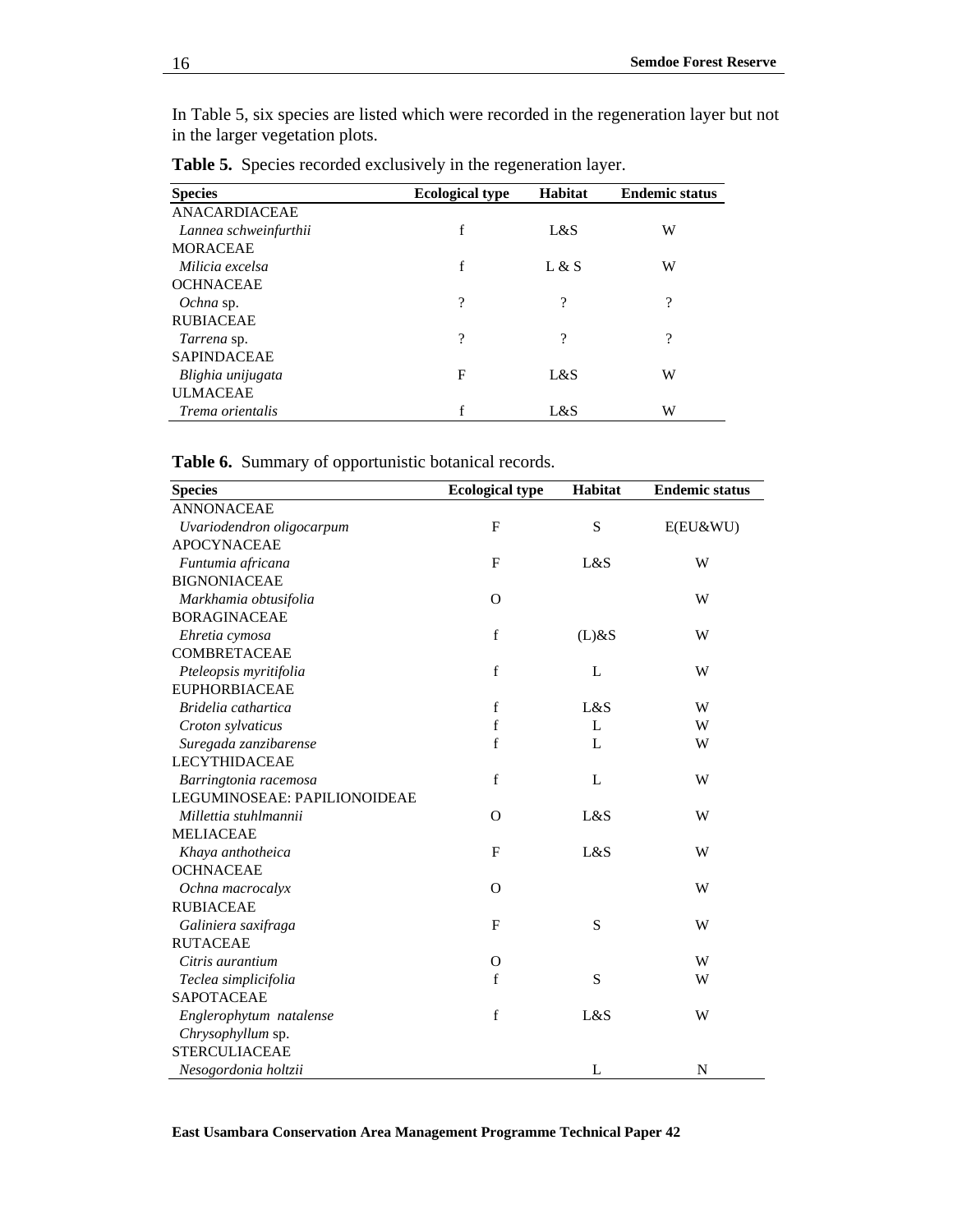In Table 5, six species are listed which were recorded in the regeneration layer but not in the larger vegetation plots.

**Table 5.** Species recorded exclusively in the regeneration layer.

| Species | Ecological type | Habitat | Endemic status |
|---|---|---|---|
| ANACARDIACEAE | | | |
| *Lannea schweinfurthii* | f | L&S | W |
| MORACEAE | | | |
| *Milicia excelsa* | f | L & S | W |
| OCHNACEAE | | | |
| *Ochna* sp. | ? | ? | ? |
| RUBIACEAE | | | |
| *Tarrena* sp. | ? | ? | ? |
| SAPINDACEAE | | | |
| *Blighia unijugata* | F | L&S | W |
| ULMACEAE | | | |
| *Trema orientalis* | f | L&S | W |

**Table 6.** Summary of opportunistic botanical records.

| Species | Ecological type | Habitat | Endemic status |
|---|---|---|---|
| ANNONACEAE | | | |
| *Uvariodendron oligocarpum* | F | S | E(EU&WU) |
| APOCYNACEAE | | | |
| *Funtumia africana* | F | L&S | W |
| BIGNONIACEAE | | | |
| *Markhamia obtusifolia* | O | | W |
| BORAGINACEAE | | | |
| *Ehretia cymosa* | f | (L)&S | W |
| COMBRETACEAE | | | |
| *Pteleopsis myritifolia* | f | L | W |
| EUPHORBIACEAE | | | |
| *Bridelia cathartica* | f | L&S | W |
| *Croton sylvaticus* | f | L | W |
| *Suregada zanzibarense* | f | L | W |
| LECYTHIDACEAE | | | |
| *Barringtonia racemosa* | f | L | W |
| LEGUMINOSEAE: PAPILIONOIDEAE | | | |
| *Millettia stuhlmannii* | O | L&S | W |
| MELIACEAE | | | |
| *Khaya anthotheica* | F | L&S | W |
| OCHNACEAE | | | |
| *Ochna macrocalyx* | O | | W |
| RUBIACEAE | | | |
| *Galiniera saxifraga* | F | S | W |
| RUTACEAE | | | |
| *Citris aurantium* | O | | W |
| *Teclea simplicifolia* | f | S | W |
| SAPOTACEAE | | | |
| *Englerophytum natalense* | f | L&S | W |
| *Chrysophyllum* sp. | | | |
| STERCULIACEAE | | | |
| *Nesogordonia holtzii* | | L | N |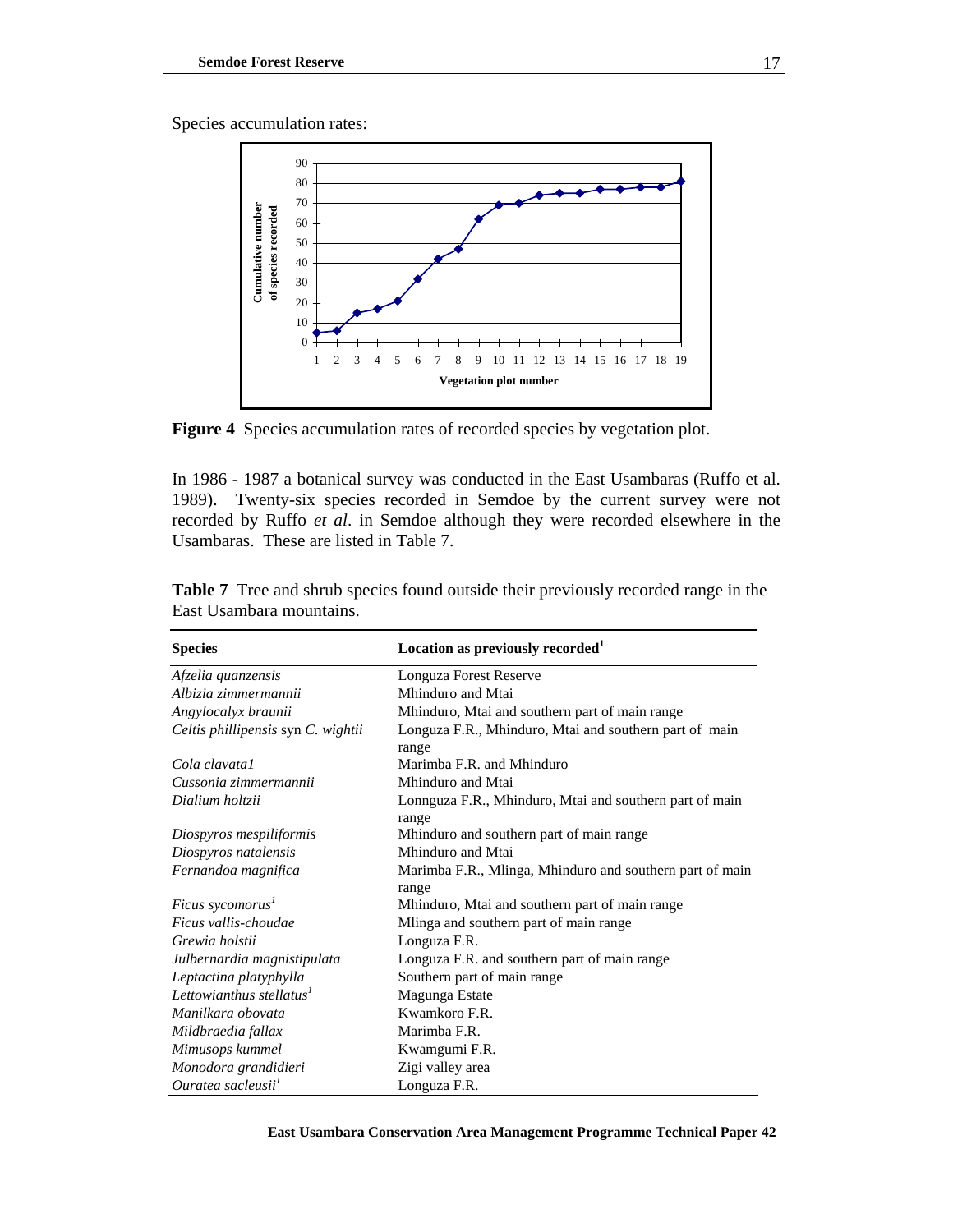Species accumulation rates:

**Figure 4** Species accumulation rates of recorded species by vegetation plot.

In 1986 - 1987 a botanical survey was conducted in the East Usambaras (Ruffo et al. 1989). Twenty-six species recorded in Semdoe by the current survey were not recorded by Ruffo *et al*. in Semdoe although they were recorded elsewhere in the Usambaras. These are listed in Table 7.

**Table 7** Tree and shrub species found outside their previously recorded range in the East Usambara mountains.

| Species | Location as previously recorded[1] |
|---|---|
| *Afzelia quanzensis* | Longuza Forest Reserve |
| *Albizia zimmermannii* | Mhinduro and Mtai |
| *Angylocalyx braunii* | Mhinduro, Mtai and southern part of main range |
| *Celtis phillipensis* syn *C. wightii* | Longuza F.R., Mhinduro, Mtai and southern part of main range |
| *Cola clavata1* | Marimba F.R. and Mhinduro |
| *Cussonia zimmermannii* | Mhinduro and Mtai |
| *Dialium holtzii* | Lonnguza F.R., Mhinduro, Mtai and southern part of main range |
| *Diospyros mespiliformis* | Mhinduro and southern part of main range |
| *Diospyros natalensis* | Mhinduro and Mtai |
| *Fernandoa magnifica* | Marimba F.R., Mlinga, Mhinduro and southern part of main range |
| *Ficus sycomorus*[1] | Mhinduro, Mtai and southern part of main range |
| *Ficus vallis-choudae* | Mlinga and southern part of main range |
| *Grewia holstii* | Longuza F.R. |
| *Julbernardia magnistipulata* | Longuza F.R. and southern part of main range |
| *Leptactina platyphylla* | Southern part of main range |
| *Lettowianthus stellatus*[1] | Magunga Estate |
| *Manilkara obovata* | Kwamkoro F.R. |
| *Mildbraedia fallax* | Marimba F.R. |
| *Mimusops kummel* | Kwamgumi F.R. |
| *Monodora grandidieri* | Zigi valley area |
| *Ouratea sacleusii*[1] | Longuza F.R. |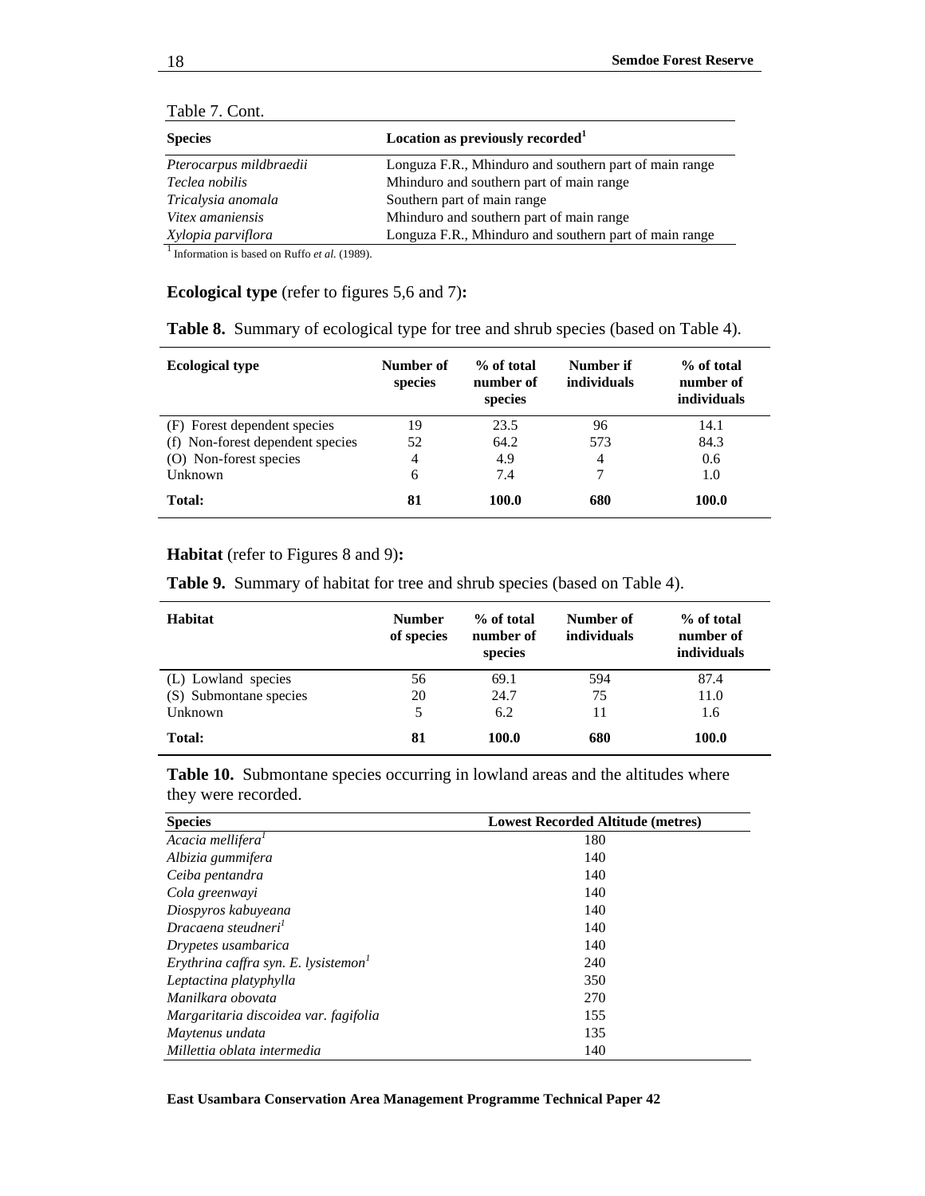Table 7. Cont.

| Species | Location as previously recorded[1] |
|---|---|
| *Pterocarpus mildbraedii* | Longuza F.R., Mhinduro and southern part of main range |
| *Teclea nobilis* | Mhinduro and southern part of main range |
| *Tricalysia anomala* | Southern part of main range |
| *Vitex amaniensis* | Mhinduro and southern part of main range |
| *Xylopia parviflora* | Longuza F.R., Mhinduro and southern part of main range |

[1] Information is based on Ruffo *et al.* (1989).

**Ecological type** (refer to figures 5,6 and 7)**:**

**Table 8.** Summary of ecological type for tree and shrub species (based on Table 4).

| Ecological type | Number of species | % of total number of species | Number if individuals | % of total number of individuals |
|---|---|---|---|---|
| (F) Forest dependent species | 19 | 23.5 | 96 | 14.1 |
| (f) Non-forest dependent species | 52 | 64.2 | 573 | 84.3 |
| (O) Non-forest species | 4 | 4.9 | 4 | 0.6 |
| Unknown | 6 | 7.4 | 7 | 1.0 |
| **Total:** | **81** | **100.0** | **680** | **100.0** |

**Habitat** (refer to Figures 8 and 9)**:**

**Table 9.** Summary of habitat for tree and shrub species (based on Table 4).

| Habitat | Number of species | % of total number of species | Number of individuals | % of total number of individuals |
|---|---|---|---|---|
| (L) Lowland species | 56 | 69.1 | 594 | 87.4 |
| (S) Submontane species | 20 | 24.7 | 75 | 11.0 |
| Unknown | 5 | 6.2 | 11 | 1.6 |
| **Total:** | **81** | **100.0** | **680** | **100.0** |

**Table 10.** Submontane species occurring in lowland areas and the altitudes where they were recorded.

| Species | Lowest Recorded Altitude (metres) |
|---|---|
| *Acacia mellifera*[1] | 180 |
| *Albizia gummifera* | 140 |
| *Ceiba pentandra* | 140 |
| *Cola greenwayi* | 140 |
| *Diospyros kabuyeana* | 140 |
| *Dracaena steudneri*[1] | 140 |
| *Drypetes usambarica* | 140 |
| *Erythrina caffra syn. E. lysistemon*[1] | 240 |
| *Leptactina platyphylla* | 350 |
| *Manilkara obovata* | 270 |
| *Margaritaria discoidea var. fagifolia* | 155 |
| *Maytenus undata* | 135 |
| *Millettia oblata intermedia* | 140 |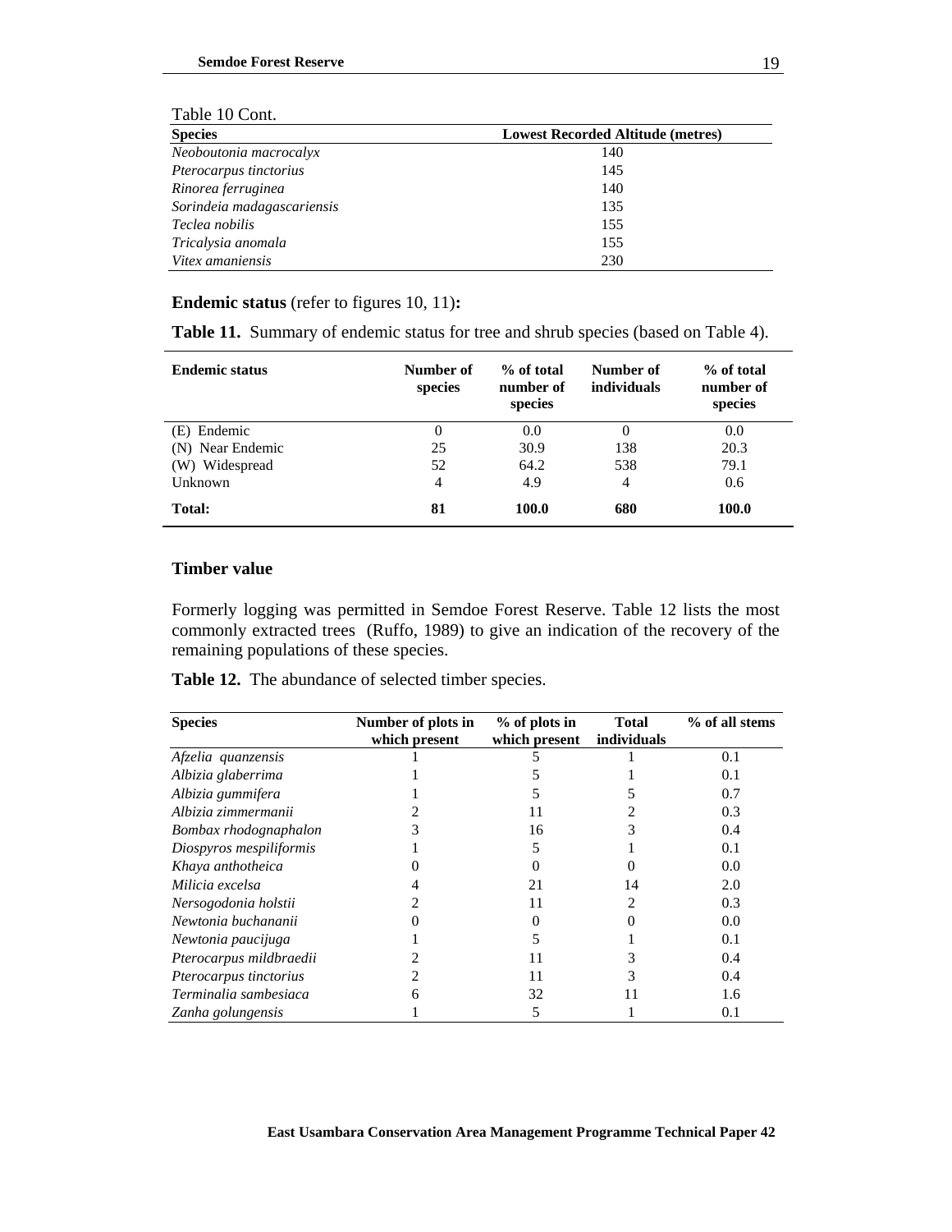Table 10 Cont.

| Species | Lowest Recorded Altitude (metres) |
|---|---|
| *Neoboutonia macrocalyx* | 140 |
| *Pterocarpus tinctorius* | 145 |
| *Rinorea ferruginea* | 140 |
| *Sorindeia madagascariensis* | 135 |
| *Teclea nobilis* | 155 |
| *Tricalysia anomala* | 155 |
| *Vitex amaniensis* | 230 |

**Endemic status** (refer to figures 10, 11)**:**

**Table 11.** Summary of endemic status for tree and shrub species (based on Table 4).

| Endemic status | Number of species | % of total number of species | Number of individuals | % of total number of species |
|---|---|---|---|---|
| (E) Endemic | 0 | 0.0 | 0 | 0.0 |
| (N) Near Endemic | 25 | 30.9 | 138 | 20.3 |
| (W) Widespread | 52 | 64.2 | 538 | 79.1 |
| Unknown | 4 | 4.9 | 4 | 0.6 |
| **Total:** | **81** | **100.0** | **680** | **100.0** |

## Timber value

Formerly logging was permitted in Semdoe Forest Reserve. Table 12 lists the most commonly extracted trees (Ruffo, 1989) to give an indication of the recovery of the remaining populations of these species.

**Table 12.** The abundance of selected timber species.

| Species | Number of plots in which present | % of plots in which present | Total individuals | % of all stems |
|---|---|---|---|---|
| *Afzelia quanzensis* | 1 | 5 | 1 | 0.1 |
| *Albizia glaberrima* | 1 | 5 | 1 | 0.1 |
| *Albizia gummifera* | 1 | 5 | 5 | 0.7 |
| *Albizia zimmermanii* | 2 | 11 | 2 | 0.3 |
| *Bombax rhodognaphalon* | 3 | 16 | 3 | 0.4 |
| *Diospyros mespiliformis* | 1 | 5 | 1 | 0.1 |
| *Khaya anthotheica* | 0 | 0 | 0 | 0.0 |
| *Milicia excelsa* | 4 | 21 | 14 | 2.0 |
| *Nersogodonia holstii* | 2 | 11 | 2 | 0.3 |
| *Newtonia buchananii* | 0 | 0 | 0 | 0.0 |
| *Newtonia paucijuga* | 1 | 5 | 1 | 0.1 |
| *Pterocarpus mildbraedii* | 2 | 11 | 3 | 0.4 |
| *Pterocarpus tinctorius* | 2 | 11 | 3 | 0.4 |
| *Terminalia sambesiaca* | 6 | 32 | 11 | 1.6 |
| *Zanha golungensis* | 1 | 5 | 1 | 0.1 |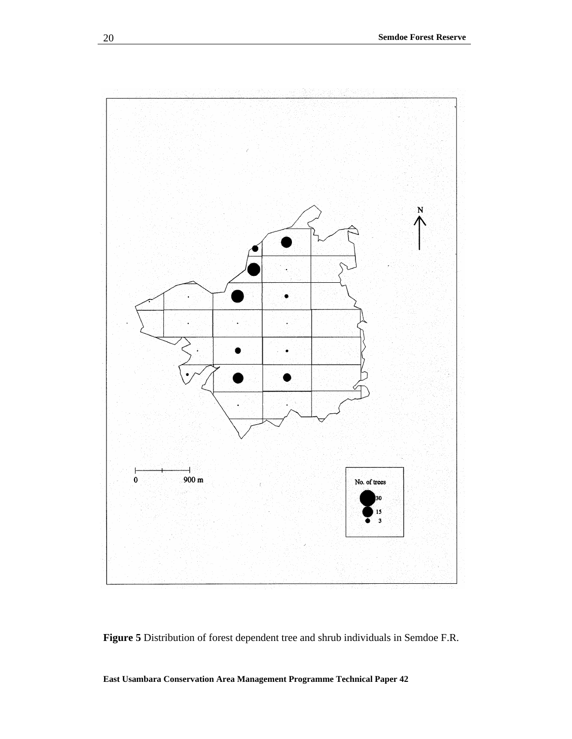Figure 5 Distribution of forest dependent tree and shrub individuals in Semdoe F.R.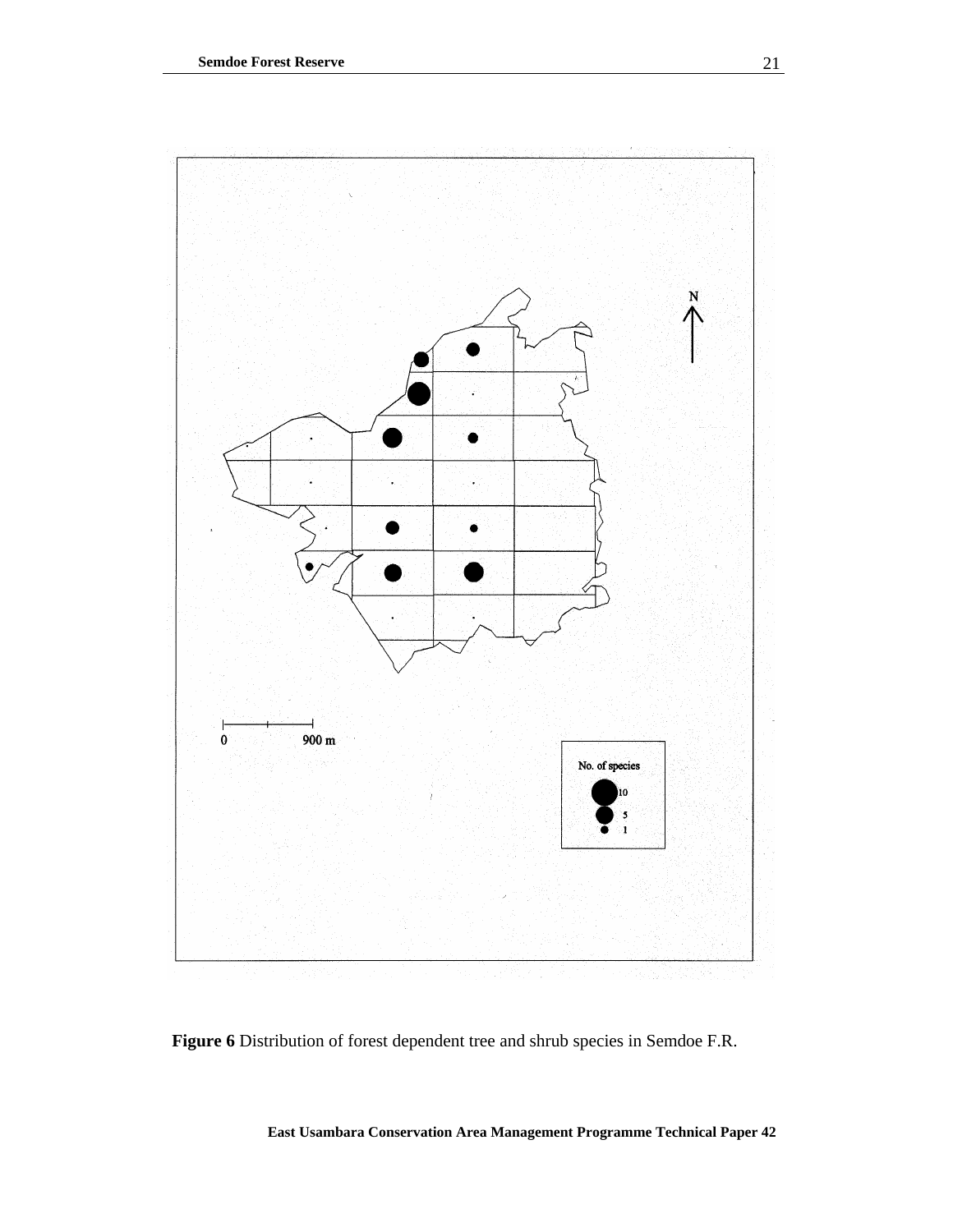**Figure 6** Distribution of forest dependent tree and shrub species in Semdoe F.R.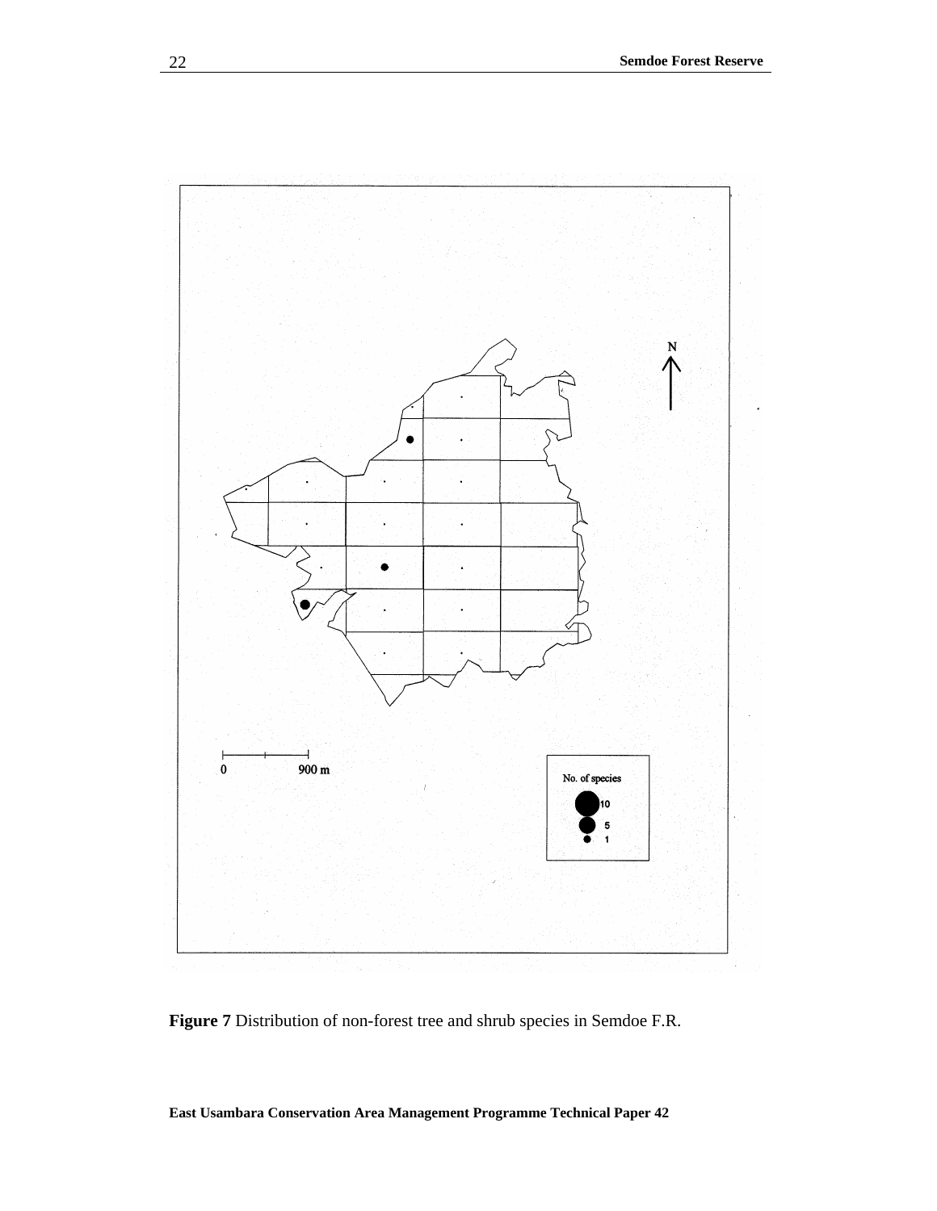**Figure 7** Distribution of non-forest tree and shrub species in Semdoe F.R.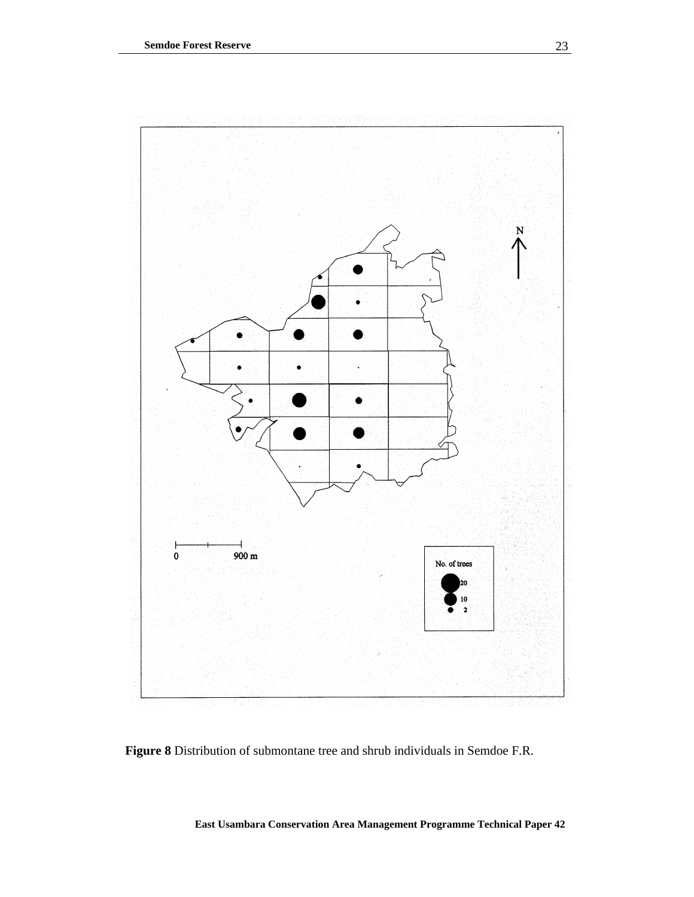**Figure 8** Distribution of submontane tree and shrub individuals in Semdoe F.R.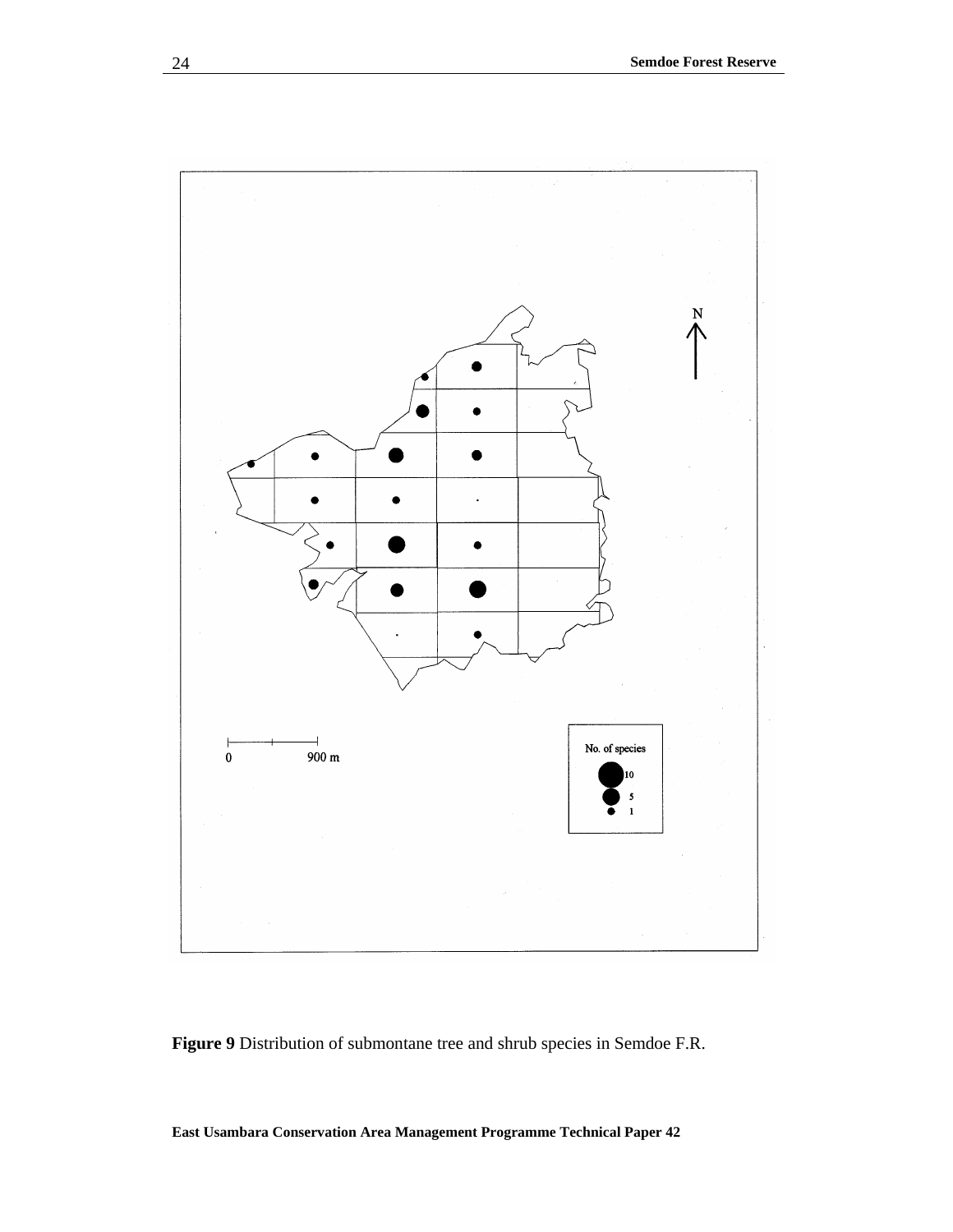**Figure 9** Distribution of submontane tree and shrub species in Semdoe F.R.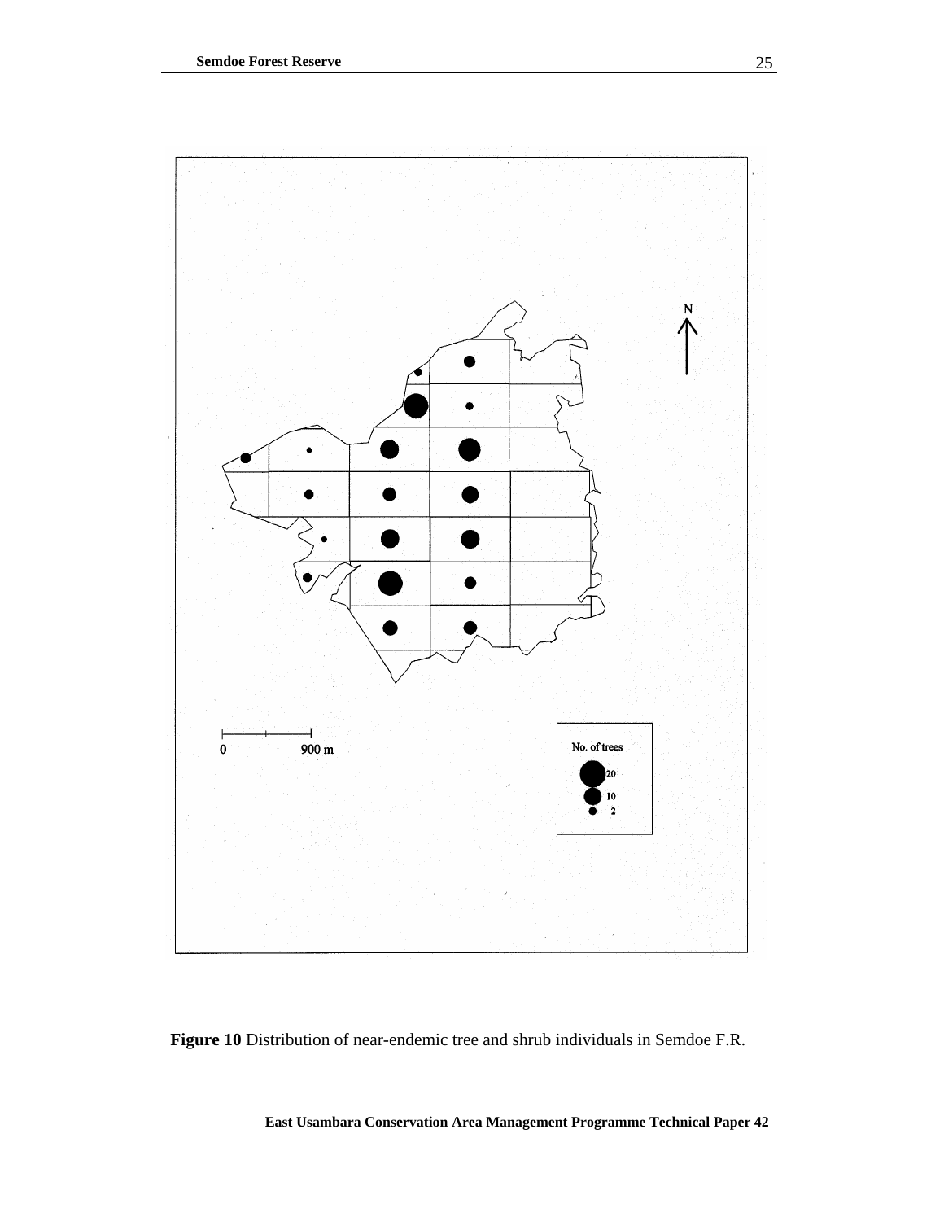**Figure 10** Distribution of near-endemic tree and shrub individuals in Semdoe F.R.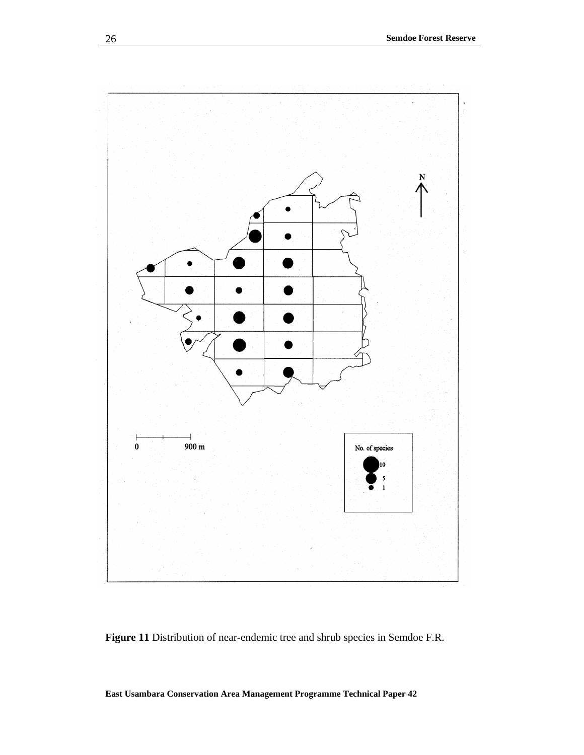**Figure 11** Distribution of near-endemic tree and shrub species in Semdoe F.R.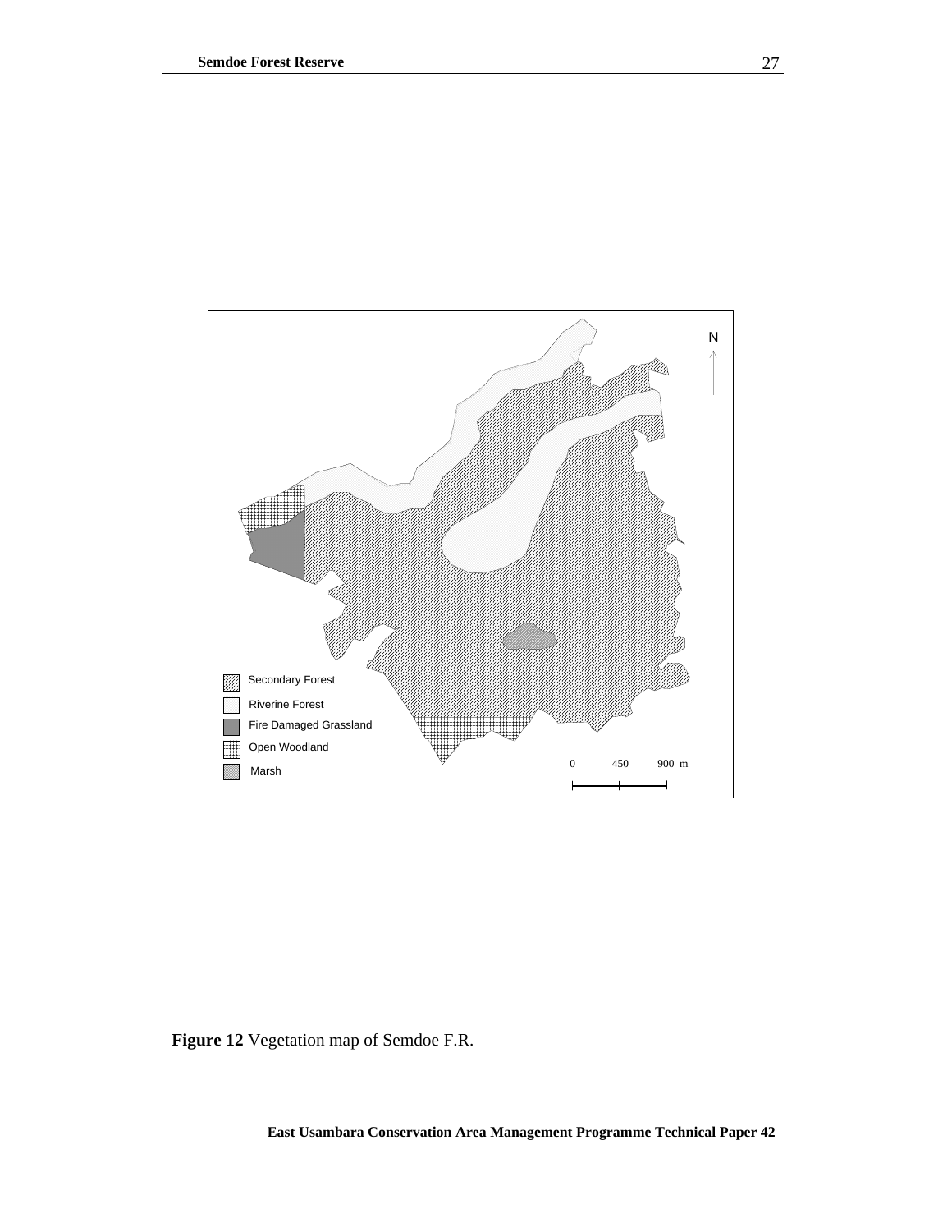Secondary Forest

Riverine Forest

Fire Damaged Grassland

Open Woodland

Marsh

0 450 900 m

N

**Figure 12** Vegetation map of Semdoe F.R.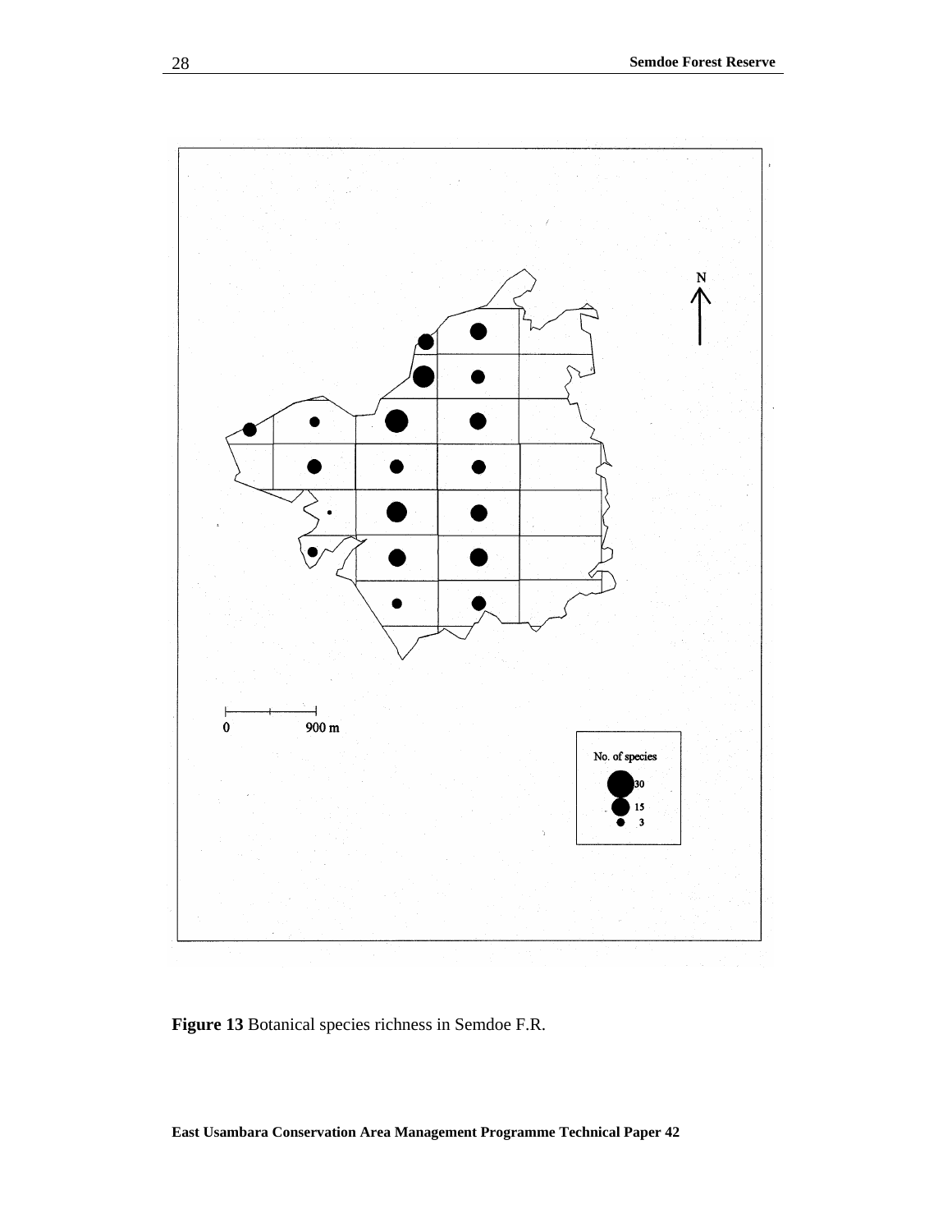Figure 13 Botanical species richness in Semdoe F.R.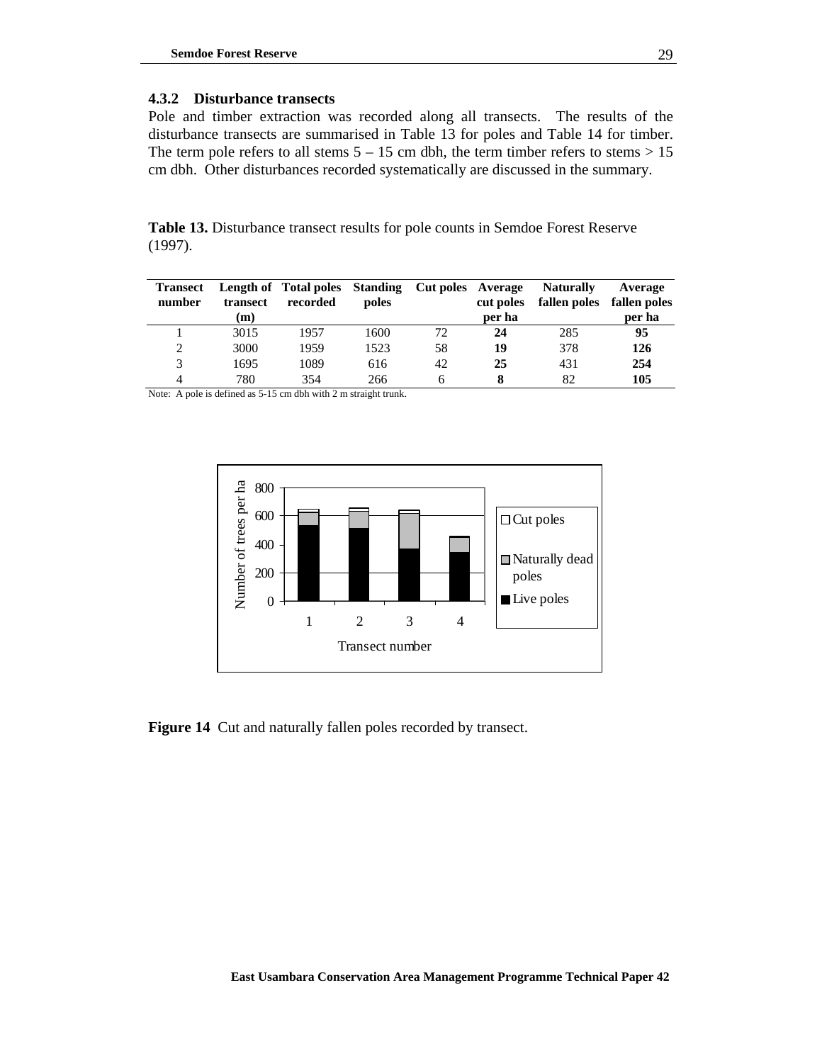### 4.3.2 Disturbance transects

Pole and timber extraction was recorded along all transects. The results of the disturbance transects are summarised in Table 13 for poles and Table 14 for timber. The term pole refers to all stems 5 – 15 cm dbh, the term timber refers to stems > 15 cm dbh. Other disturbances recorded systematically are discussed in the summary.

**Table 13.** Disturbance transect results for pole counts in Semdoe Forest Reserve (1997).

| Transect number | Length of transect (m) | Total poles recorded | Standing poles | Cut poles | Average cut poles per ha | Naturally fallen poles | Average fallen poles per ha |
|---|---|---|---|---|---|---|---|
| 1 | 3015 | 1957 | 1600 | 72 | **24** | 285 | **95** |
| 2 | 3000 | 1959 | 1523 | 58 | **19** | 378 | **126** |
| 3 | 1695 | 1089 | 616 | 42 | **25** | 431 | **254** |
| 4 | 780 | 354 | 266 | 6 | **8** | 82 | **105** |

Note: A pole is defined as 5-15 cm dbh with 2 m straight trunk.

**Figure 14** Cut and naturally fallen poles recorded by transect.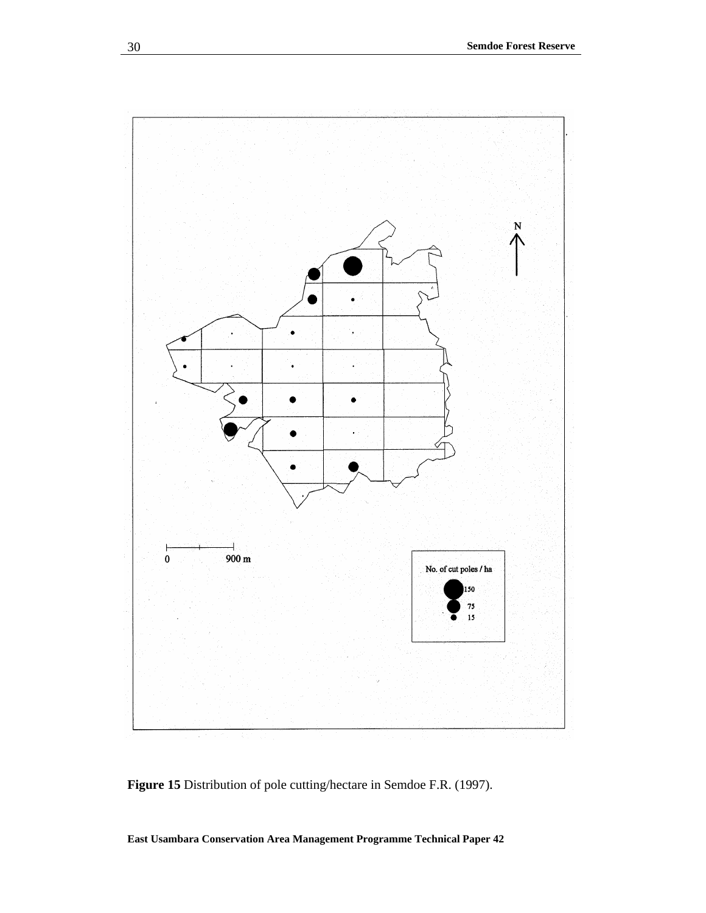**Figure 15** Distribution of pole cutting/hectare in Semdoe F.R. (1997).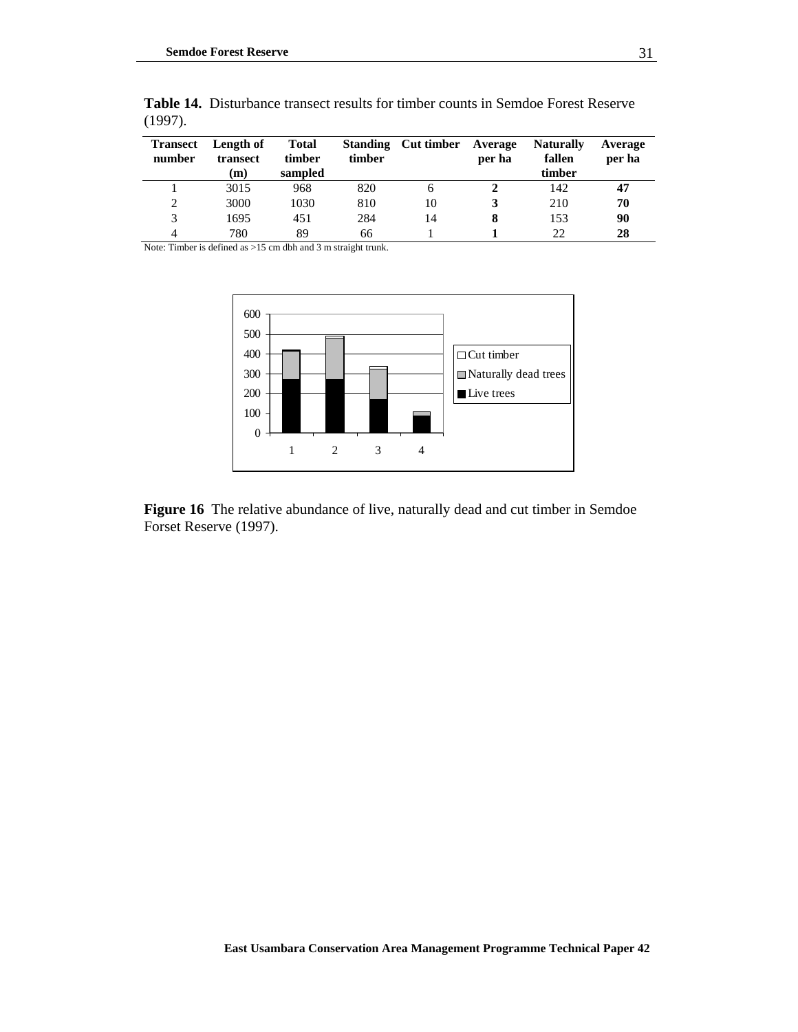**Table 14.** Disturbance transect results for timber counts in Semdoe Forest Reserve (1997).

| Transect number | Length of transect (m) | Total timber sampled | Standing timber | Cut timber | Average per ha | Naturally fallen timber | Average per ha |
|---|---|---|---|---|---|---|---|
| 1 | 3015 | 968 | 820 | 6 | **2** | 142 | **47** |
| 2 | 3000 | 1030 | 810 | 10 | **3** | 210 | **70** |
| 3 | 1695 | 451 | 284 | 14 | **8** | 153 | **90** |
| 4 | 780 | 89 | 66 | 1 | **1** | 22 | **28** |

Note: Timber is defined as >15 cm dbh and 3 m straight trunk.

**Figure 16** The relative abundance of live, naturally dead and cut timber in Semdoe Forset Reserve (1997).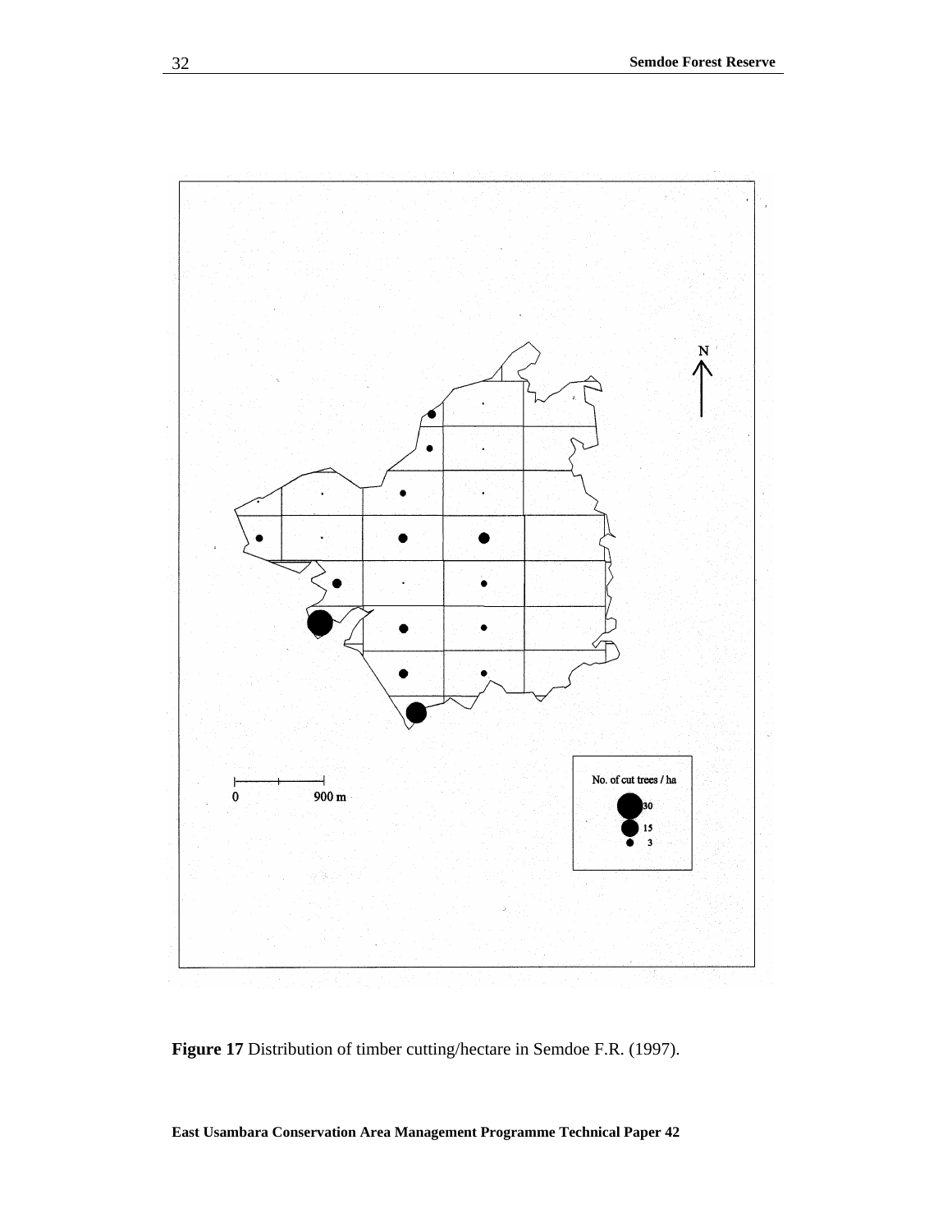**Figure 17** Distribution of timber cutting/hectare in Semdoe F.R. (1997).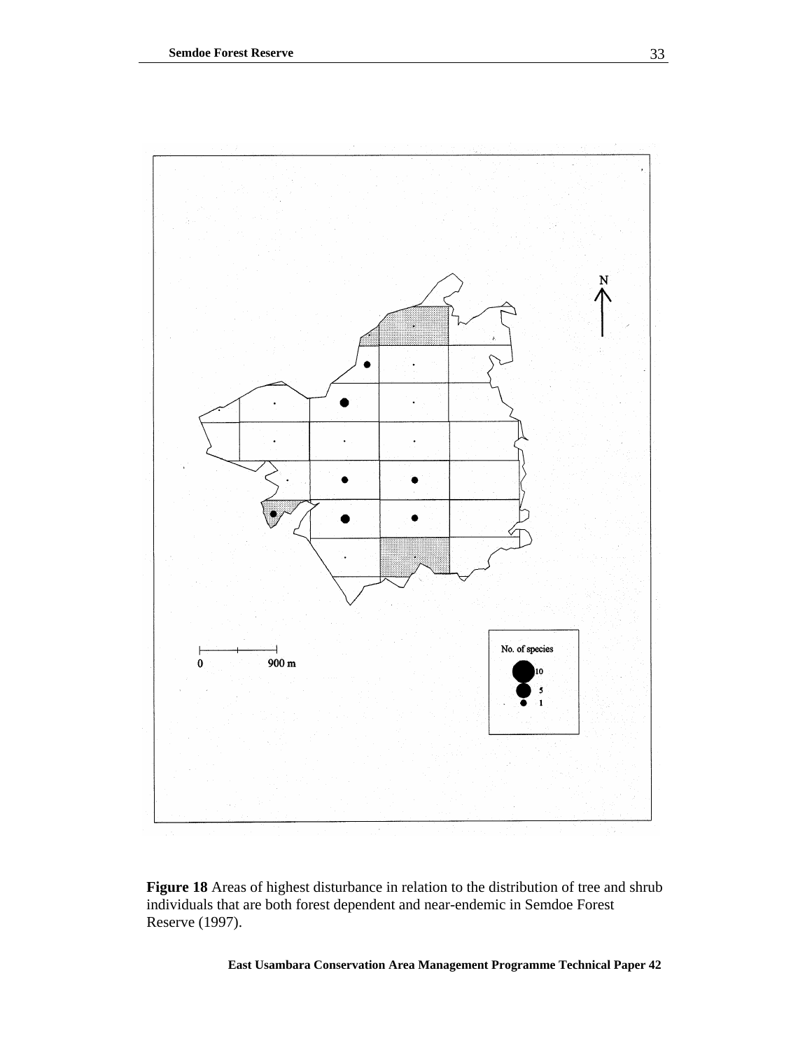**Figure 18** Areas of highest disturbance in relation to the distribution of tree and shrub individuals that are both forest dependent and near-endemic in Semdoe Forest Reserve (1997).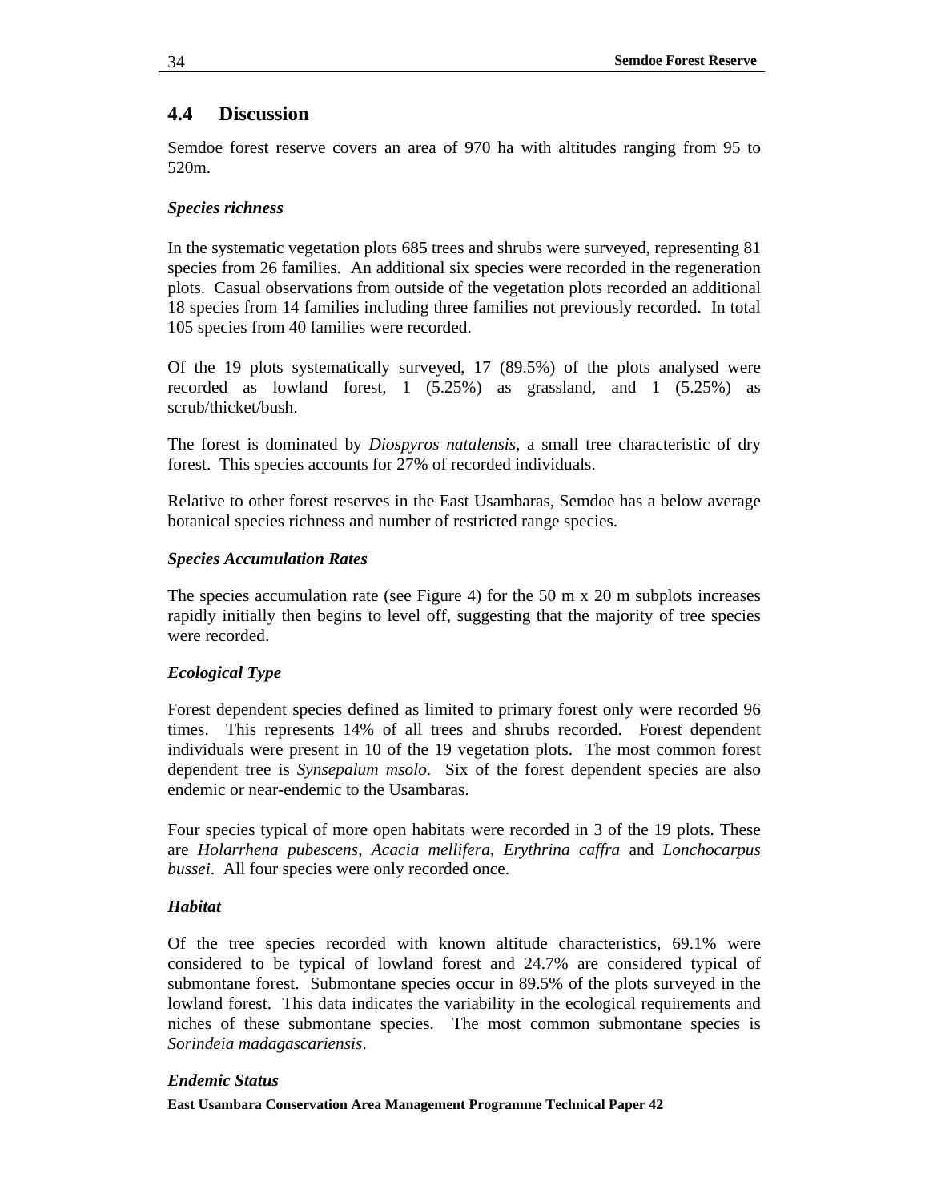## 4.4 Discussion

Semdoe forest reserve covers an area of 970 ha with altitudes ranging from 95 to 520m.

### *Species richness*

In the systematic vegetation plots 685 trees and shrubs were surveyed, representing 81 species from 26 families. An additional six species were recorded in the regeneration plots. Casual observations from outside of the vegetation plots recorded an additional 18 species from 14 families including three families not previously recorded. In total 105 species from 40 families were recorded.

Of the 19 plots systematically surveyed, 17 (89.5%) of the plots analysed were recorded as lowland forest, 1 (5.25%) as grassland, and 1 (5.25%) as scrub/thicket/bush.

The forest is dominated by *Diospyros natalensis*, a small tree characteristic of dry forest. This species accounts for 27% of recorded individuals.

Relative to other forest reserves in the East Usambaras, Semdoe has a below average botanical species richness and number of restricted range species.

### *Species Accumulation Rates*

The species accumulation rate (see Figure 4) for the 50 m x 20 m subplots increases rapidly initially then begins to level off, suggesting that the majority of tree species were recorded.

### *Ecological Type*

Forest dependent species defined as limited to primary forest only were recorded 96 times. This represents 14% of all trees and shrubs recorded. Forest dependent individuals were present in 10 of the 19 vegetation plots. The most common forest dependent tree is *Synsepalum msolo*. Six of the forest dependent species are also endemic or near-endemic to the Usambaras.

Four species typical of more open habitats were recorded in 3 of the 19 plots. These are *Holarrhena pubescens*, *Acacia mellifera*, *Erythrina caffra* and *Lonchocarpus bussei*. All four species were only recorded once.

### *Habitat*

Of the tree species recorded with known altitude characteristics, 69.1% were considered to be typical of lowland forest and 24.7% are considered typical of submontane forest. Submontane species occur in 89.5% of the plots surveyed in the lowland forest. This data indicates the variability in the ecological requirements and niches of these submontane species. The most common submontane species is *Sorindeia madagascariensis*.

### *Endemic Status*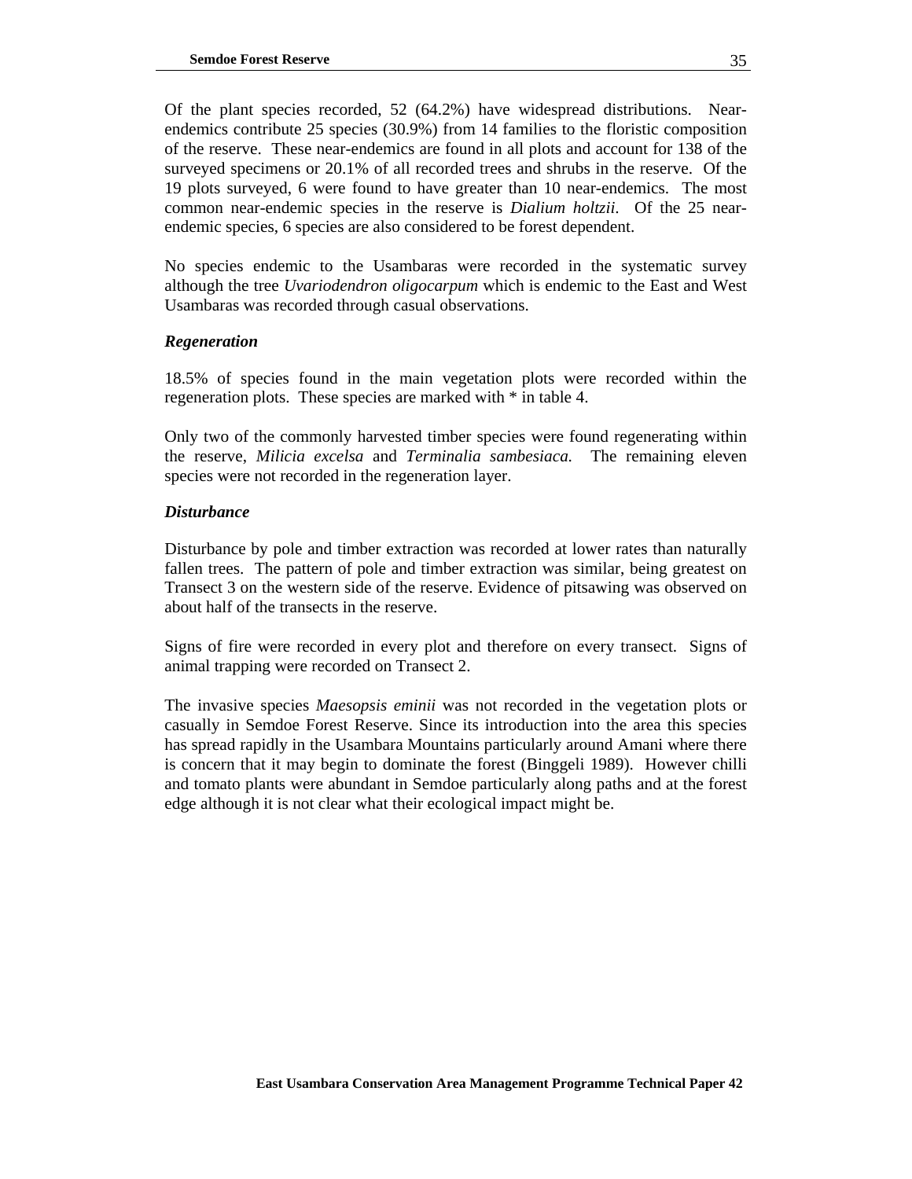Of the plant species recorded, 52 (64.2%) have widespread distributions. Near-endemics contribute 25 species (30.9%) from 14 families to the floristic composition of the reserve. These near-endemics are found in all plots and account for 138 of the surveyed specimens or 20.1% of all recorded trees and shrubs in the reserve. Of the 19 plots surveyed, 6 were found to have greater than 10 near-endemics. The most common near-endemic species in the reserve is *Dialium holtzii*. Of the 25 near-endemic species, 6 species are also considered to be forest dependent.

No species endemic to the Usambaras were recorded in the systematic survey although the tree *Uvariodendron oligocarpum* which is endemic to the East and West Usambaras was recorded through casual observations.

### *Regeneration*

18.5% of species found in the main vegetation plots were recorded within the regeneration plots. These species are marked with * in table 4.

Only two of the commonly harvested timber species were found regenerating within the reserve, *Milicia excelsa* and *Terminalia sambesiaca.* The remaining eleven species were not recorded in the regeneration layer.

### *Disturbance*

Disturbance by pole and timber extraction was recorded at lower rates than naturally fallen trees. The pattern of pole and timber extraction was similar, being greatest on Transect 3 on the western side of the reserve. Evidence of pitsawing was observed on about half of the transects in the reserve.

Signs of fire were recorded in every plot and therefore on every transect. Signs of animal trapping were recorded on Transect 2.

The invasive species *Maesopsis eminii* was not recorded in the vegetation plots or casually in Semdoe Forest Reserve. Since its introduction into the area this species has spread rapidly in the Usambara Mountains particularly around Amani where there is concern that it may begin to dominate the forest (Binggeli 1989). However chilli and tomato plants were abundant in Semdoe particularly along paths and at the forest edge although it is not clear what their ecological impact might be.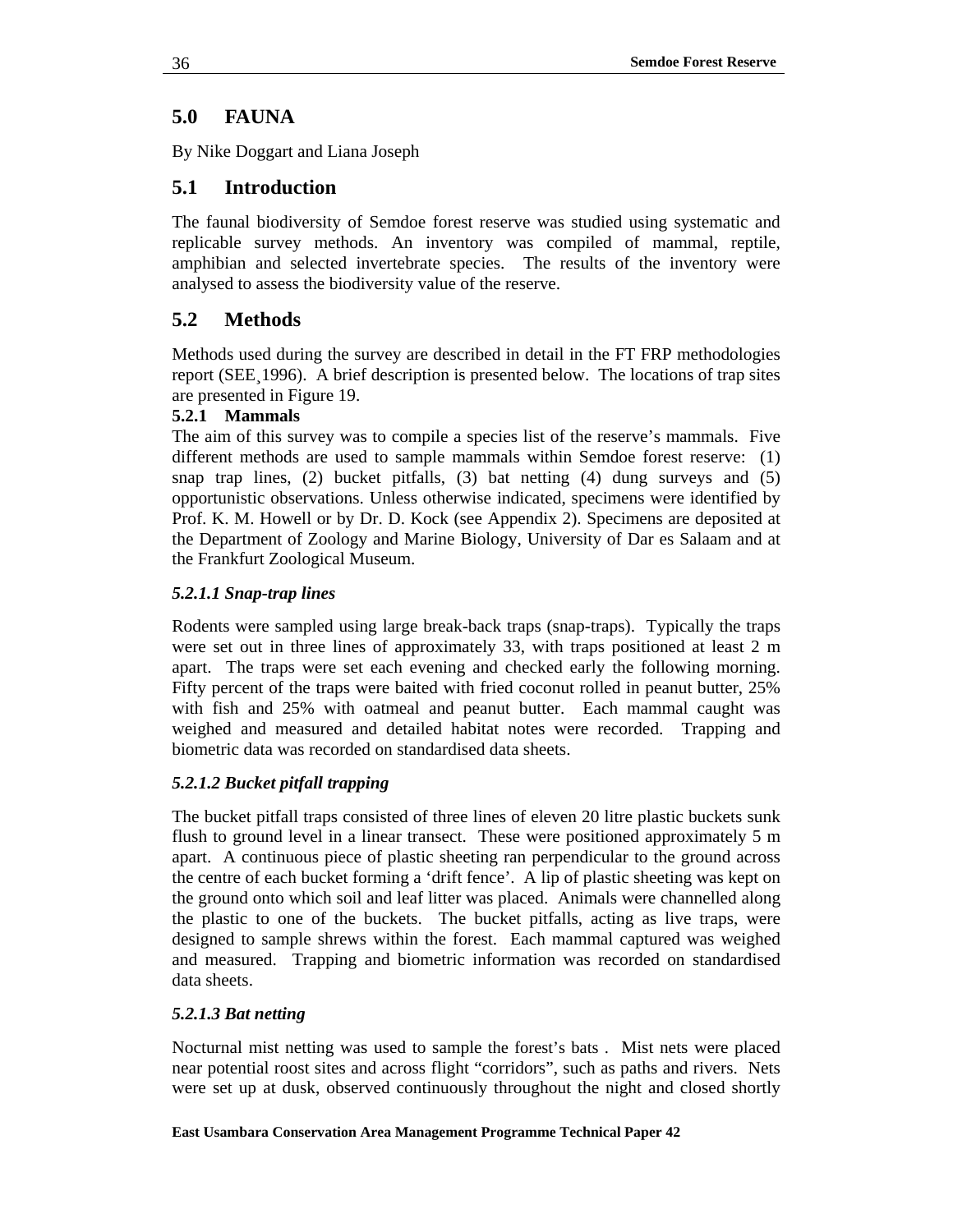# 5.0 FAUNA

By Nike Doggart and Liana Joseph

## 5.1 Introduction

The faunal biodiversity of Semdoe forest reserve was studied using systematic and replicable survey methods. An inventory was compiled of mammal, reptile, amphibian and selected invertebrate species. The results of the inventory were analysed to assess the biodiversity value of the reserve.

## 5.2 Methods

Methods used during the survey are described in detail in the FT FRP methodologies report (SEE¸1996). A brief description is presented below. The locations of trap sites are presented in Figure 19.

### 5.2.1 Mammals

The aim of this survey was to compile a species list of the reserve's mammals. Five different methods are used to sample mammals within Semdoe forest reserve: (1) snap trap lines, (2) bucket pitfalls, (3) bat netting (4) dung surveys and (5) opportunistic observations. Unless otherwise indicated, specimens were identified by Prof. K. M. Howell or by Dr. D. Kock (see Appendix 2). Specimens are deposited at the Department of Zoology and Marine Biology, University of Dar es Salaam and at the Frankfurt Zoological Museum.

#### *5.2.1.1 Snap-trap lines*

Rodents were sampled using large break-back traps (snap-traps). Typically the traps were set out in three lines of approximately 33, with traps positioned at least 2 m apart. The traps were set each evening and checked early the following morning. Fifty percent of the traps were baited with fried coconut rolled in peanut butter, 25% with fish and 25% with oatmeal and peanut butter. Each mammal caught was weighed and measured and detailed habitat notes were recorded. Trapping and biometric data was recorded on standardised data sheets.

#### *5.2.1.2 Bucket pitfall trapping*

The bucket pitfall traps consisted of three lines of eleven 20 litre plastic buckets sunk flush to ground level in a linear transect. These were positioned approximately 5 m apart. A continuous piece of plastic sheeting ran perpendicular to the ground across the centre of each bucket forming a 'drift fence'. A lip of plastic sheeting was kept on the ground onto which soil and leaf litter was placed. Animals were channelled along the plastic to one of the buckets. The bucket pitfalls, acting as live traps, were designed to sample shrews within the forest. Each mammal captured was weighed and measured. Trapping and biometric information was recorded on standardised data sheets.

#### *5.2.1.3 Bat netting*

Nocturnal mist netting was used to sample the forest's bats . Mist nets were placed near potential roost sites and across flight "corridors", such as paths and rivers. Nets were set up at dusk, observed continuously throughout the night and closed shortly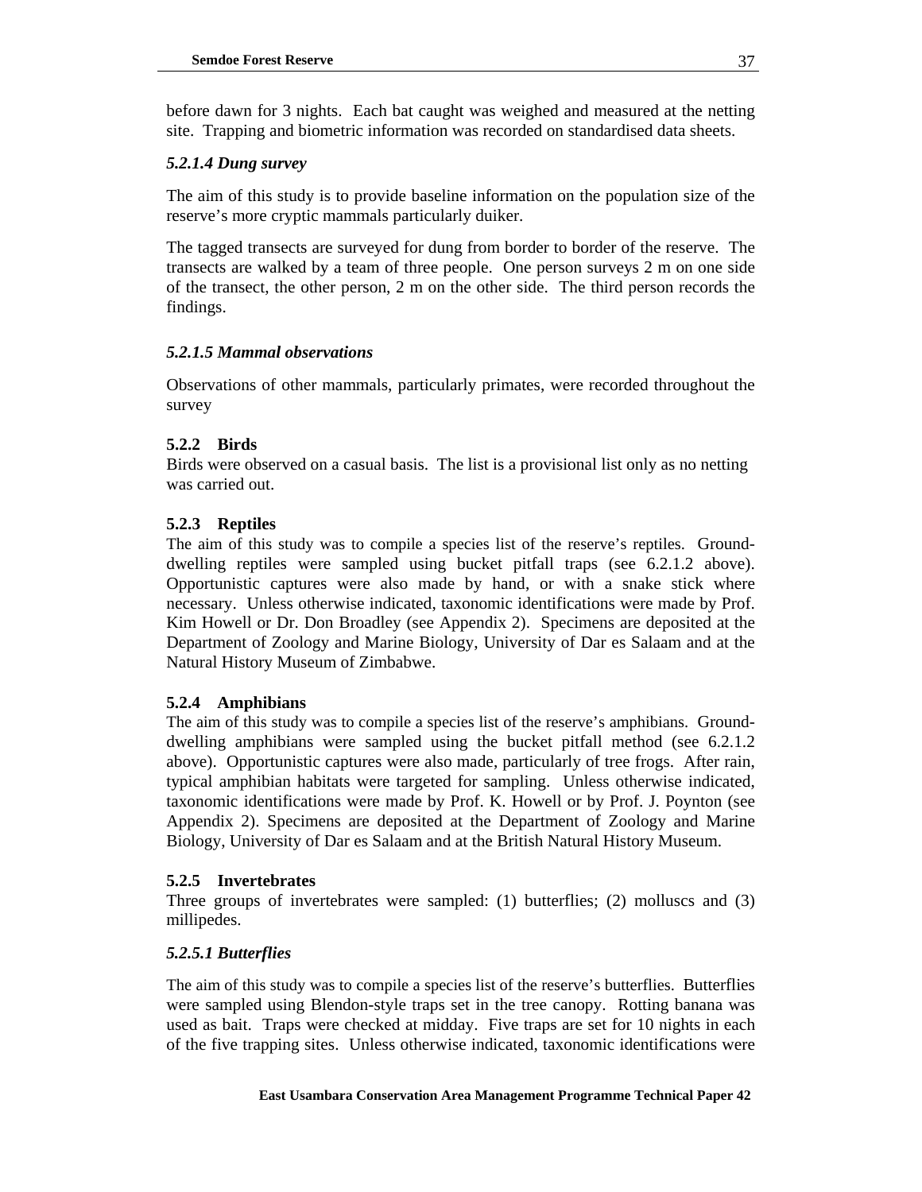before dawn for 3 nights. Each bat caught was weighed and measured at the netting site. Trapping and biometric information was recorded on standardised data sheets.

#### *5.2.1.4 Dung survey*

The aim of this study is to provide baseline information on the population size of the reserve's more cryptic mammals particularly duiker.

The tagged transects are surveyed for dung from border to border of the reserve. The transects are walked by a team of three people. One person surveys 2 m on one side of the transect, the other person, 2 m on the other side. The third person records the findings.

#### *5.2.1.5 Mammal observations*

Observations of other mammals, particularly primates, were recorded throughout the survey

### 5.2.2 Birds

Birds were observed on a casual basis. The list is a provisional list only as no netting was carried out.

### 5.2.3 Reptiles

The aim of this study was to compile a species list of the reserve's reptiles. Ground-dwelling reptiles were sampled using bucket pitfall traps (see 6.2.1.2 above). Opportunistic captures were also made by hand, or with a snake stick where necessary. Unless otherwise indicated, taxonomic identifications were made by Prof. Kim Howell or Dr. Don Broadley (see Appendix 2). Specimens are deposited at the Department of Zoology and Marine Biology, University of Dar es Salaam and at the Natural History Museum of Zimbabwe.

### 5.2.4 Amphibians

The aim of this study was to compile a species list of the reserve's amphibians. Ground-dwelling amphibians were sampled using the bucket pitfall method (see 6.2.1.2 above). Opportunistic captures were also made, particularly of tree frogs. After rain, typical amphibian habitats were targeted for sampling. Unless otherwise indicated, taxonomic identifications were made by Prof. K. Howell or by Prof. J. Poynton (see Appendix 2). Specimens are deposited at the Department of Zoology and Marine Biology, University of Dar es Salaam and at the British Natural History Museum.

### 5.2.5 Invertebrates

Three groups of invertebrates were sampled: (1) butterflies; (2) molluscs and (3) millipedes.

#### *5.2.5.1 Butterflies*

The aim of this study was to compile a species list of the reserve's butterflies. Butterflies were sampled using Blendon-style traps set in the tree canopy. Rotting banana was used as bait. Traps were checked at midday. Five traps are set for 10 nights in each of the five trapping sites. Unless otherwise indicated, taxonomic identifications were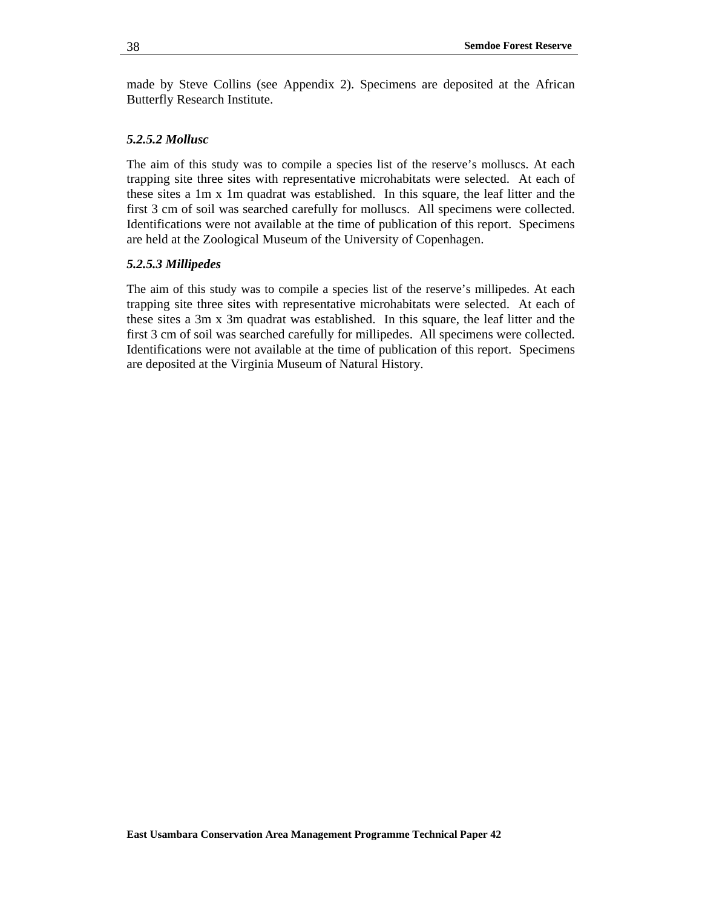made by Steve Collins (see Appendix 2). Specimens are deposited at the African Butterfly Research Institute.

#### *5.2.5.2 Mollusc*

The aim of this study was to compile a species list of the reserve's molluscs. At each trapping site three sites with representative microhabitats were selected. At each of these sites a 1m x 1m quadrat was established. In this square, the leaf litter and the first 3 cm of soil was searched carefully for molluscs. All specimens were collected. Identifications were not available at the time of publication of this report. Specimens are held at the Zoological Museum of the University of Copenhagen.

#### *5.2.5.3 Millipedes*

The aim of this study was to compile a species list of the reserve's millipedes. At each trapping site three sites with representative microhabitats were selected. At each of these sites a 3m x 3m quadrat was established. In this square, the leaf litter and the first 3 cm of soil was searched carefully for millipedes. All specimens were collected. Identifications were not available at the time of publication of this report. Specimens are deposited at the Virginia Museum of Natural History.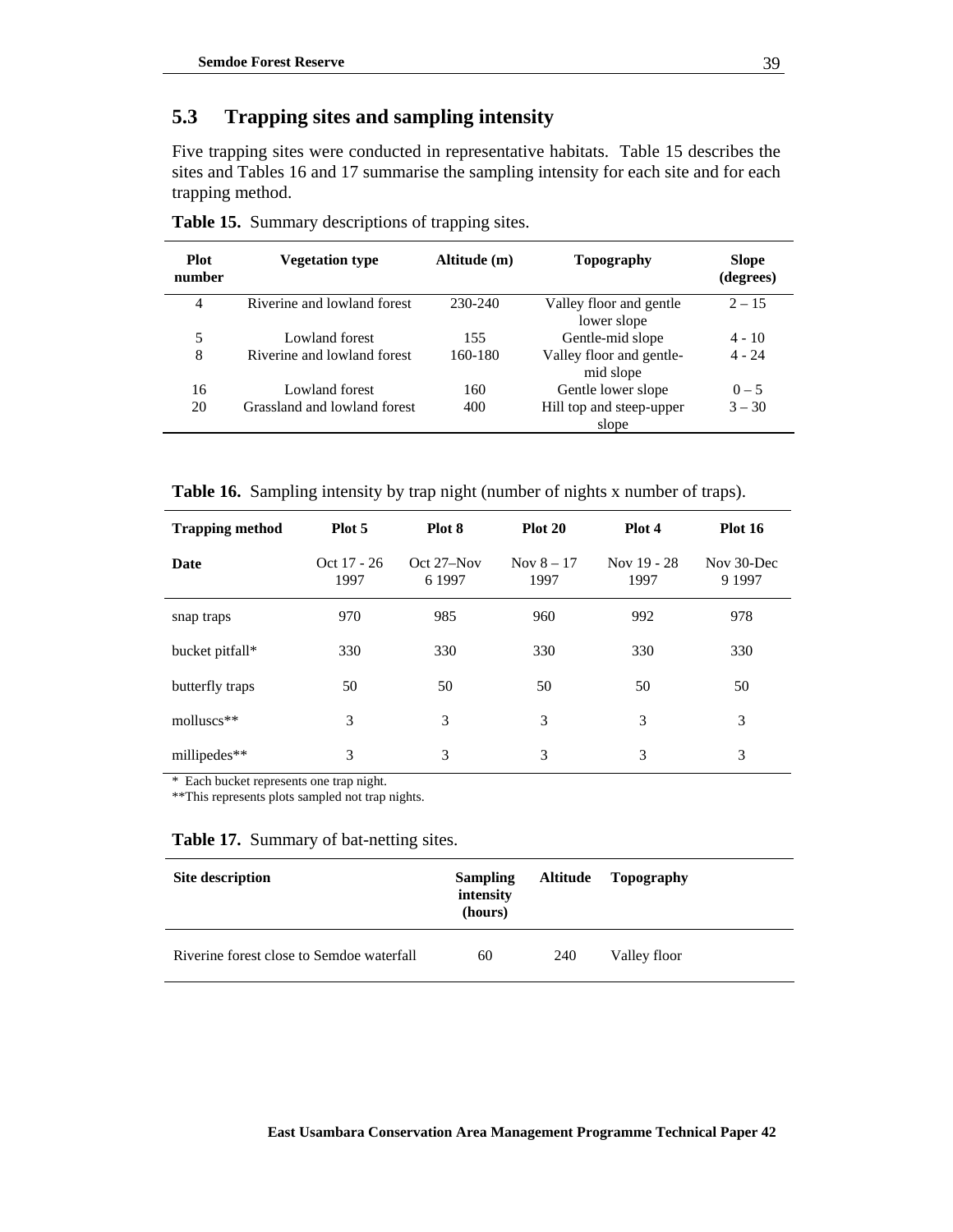## 5.3 Trapping sites and sampling intensity

Five trapping sites were conducted in representative habitats. Table 15 describes the sites and Tables 16 and 17 summarise the sampling intensity for each site and for each trapping method.

**Table 15.** Summary descriptions of trapping sites.

| Plot number | Vegetation type | Altitude (m) | Topography | Slope (degrees) |
|---|---|---|---|---|
| 4 | Riverine and lowland forest | 230-240 | Valley floor and gentle lower slope | 2 – 15 |
| 5 | Lowland forest | 155 | Gentle-mid slope | 4 - 10 |
| 8 | Riverine and lowland forest | 160-180 | Valley floor and gentle-mid slope | 4 - 24 |
| 16 | Lowland forest | 160 | Gentle lower slope | 0 – 5 |
| 20 | Grassland and lowland forest | 400 | Hill top and steep-upper slope | 3 – 30 |

**Table 16.** Sampling intensity by trap night (number of nights x number of traps).

| Trapping method | Plot 5 | Plot 8 | Plot 20 | Plot 4 | Plot 16 |
|---|---|---|---|---|---|
| **Date** | Oct 17 - 26 1997 | Oct 27–Nov 6 1997 | Nov 8 – 17 1997 | Nov 19 - 28 1997 | Nov 30-Dec 9 1997 |
| snap traps | 970 | 985 | 960 | 992 | 978 |
| bucket pitfall* | 330 | 330 | 330 | 330 | 330 |
| butterfly traps | 50 | 50 | 50 | 50 | 50 |
| molluscs** | 3 | 3 | 3 | 3 | 3 |
| millipedes** | 3 | 3 | 3 | 3 | 3 |

\* Each bucket represents one trap night.
\*\*This represents plots sampled not trap nights.

**Table 17.** Summary of bat-netting sites.

| Site description | Sampling intensity (hours) | Altitude | Topography |
|---|---|---|---|
| Riverine forest close to Semdoe waterfall | 60 | 240 | Valley floor |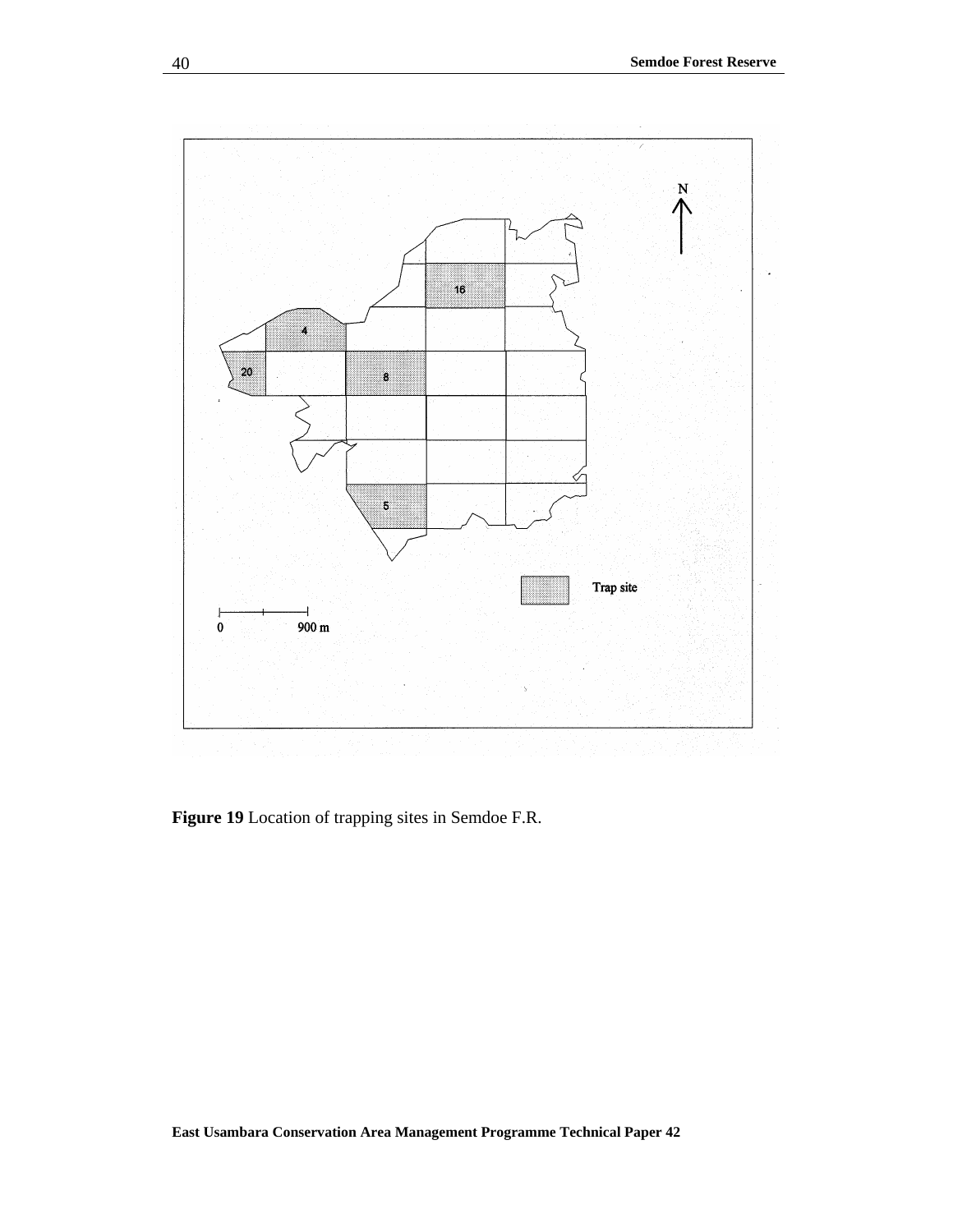**Figure 19** Location of trapping sites in Semdoe F.R.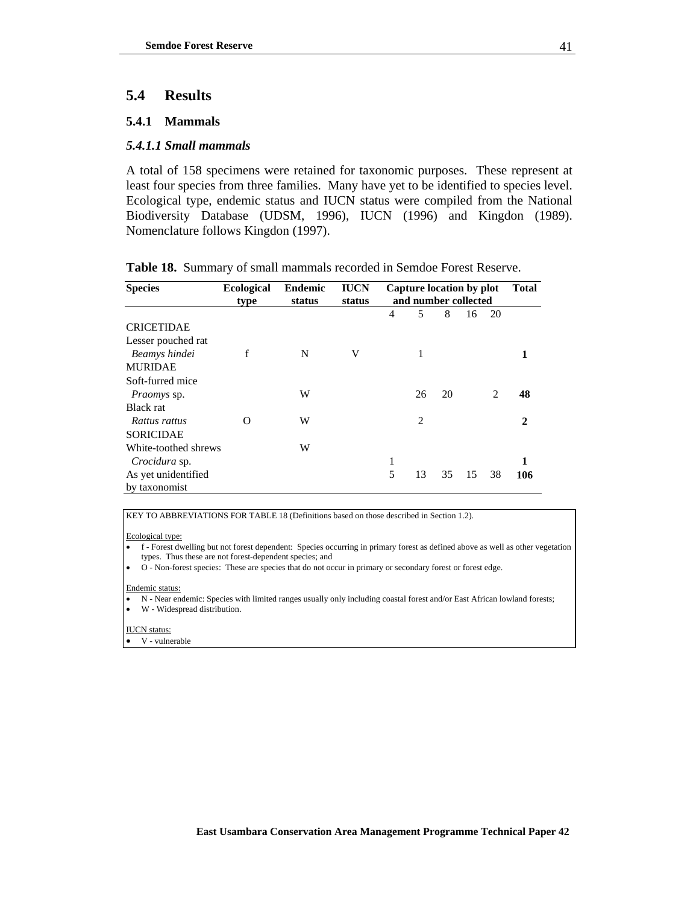## 5.4 Results

### 5.4.1 Mammals

#### *5.4.1.1 Small mammals*

A total of 158 specimens were retained for taxonomic purposes. These represent at least four species from three families. Many have yet to be identified to species level. Ecological type, endemic status and IUCN status were compiled from the National Biodiversity Database (UDSM, 1996), IUCN (1996) and Kingdon (1989). Nomenclature follows Kingdon (1997).

**Table 18.** Summary of small mammals recorded in Semdoe Forest Reserve.

| Species | Ecological type | Endemic status | IUCN status | Capture location by plot and number collected | | | | | Total |
|---|---|---|---|---|---|---|---|---|---|
| | | | | 4 | 5 | 8 | 16 | 20 | |
| CRICETIDAE | | | | | | | | | |
| Lesser pouched rat | | | | | | | | | |
| *Beamys hindei* | f | N | V | | 1 | | | | **1** |
| MURIDAE | | | | | | | | | |
| Soft-furred mice | | | | | | | | | |
| *Praomys* sp. | | W | | | 26 | 20 | | 2 | **48** |
| Black rat | | | | | | | | | |
| *Rattus rattus* | O | W | | | 2 | | | | **2** |
| SORICIDAE | | | | | | | | | |
| White-toothed shrews | | W | | | | | | | |
| *Crocidura* sp. | | | | 1 | | | | | **1** |
| As yet unidentified by taxonomist | | | | 5 | 13 | 35 | 15 | 38 | **106** |

KEY TO ABBREVIATIONS FOR TABLE 18 (Definitions based on those described in Section 1.2).

Ecological type:
- f - Forest dwelling but not forest dependent: Species occurring in primary forest as defined above as well as other vegetation types. Thus these are not forest-dependent species; and
- O - Non-forest species: These are species that do not occur in primary or secondary forest or forest edge.

Endemic status:
- N - Near endemic: Species with limited ranges usually only including coastal forest and/or East African lowland forests;
- W - Widespread distribution.

IUCN status:
- V - vulnerable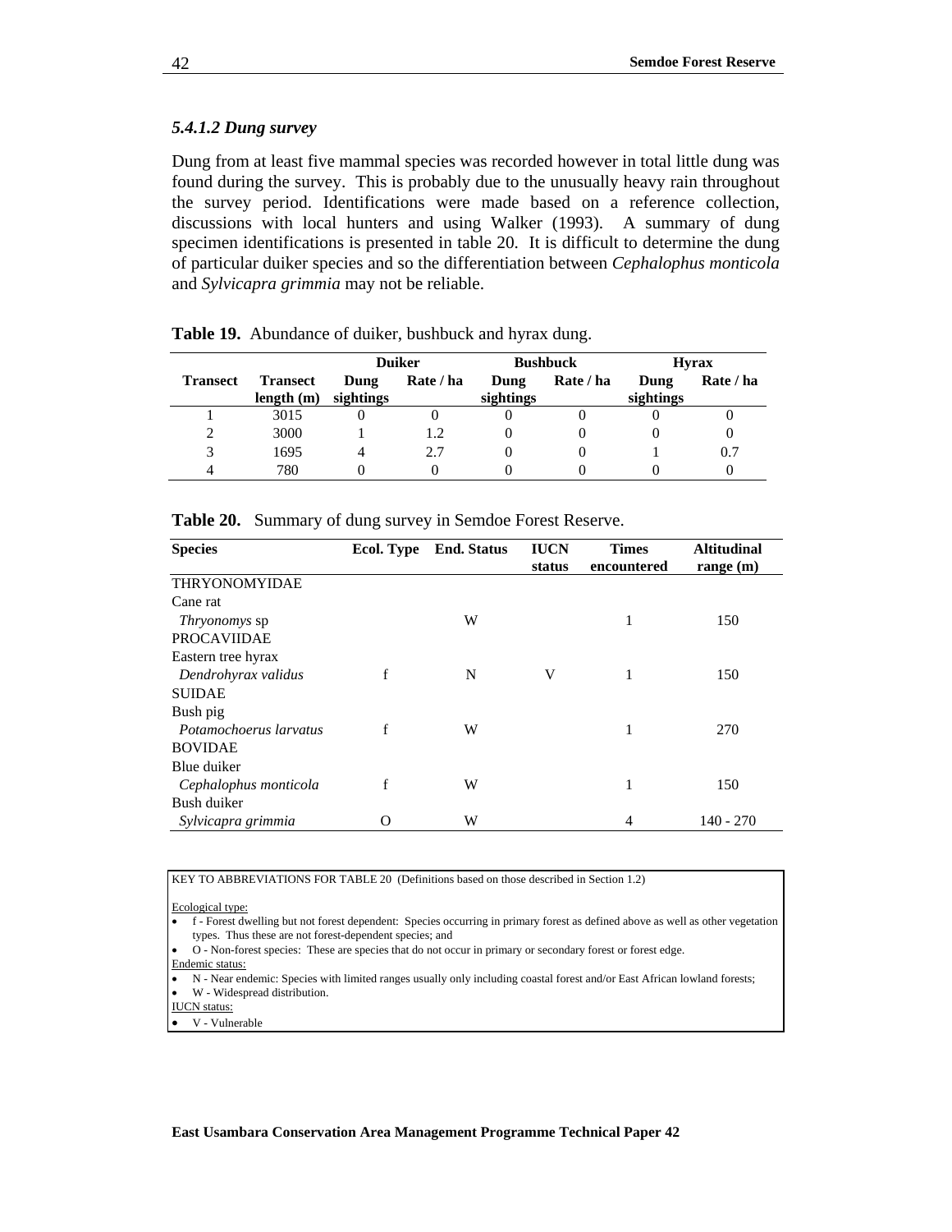### *5.4.1.2 Dung survey*

Dung from at least five mammal species was recorded however in total little dung was found during the survey. This is probably due to the unusually heavy rain throughout the survey period. Identifications were made based on a reference collection, discussions with local hunters and using Walker (1993). A summary of dung specimen identifications is presented in table 20. It is difficult to determine the dung of particular duiker species and so the differentiation between *Cephalophus monticola* and *Sylvicapra grimmia* may not be reliable.

**Table 19.** Abundance of duiker, bushbuck and hyrax dung.

| | | Duiker | | Bushbuck | | Hyrax | |
|---|---|---|---|---|---|---|---|
| **Transect** | **Transect length (m)** | **Dung sightings** | **Rate / ha** | **Dung sightings** | **Rate / ha** | **Dung sightings** | **Rate / ha** |
| 1 | 3015 | 0 | 0 | 0 | 0 | 0 | 0 |
| 2 | 3000 | 1 | 1.2 | 0 | 0 | 0 | 0 |
| 3 | 1695 | 4 | 2.7 | 0 | 0 | 1 | 0.7 |
| 4 | 780 | 0 | 0 | 0 | 0 | 0 | 0 |

**Table 20.** Summary of dung survey in Semdoe Forest Reserve.

| Species | Ecol. Type | End. Status | IUCN status | Times encountered | Altitudinal range (m) |
|---|---|---|---|---|---|
| THRYONOMYIDAE | | | | | |
| Cane rat | | | | | |
| *Thryonomys* sp | | W | | 1 | 150 |
| PROCAVIIDAE | | | | | |
| Eastern tree hyrax | | | | | |
| *Dendrohyrax validus* | f | N | V | 1 | 150 |
| SUIDAE | | | | | |
| Bush pig | | | | | |
| *Potamochoerus larvatus* | f | W | | 1 | 270 |
| BOVIDAE | | | | | |
| Blue duiker | | | | | |
| *Cephalophus monticola* | f | W | | 1 | 150 |
| Bush duiker | | | | | |
| *Sylvicapra grimmia* | O | W | | 4 | 140 - 270 |

KEY TO ABBREVIATIONS FOR TABLE 20 (Definitions based on those described in Section 1.2)

Ecological type:
- f - Forest dwelling but not forest dependent: Species occurring in primary forest as defined above as well as other vegetation types. Thus these are not forest-dependent species; and
- O - Non-forest species: These are species that do not occur in primary or secondary forest or forest edge.

Endemic status:
- N - Near endemic: Species with limited ranges usually only including coastal forest and/or East African lowland forests;
- W - Widespread distribution.

IUCN status:
- V - Vulnerable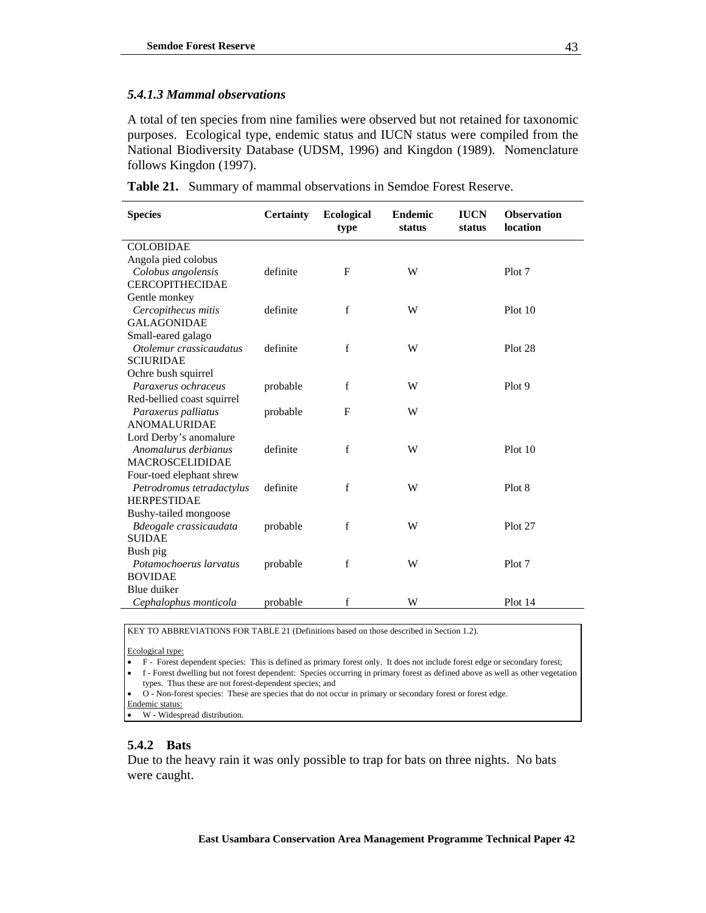### *5.4.1.3 Mammal observations*

A total of ten species from nine families were observed but not retained for taxonomic purposes. Ecological type, endemic status and IUCN status were compiled from the National Biodiversity Database (UDSM, 1996) and Kingdon (1989). Nomenclature follows Kingdon (1997).

**Table 21.** Summary of mammal observations in Semdoe Forest Reserve.

| Species | Certainty | Ecological type | Endemic status | IUCN status | Observation location |
|---|---|---|---|---|---|
| COLOBIDAE | | | | | |
| Angola pied colobus | | | | | |
| *Colobus angolensis* | definite | F | W | | Plot 7 |
| CERCOPITHECIDAE | | | | | |
| Gentle monkey | | | | | |
| *Cercopithecus mitis* | definite | f | W | | Plot 10 |
| GALAGONIDAE | | | | | |
| Small-eared galago | | | | | |
| *Otolemur crassicaudatus* | definite | f | W | | Plot 28 |
| SCIURIDAE | | | | | |
| Ochre bush squirrel | | | | | |
| *Paraxerus ochraceus* | probable | f | W | | Plot 9 |
| Red-bellied coast squirrel | | | | | |
| *Paraxerus palliatus* | probable | F | W | | |
| ANOMALURIDAE | | | | | |
| Lord Derby's anomalure | | | | | |
| *Anomalurus derbianus* | definite | f | W | | Plot 10 |
| MACROSCELIDIDAE | | | | | |
| Four-toed elephant shrew | | | | | |
| *Petrodromus tetradactylus* | definite | f | W | | Plot 8 |
| HERPESTIDAE | | | | | |
| Bushy-tailed mongoose | | | | | |
| *Bdeogale crassicaudata* | probable | f | W | | Plot 27 |
| SUIDAE | | | | | |
| Bush pig | | | | | |
| *Potamochoerus larvatus* | probable | f | W | | Plot 7 |
| BOVIDAE | | | | | |
| Blue duiker | | | | | |
| *Cephalophus monticola* | probable | f | W | | Plot 14 |

KEY TO ABBREVIATIONS FOR TABLE 21 (Definitions based on those described in Section 1.2).

Ecological type:
- F - Forest dependent species: This is defined as primary forest only. It does not include forest edge or secondary forest;
- f - Forest dwelling but not forest dependent: Species occurring in primary forest as defined above as well as other vegetation types. Thus these are not forest-dependent species; and
- O - Non-forest species: These are species that do not occur in primary or secondary forest or forest edge.

Endemic status:
- W - Widespread distribution.

## 5.4.2 Bats

Due to the heavy rain it was only possible to trap for bats on three nights. No bats were caught.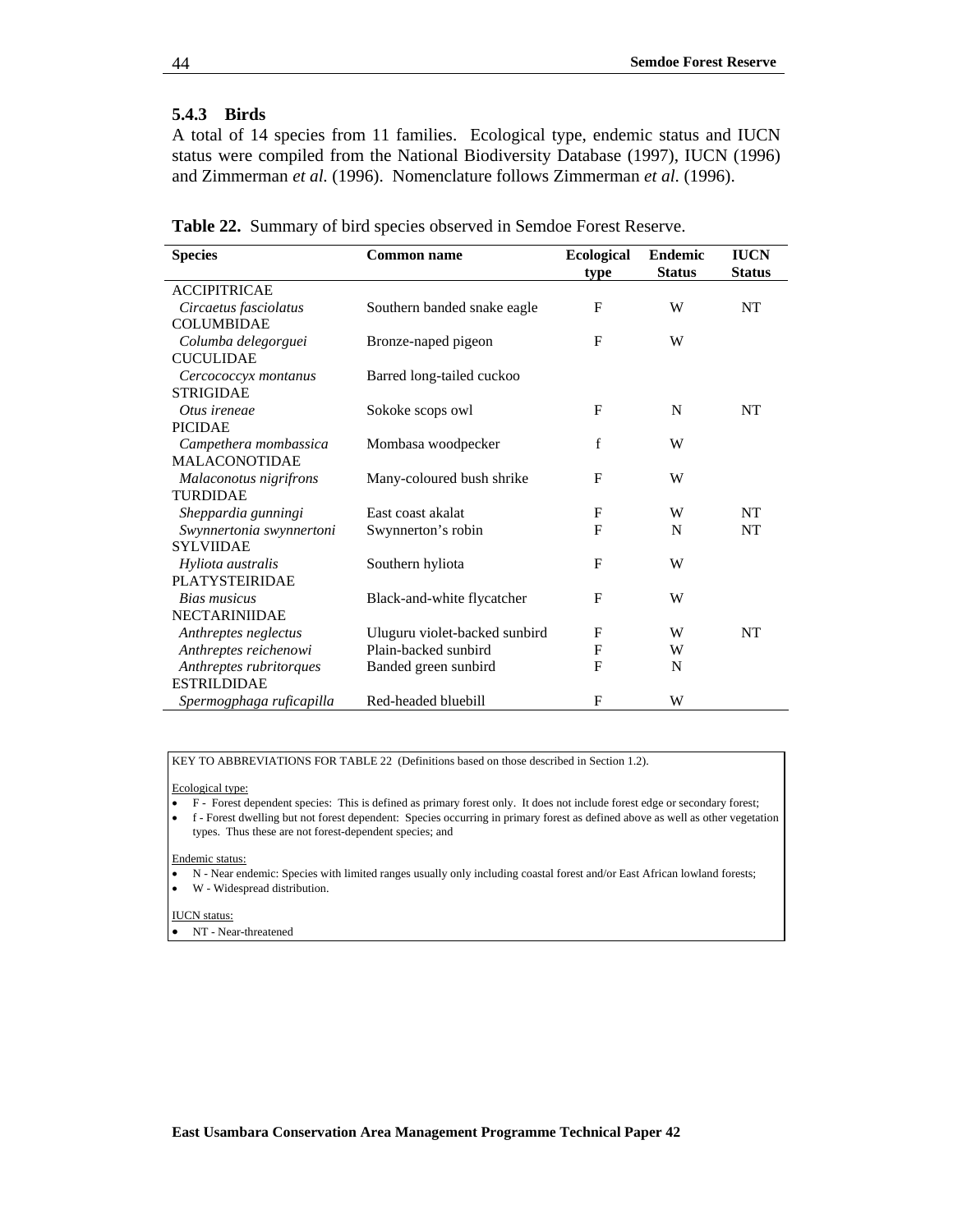### 5.4.3 Birds

A total of 14 species from 11 families. Ecological type, endemic status and IUCN status were compiled from the National Biodiversity Database (1997), IUCN (1996) and Zimmerman *et al.* (1996). Nomenclature follows Zimmerman *et al*. (1996).

**Table 22.** Summary of bird species observed in Semdoe Forest Reserve.

| Species | Common name | Ecological type | Endemic Status | IUCN Status |
|---|---|---|---|---|
| ACCIPITRICAE | | | | |
| *Circaetus fasciolatus* | Southern banded snake eagle | F | W | NT |
| COLUMBIDAE | | | | |
| *Columba delegorguei* | Bronze-naped pigeon | F | W | |
| CUCULIDAE | | | | |
| *Cercococcyx montanus* | Barred long-tailed cuckoo | | | |
| STRIGIDAE | | | | |
| *Otus ireneae* | Sokoke scops owl | F | N | NT |
| PICIDAE | | | | |
| *Campethera mombassica* | Mombasa woodpecker | f | W | |
| MALACONOTIDAE | | | | |
| *Malaconotus nigrifrons* | Many-coloured bush shrike | F | W | |
| TURDIDAE | | | | |
| *Sheppardia gunningi* | East coast akalat | F | W | NT |
| *Swynnertonia swynnertoni* | Swynnerton's robin | F | N | NT |
| SYLVIIDAE | | | | |
| *Hyliota australis* | Southern hyliota | F | W | |
| PLATYSTEIRIDAE | | | | |
| *Bias musicus* | Black-and-white flycatcher | F | W | |
| NECTARINIIDAE | | | | |
| *Anthreptes neglectus* | Uluguru violet-backed sunbird | F | W | NT |
| *Anthreptes reichenowi* | Plain-backed sunbird | F | W | |
| *Anthreptes rubritorques* | Banded green sunbird | F | N | |
| ESTRILDIDAE | | | | |
| *Spermogphaga ruficapilla* | Red-headed bluebill | F | W | |

KEY TO ABBREVIATIONS FOR TABLE 22 (Definitions based on those described in Section 1.2).

Ecological type:

- F - Forest dependent species: This is defined as primary forest only. It does not include forest edge or secondary forest;
- f - Forest dwelling but not forest dependent: Species occurring in primary forest as defined above as well as other vegetation types. Thus these are not forest-dependent species; and

Endemic status:

- N - Near endemic: Species with limited ranges usually only including coastal forest and/or East African lowland forests;
- W - Widespread distribution.

IUCN status:

- NT - Near-threatened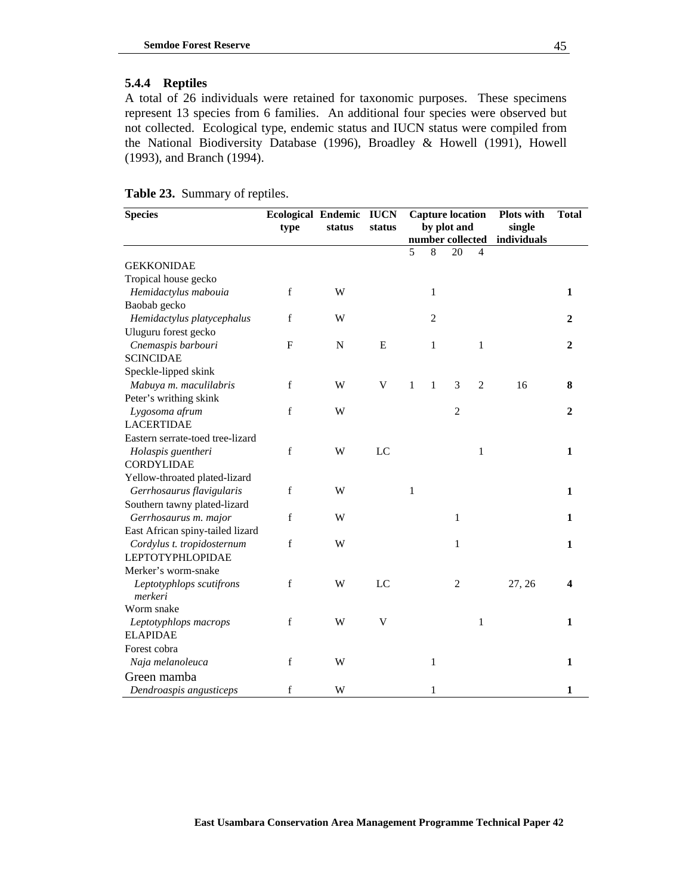### 5.4.4 Reptiles

A total of 26 individuals were retained for taxonomic purposes. These specimens represent 13 species from 6 families. An additional four species were observed but not collected. Ecological type, endemic status and IUCN status were compiled from the National Biodiversity Database (1996), Broadley & Howell (1991), Howell (1993), and Branch (1994).

**Table 23.** Summary of reptiles.

| Species | Ecological type | Endemic status | IUCN status | Capture location by plot and number collected | | | | Plots with single individuals | Total |
|---|---|---|---|---|---|---|---|---|---|
| | | | | 5 | 8 | 20 | 4 | | |
| GEKKONIDAE | | | | | | | | | |
| Tropical house gecko | | | | | | | | | |
| *Hemidactylus mabouia* | f | W | | | 1 | | | | **1** |
| Baobab gecko | | | | | | | | | |
| *Hemidactylus platycephalus* | f | W | | | 2 | | | | **2** |
| Uluguru forest gecko | | | | | | | | | |
| *Cnemaspis barbouri* | F | N | E | | 1 | | 1 | | **2** |
| SCINCIDAE | | | | | | | | | |
| Speckle-lipped skink | | | | | | | | | |
| *Mabuya m. maculilabris* | f | W | V | 1 | 1 | 3 | 2 | 16 | **8** |
| Peter's writhing skink | | | | | | | | | |
| *Lygosoma afrum* | f | W | | | | 2 | | | **2** |
| LACERTIDAE | | | | | | | | | |
| Eastern serrate-toed tree-lizard | | | | | | | | | |
| *Holaspis guentheri* | f | W | LC | | | | 1 | | **1** |
| CORDYLIDAE | | | | | | | | | |
| Yellow-throated plated-lizard | | | | | | | | | |
| *Gerrhosaurus flavigularis* | f | W | | 1 | | | | | **1** |
| Southern tawny plated-lizard | | | | | | | | | |
| *Gerrhosaurus m. major* | f | W | | | | 1 | | | **1** |
| East African spiny-tailed lizard | | | | | | | | | |
| *Cordylus t. tropidosternum* | f | W | | | | 1 | | | **1** |
| LEPTOTYPHLOPIDAE | | | | | | | | | |
| Merker's worm-snake | | | | | | | | | |
| *Leptotyphlops scutifrons merkeri* | f | W | LC | | | 2 | | 27, 26 | **4** |
| Worm snake | | | | | | | | | |
| *Leptotyphlops macrops* | f | W | V | | | | 1 | | **1** |
| ELAPIDAE | | | | | | | | | |
| Forest cobra | | | | | | | | | |
| *Naja melanoleuca* | f | W | | | 1 | | | | **1** |
| Green mamba | | | | | | | | | |
| *Dendroaspis angusticeps* | f | W | | | 1 | | | | **1** |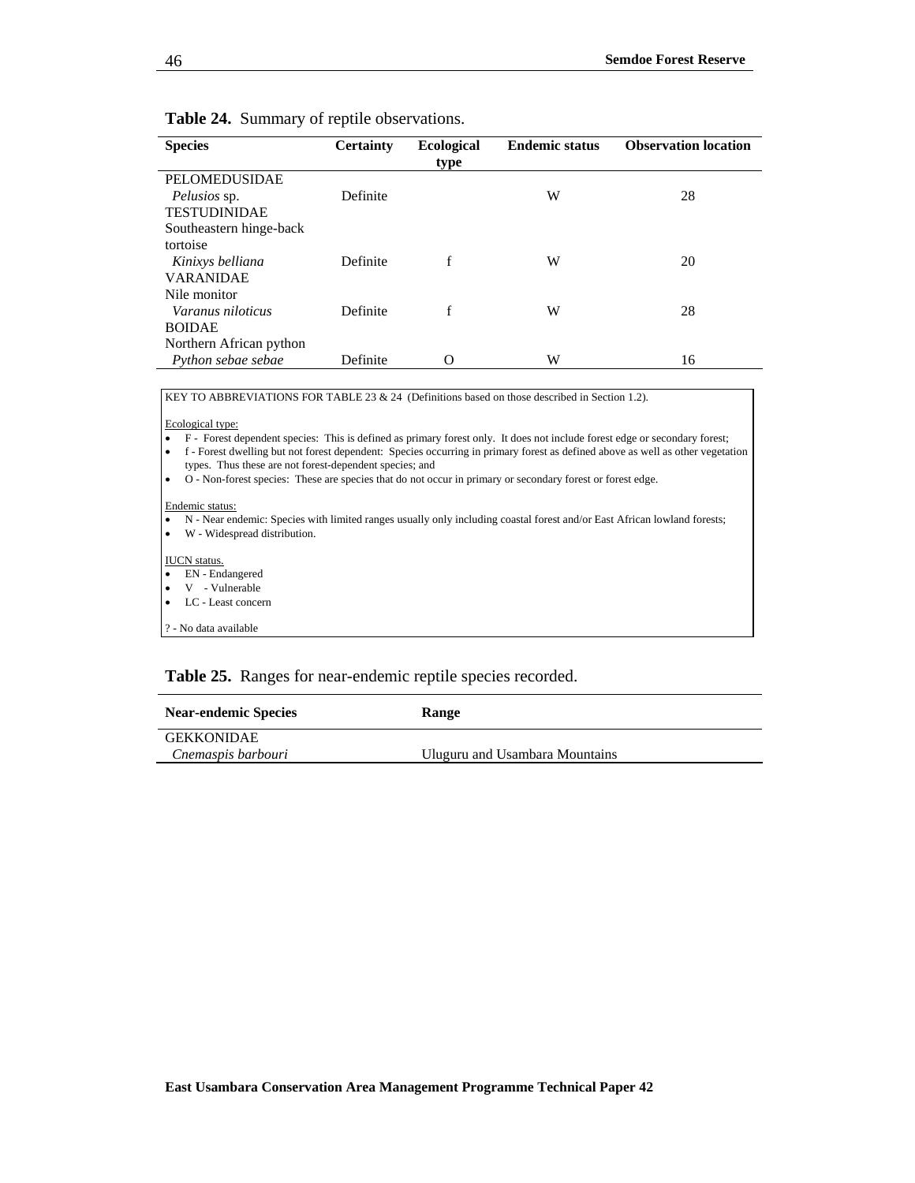**Table 24.** Summary of reptile observations.

| Species | Certainty | Ecological type | Endemic status | Observation location |
|---|---|---|---|---|
| PELOMEDUSIDAE | | | | |
| *Pelusios* sp. | Definite | | W | 28 |
| TESTUDINIDAE | | | | |
| Southeastern hinge-back tortoise | | | | |
| *Kinixys belliana* | Definite | f | W | 20 |
| VARANIDAE | | | | |
| Nile monitor | | | | |
| *Varanus niloticus* | Definite | f | W | 28 |
| BOIDAE | | | | |
| Northern African python | | | | |
| *Python sebae sebae* | Definite | O | W | 16 |

KEY TO ABBREVIATIONS FOR TABLE 23 & 24 (Definitions based on those described in Section 1.2).

Ecological type:

- F - Forest dependent species: This is defined as primary forest only. It does not include forest edge or secondary forest;
- f - Forest dwelling but not forest dependent: Species occurring in primary forest as defined above as well as other vegetation types. Thus these are not forest-dependent species; and
- O - Non-forest species: These are species that do not occur in primary or secondary forest or forest edge.

Endemic status:

- N - Near endemic: Species with limited ranges usually only including coastal forest and/or East African lowland forests;
- W - Widespread distribution.

IUCN status.

- EN - Endangered
- V - Vulnerable
- LC - Least concern

? - No data available

**Table 25.** Ranges for near-endemic reptile species recorded.

| Near-endemic Species | Range |
|---|---|
| GEKKONIDAE | |
| *Cnemaspis barbouri* | Uluguru and Usambara Mountains |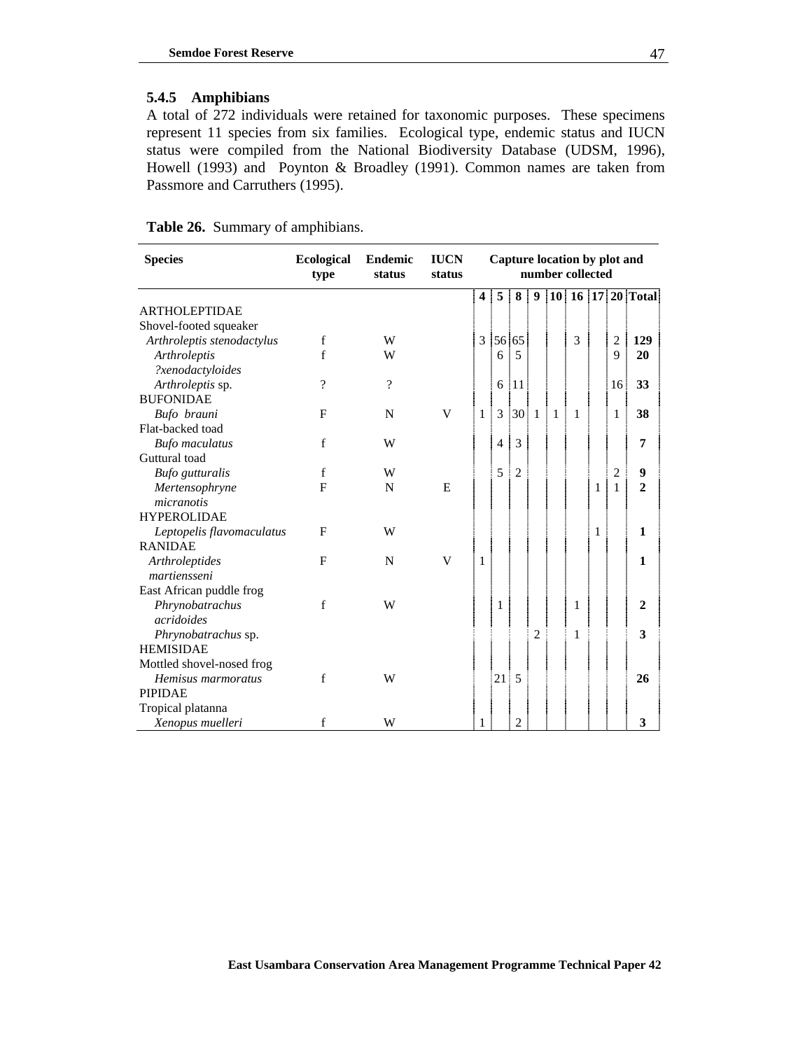### 5.4.5 Amphibians

A total of 272 individuals were retained for taxonomic purposes. These specimens represent 11 species from six families. Ecological type, endemic status and IUCN status were compiled from the National Biodiversity Database (UDSM, 1996), Howell (1993) and Poynton & Broadley (1991). Common names are taken from Passmore and Carruthers (1995).

**Table 26.** Summary of amphibians.

| Species | Ecological type | Endemic status | IUCN status | Capture location by plot and number collected | | | | | | | | | |
|---|---|---|---|---|---|---|---|---|---|---|---|---|---|
| | | | | **4** | **5** | **8** | **9** | **10** | **16** | **17** | **20** | **Total** |
| ARTHOLEPTIDAE | | | | | | | | | | | | |
| Shovel-footed squeaker | | | | | | | | | | | | |
| *Arthroleptis stenodactylus* | f | W | | 3 | 56 | 65 | | | 3 | | 2 | **129** |
| *Arthroleptis ?xenodactyloides* | f | W | | | 6 | 5 | | | | | 9 | **20** |
| *Arthroleptis* sp. | ? | ? | | | 6 | 11 | | | | | 16 | **33** |
| BUFONIDAE | | | | | | | | | | | | |
| *Bufo brauni* | F | N | V | 1 | 3 | 30 | 1 | 1 | 1 | | 1 | **38** |
| Flat-backed toad | | | | | | | | | | | | |
| *Bufo maculatus* | f | W | | | 4 | 3 | | | | | | **7** |
| Guttural toad | | | | | | | | | | | | |
| *Bufo gutturalis* | f | W | | | 5 | 2 | | | | | 2 | **9** |
| *Mertensophryne micranotis* | F | N | E | | | | | | | 1 | 1 | **2** |
| HYPEROLIDAE | | | | | | | | | | | | |
| *Leptopelis flavomaculatus* | F | W | | | | | | | | 1 | | **1** |
| RANIDAE | | | | | | | | | | | | |
| *Arthroleptides martiensseni* | F | N | V | 1 | | | | | | | | **1** |
| East African puddle frog | | | | | | | | | | | | |
| *Phrynobatrachus acridoides* | f | W | | | 1 | | | | 1 | | | **2** |
| *Phrynobatrachus* sp. | | | | | | | 2 | | 1 | | | **3** |
| HEMISIDAE | | | | | | | | | | | | |
| Mottled shovel-nosed frog | | | | | | | | | | | | |
| *Hemisus marmoratus* | f | W | | | 21 | 5 | | | | | | **26** |
| PIPIDAE | | | | | | | | | | | | |
| Tropical platanna | | | | | | | | | | | | |
| *Xenopus muelleri* | f | W | | 1 | | 2 | | | | | | **3** |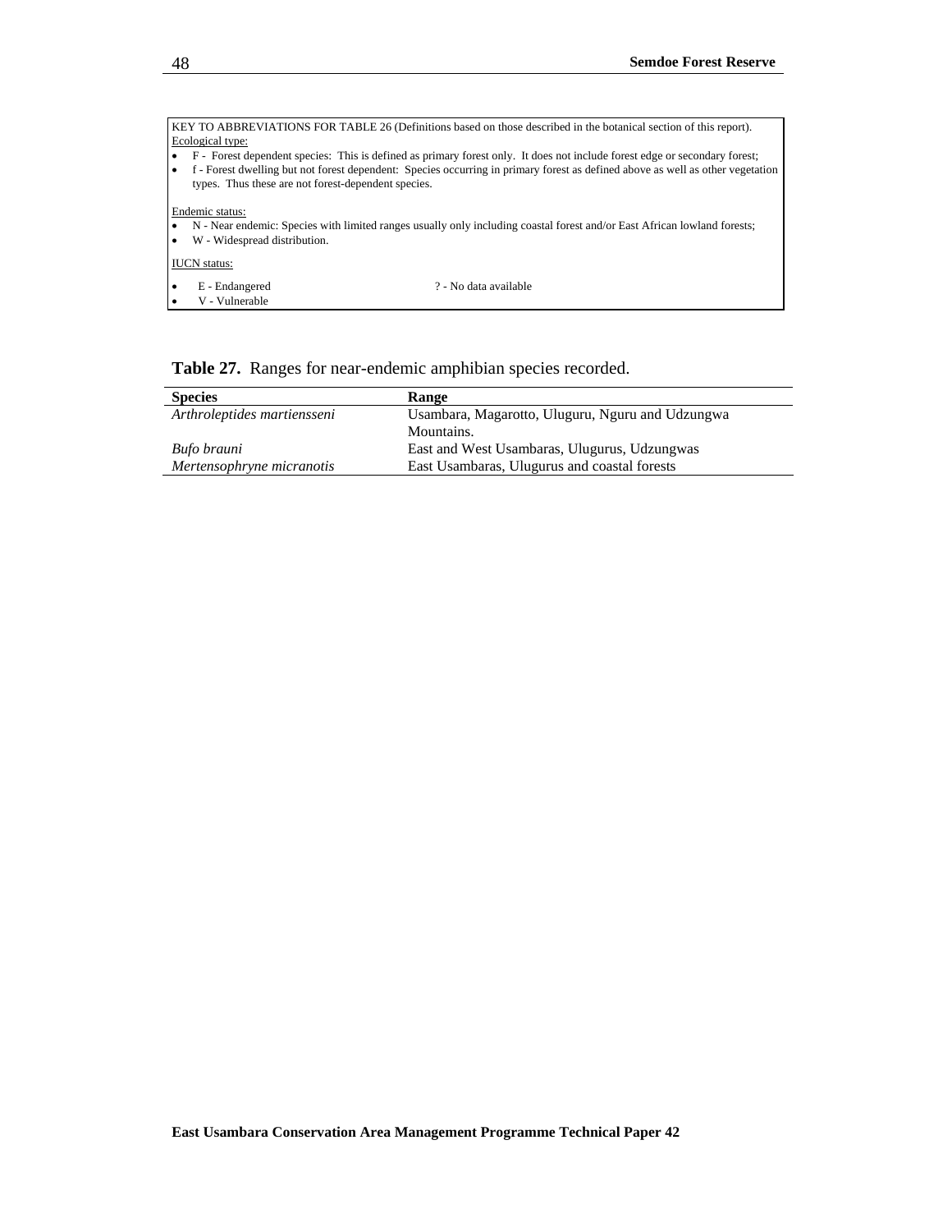KEY TO ABBREVIATIONS FOR TABLE 26 (Definitions based on those described in the botanical section of this report).

Ecological type:

- F - Forest dependent species: This is defined as primary forest only. It does not include forest edge or secondary forest;
- f - Forest dwelling but not forest dependent: Species occurring in primary forest as defined above as well as other vegetation types. Thus these are not forest-dependent species.

Endemic status:

- N - Near endemic: Species with limited ranges usually only including coastal forest and/or East African lowland forests;
- W - Widespread distribution.

IUCN status:

- E - Endangered
- V - Vulnerable

? - No data available

**Table 27.** Ranges for near-endemic amphibian species recorded.

| Species | Range |
|---|---|
| *Arthroleptides martiensseni* | Usambara, Magarotto, Uluguru, Nguru and Udzungwa Mountains. |
| *Bufo brauni* | East and West Usambaras, Ulugurus, Udzungwas |
| *Mertensophryne micranotis* | East Usambaras, Ulugurus and coastal forests |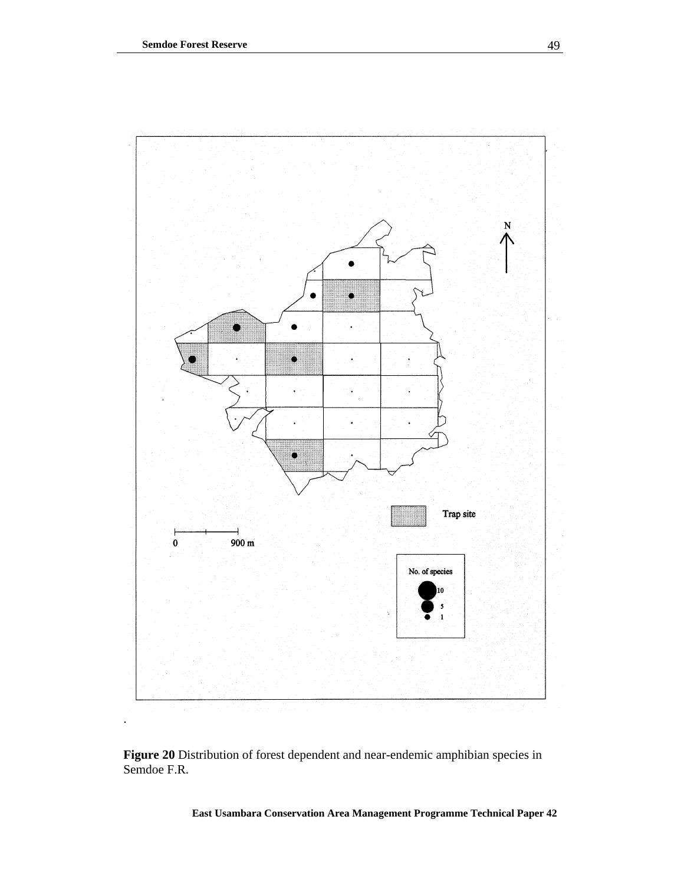Figure 20 Distribution of forest dependent and near-endemic amphibian species in Semdoe F.R.

**Figure 20** Distribution of forest dependent and near-endemic amphibian species in Semdoe F.R.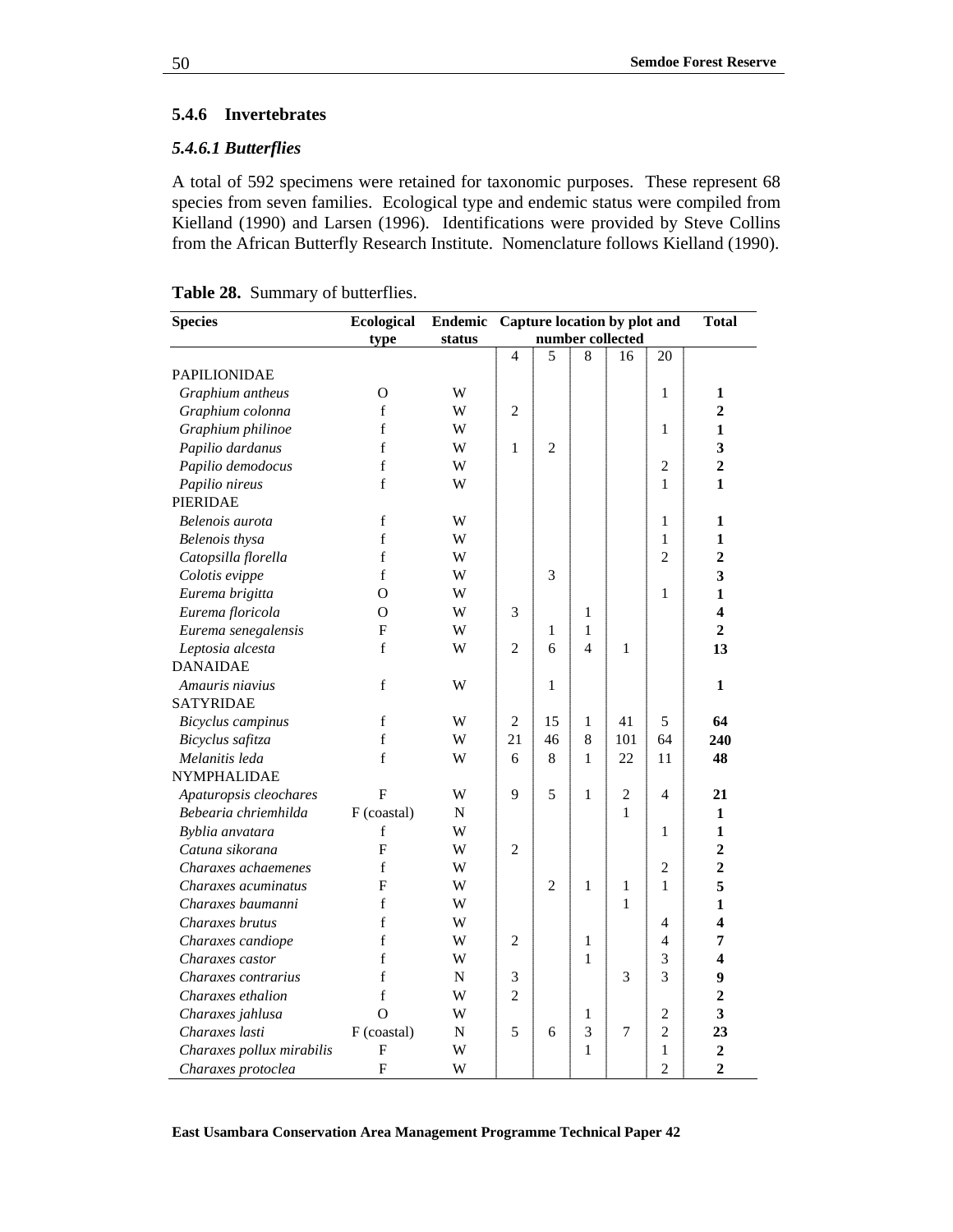### 5.4.6 Invertebrates

#### *5.4.6.1 Butterflies*

A total of 592 specimens were retained for taxonomic purposes. These represent 68 species from seven families. Ecological type and endemic status were compiled from Kielland (1990) and Larsen (1996). Identifications were provided by Steve Collins from the African Butterfly Research Institute. Nomenclature follows Kielland (1990).

**Table 28.** Summary of butterflies.

| Species | Ecological type | Endemic status | Capture location by plot and number collected | | | | | Total |
|---|---|---|---|---|---|---|---|---|
| | | | 4 | 5 | 8 | 16 | 20 | |
| PAPILIONIDAE | | | | | | | | |
| *Graphium antheus* | O | W | | | | | 1 | **1** |
| *Graphium colonna* | f | W | 2 | | | | | **2** |
| *Graphium philinoe* | f | W | | | | | 1 | **1** |
| *Papilio dardanus* | f | W | 1 | 2 | | | | **3** |
| *Papilio demodocus* | f | W | | | | | 2 | **2** |
| *Papilio nireus* | f | W | | | | | 1 | **1** |
| PIERIDAE | | | | | | | | |
| *Belenois aurota* | f | W | | | | | 1 | **1** |
| *Belenois thysa* | f | W | | | | | 1 | **1** |
| *Catopsilla florella* | f | W | | | | | 2 | **2** |
| *Colotis evippe* | f | W | | 3 | | | | **3** |
| *Eurema brigitta* | O | W | | | | | 1 | **1** |
| *Eurema floricola* | O | W | 3 | | 1 | | | **4** |
| *Eurema senegalensis* | F | W | | 1 | 1 | | | **2** |
| *Leptosia alcesta* | f | W | 2 | 6 | 4 | 1 | | **13** |
| DANAIDAE | | | | | | | | |
| *Amauris niavius* | f | W | | 1 | | | | **1** |
| SATYRIDAE | | | | | | | | |
| *Bicyclus campinus* | f | W | 2 | 15 | 1 | 41 | 5 | **64** |
| *Bicyclus safitza* | f | W | 21 | 46 | 8 | 101 | 64 | **240** |
| *Melanitis leda* | f | W | 6 | 8 | 1 | 22 | 11 | **48** |
| NYMPHALIDAE | | | | | | | | |
| *Apaturopsis cleochares* | F | W | 9 | 5 | 1 | 2 | 4 | **21** |
| *Bebearia chriemhilda* | F (coastal) | N | | | | 1 | | **1** |
| *Byblia anvatara* | f | W | | | | | 1 | **1** |
| *Catuna sikorana* | F | W | 2 | | | | | **2** |
| *Charaxes achaemenes* | f | W | | | | | 2 | **2** |
| *Charaxes acuminatus* | F | W | | 2 | 1 | 1 | 1 | **5** |
| *Charaxes baumanni* | f | W | | | | 1 | | **1** |
| *Charaxes brutus* | f | W | | | | | 4 | **4** |
| *Charaxes candiope* | f | W | 2 | | 1 | | 4 | **7** |
| *Charaxes castor* | f | W | | | 1 | | 3 | **4** |
| *Charaxes contrarius* | f | N | 3 | | | 3 | 3 | **9** |
| *Charaxes ethalion* | f | W | 2 | | | | | **2** |
| *Charaxes jahlusa* | O | W | | | 1 | | 2 | **3** |
| *Charaxes lasti* | F (coastal) | N | 5 | 6 | 3 | 7 | 2 | **23** |
| *Charaxes pollux mirabilis* | F | W | | | 1 | | 1 | **2** |
| *Charaxes protoclea* | F | W | | | | | 2 | **2** |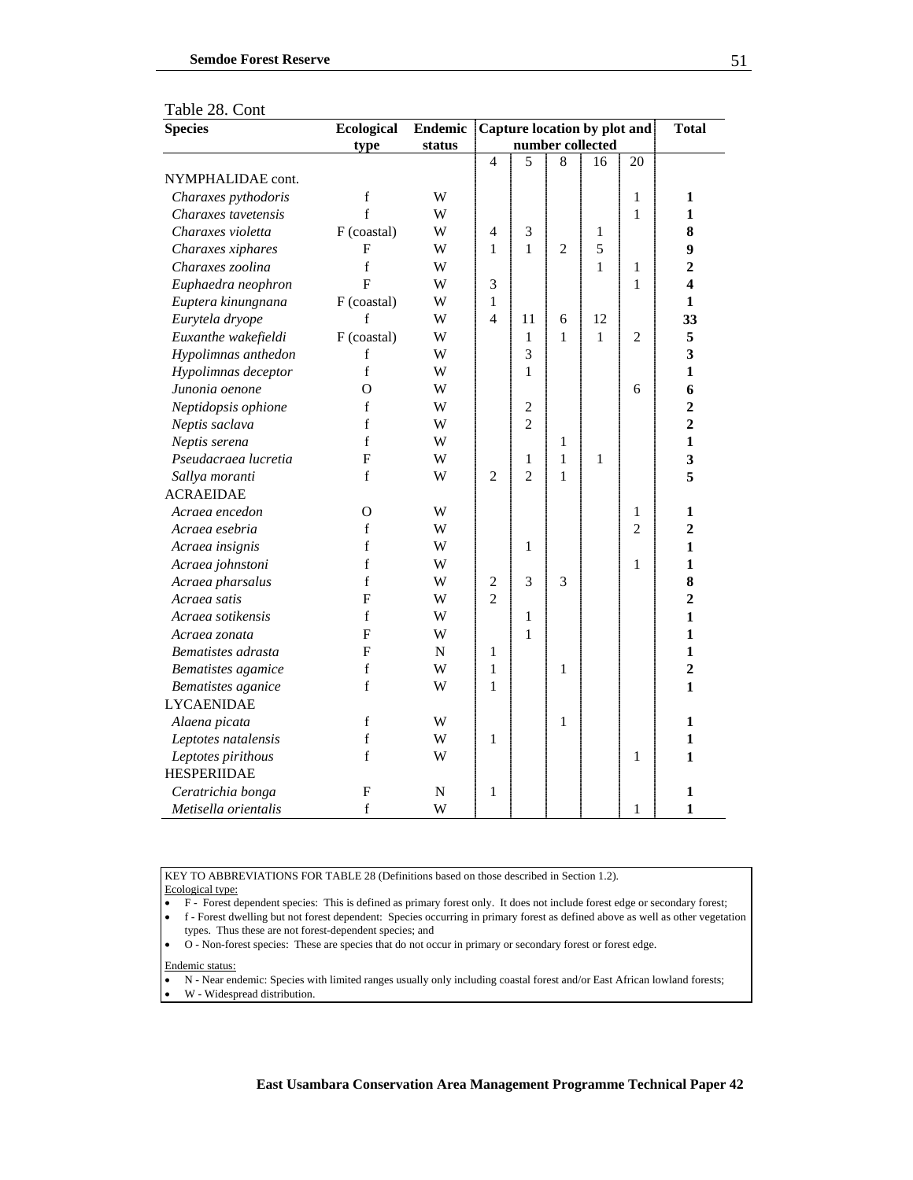Table 28. Cont

| Species | Ecological type | Endemic status | Capture location by plot and number collected | | | | | Total |
|---|---|---|---|---|---|---|---|---|
| | | | 4 | 5 | 8 | 16 | 20 | |
| NYMPHALIDAE cont. | | | | | | | | |
| *Charaxes pythodoris* | f | W | | | | | 1 | **1** |
| *Charaxes tavetensis* | f | W | | | | | 1 | **1** |
| *Charaxes violetta* | F (coastal) | W | 4 | 3 | | 1 | | **8** |
| *Charaxes xiphares* | F | W | 1 | 1 | 2 | 5 | | **9** |
| *Charaxes zoolina* | f | W | | | | 1 | 1 | **2** |
| *Euphaedra neophron* | F | W | 3 | | | | 1 | **4** |
| *Euptera kinungnana* | F (coastal) | W | 1 | | | | | **1** |
| *Eurytela dryope* | f | W | 4 | 11 | 6 | 12 | | **33** |
| *Euxanthe wakefieldi* | F (coastal) | W | | 1 | 1 | 1 | 2 | **5** |
| *Hypolimnas anthedon* | f | W | | 3 | | | | **3** |
| *Hypolimnas deceptor* | f | W | | 1 | | | | **1** |
| *Junonia oenone* | O | W | | | | | 6 | **6** |
| *Neptidopsis ophione* | f | W | | 2 | | | | **2** |
| *Neptis saclava* | f | W | | 2 | | | | **2** |
| *Neptis serena* | f | W | | | 1 | | | **1** |
| *Pseudacraea lucretia* | F | W | | 1 | 1 | 1 | | **3** |
| *Sallya moranti* | f | W | 2 | 2 | 1 | | | **5** |
| ACRAEIDAE | | | | | | | | |
| *Acraea encedon* | O | W | | | | | 1 | **1** |
| *Acraea esebria* | f | W | | | | | 2 | **2** |
| *Acraea insignis* | f | W | | 1 | | | | **1** |
| *Acraea johnstoni* | f | W | | | | | 1 | **1** |
| *Acraea pharsalus* | f | W | 2 | 3 | 3 | | | **8** |
| *Acraea satis* | F | W | 2 | | | | | **2** |
| *Acraea sotikensis* | f | W | | 1 | | | | **1** |
| *Acraea zonata* | F | W | | 1 | | | | **1** |
| *Bematistes adrasta* | F | N | 1 | | | | | **1** |
| *Bematistes agamice* | f | W | 1 | | 1 | | | **2** |
| *Bematistes aganice* | f | W | 1 | | | | | **1** |
| LYCAENIDAE | | | | | | | | |
| *Alaena picata* | f | W | | | 1 | | | **1** |
| *Leptotes natalensis* | f | W | 1 | | | | | **1** |
| *Leptotes pirithous* | f | W | | | | | 1 | **1** |
| HESPERIIDAE | | | | | | | | |
| *Ceratrichia bonga* | F | N | 1 | | | | | **1** |
| *Metisella orientalis* | f | W | | | | | 1 | **1** |

KEY TO ABBREVIATIONS FOR TABLE 28 (Definitions based on those described in Section 1.2).

Ecological type:

- F - Forest dependent species: This is defined as primary forest only. It does not include forest edge or secondary forest;
- f - Forest dwelling but not forest dependent: Species occurring in primary forest as defined above as well as other vegetation types. Thus these are not forest-dependent species; and
- O - Non-forest species: These are species that do not occur in primary or secondary forest or forest edge.

Endemic status:

- N - Near endemic: Species with limited ranges usually only including coastal forest and/or East African lowland forests;
- W - Widespread distribution.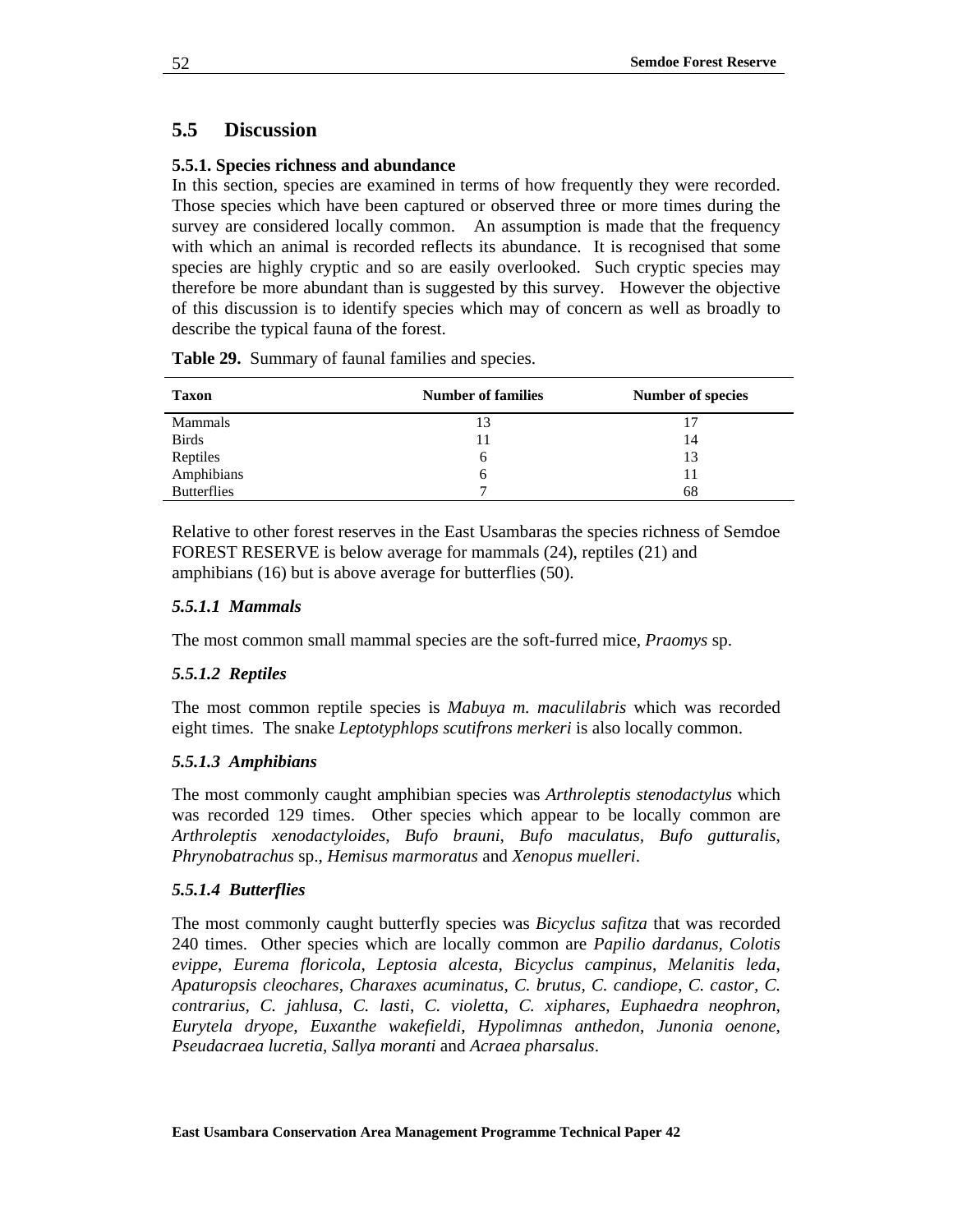## 5.5 Discussion

### 5.5.1. Species richness and abundance

In this section, species are examined in terms of how frequently they were recorded. Those species which have been captured or observed three or more times during the survey are considered locally common. An assumption is made that the frequency with which an animal is recorded reflects its abundance. It is recognised that some species are highly cryptic and so are easily overlooked. Such cryptic species may therefore be more abundant than is suggested by this survey. However the objective of this discussion is to identify species which may of concern as well as broadly to describe the typical fauna of the forest.

**Table 29.** Summary of faunal families and species.

| Taxon | Number of families | Number of species |
|---|---|---|
| Mammals | 13 | 17 |
| Birds | 11 | 14 |
| Reptiles | 6 | 13 |
| Amphibians | 6 | 11 |
| Butterflies | 7 | 68 |

Relative to other forest reserves in the East Usambaras the species richness of Semdoe FOREST RESERVE is below average for mammals (24), reptiles (21) and amphibians (16) but is above average for butterflies (50).

#### *5.5.1.1 Mammals*

The most common small mammal species are the soft-furred mice, *Praomys* sp.

#### *5.5.1.2 Reptiles*

The most common reptile species is *Mabuya m. maculilabris* which was recorded eight times. The snake *Leptotyphlops scutifrons merkeri* is also locally common.

#### *5.5.1.3 Amphibians*

The most commonly caught amphibian species was *Arthroleptis stenodactylus* which was recorded 129 times. Other species which appear to be locally common are *Arthroleptis xenodactyloides*, *Bufo brauni*, *Bufo maculatus*, *Bufo gutturalis*, *Phrynobatrachus* sp., *Hemisus marmoratus* and *Xenopus muelleri*.

#### *5.5.1.4 Butterflies*

The most commonly caught butterfly species was *Bicyclus safitza* that was recorded 240 times. Other species which are locally common are *Papilio dardanus*, *Colotis evippe*, *Eurema floricola*, *Leptosia alcesta*, *Bicyclus campinus*, *Melanitis leda*, *Apaturopsis cleochares*, *Charaxes acuminatus*, *C. brutus*, *C. candiope*, *C. castor*, *C. contrarius*, *C. jahlusa*, *C. lasti*, *C. violetta*, *C. xiphares*, *Euphaedra neophron*, *Eurytela dryope*, *Euxanthe wakefieldi*, *Hypolimnas anthedon*, *Junonia oenone*, *Pseudacraea lucretia*, *Sallya moranti* and *Acraea pharsalus*.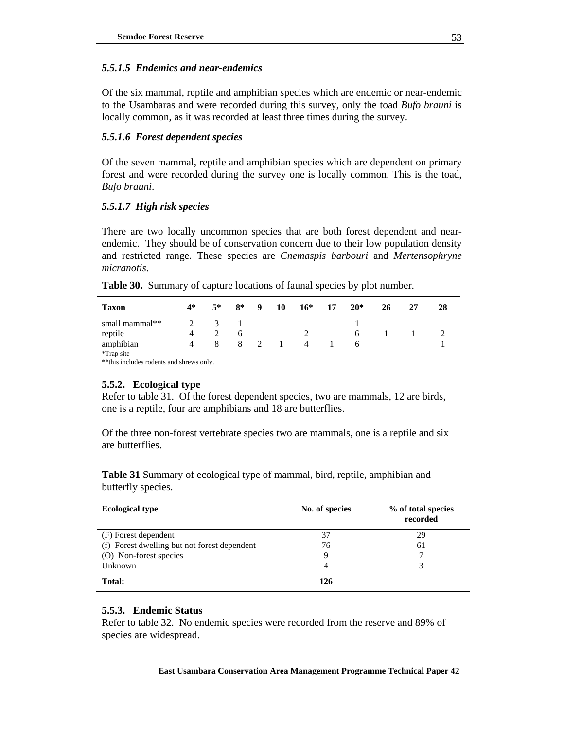#### *5.5.1.5 Endemics and near-endemics*

Of the six mammal, reptile and amphibian species which are endemic or near-endemic to the Usambaras and were recorded during this survey, only the toad *Bufo brauni* is locally common, as it was recorded at least three times during the survey.

#### *5.5.1.6 Forest dependent species*

Of the seven mammal, reptile and amphibian species which are dependent on primary forest and were recorded during the survey one is locally common. This is the toad, *Bufo brauni*.

#### *5.5.1.7 High risk species*

There are two locally uncommon species that are both forest dependent and near-endemic. They should be of conservation concern due to their low population density and restricted range. These species are *Cnemaspis barbouri* and *Mertensophryne micranotis*.

**Table 30.** Summary of capture locations of faunal species by plot number.

| Taxon | 4* | 5* | 8* | 9 | 10 | 16* | 17 | 20* | 26 | 27 | 28 |
|---|---|---|---|---|---|---|---|---|---|---|---|
| small mammal** | 2 | 3 | 1 | | | | | 1 | | | |
| reptile | 4 | 2 | 6 | | | 2 | | 6 | 1 | 1 | 2 |
| amphibian | 4 | 8 | 8 | 2 | 1 | 4 | 1 | 6 | | | 1 |

*Trap site
**this includes rodents and shrews only.

### 5.5.2. Ecological type

Refer to table 31. Of the forest dependent species, two are mammals, 12 are birds, one is a reptile, four are amphibians and 18 are butterflies.

Of the three non-forest vertebrate species two are mammals, one is a reptile and six are butterflies.

**Table 31** Summary of ecological type of mammal, bird, reptile, amphibian and butterfly species.

| Ecological type | No. of species | % of total species recorded |
|---|---|---|
| (F) Forest dependent | 37 | 29 |
| (f) Forest dwelling but not forest dependent | 76 | 61 |
| (O) Non-forest species | 9 | 7 |
| Unknown | 4 | 3 |
| **Total:** | **126** | |

### 5.5.3. Endemic Status

Refer to table 32. No endemic species were recorded from the reserve and 89% of species are widespread.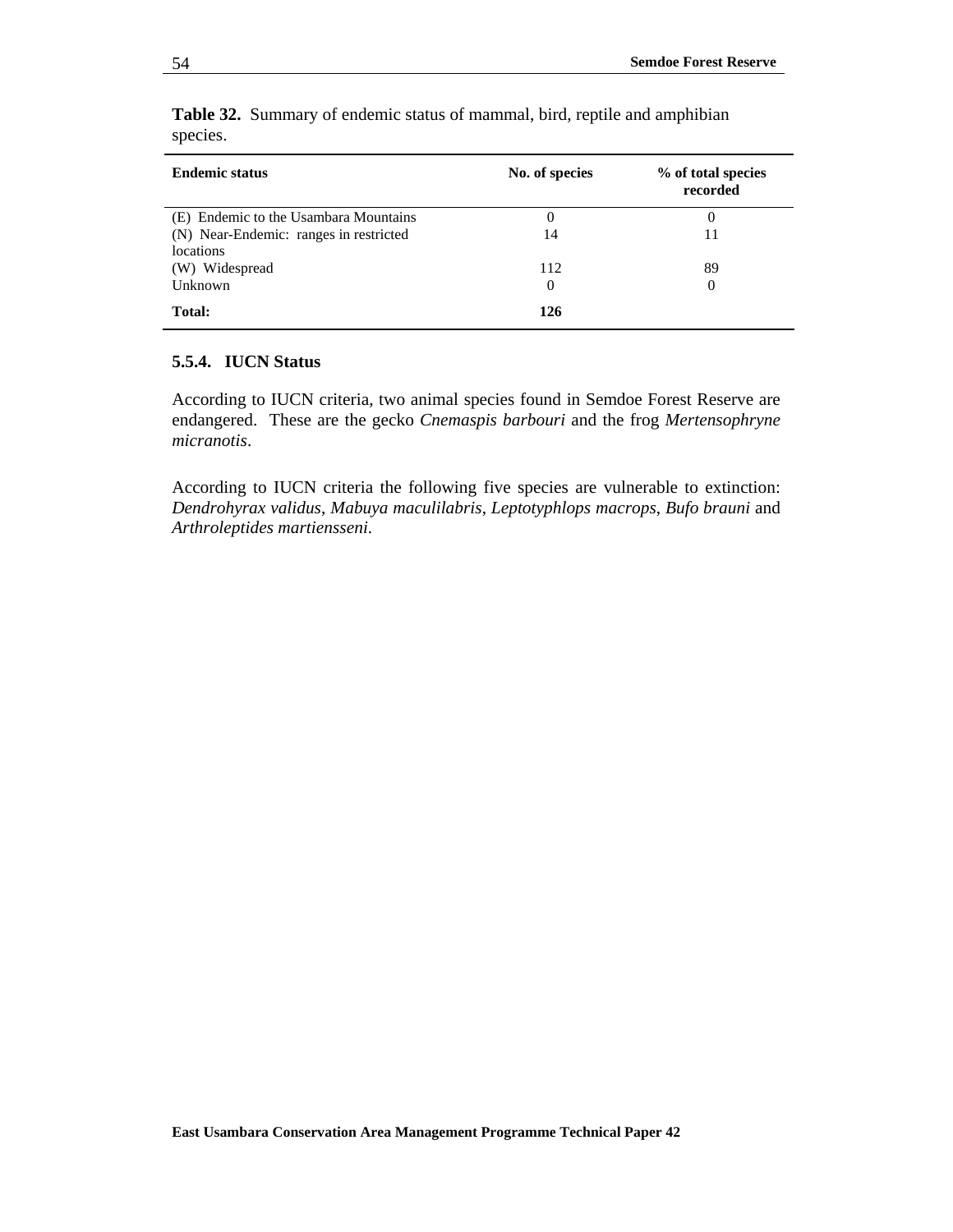**Table 32.** Summary of endemic status of mammal, bird, reptile and amphibian species.

| Endemic status | No. of species | % of total species recorded |
|---|---|---|
| (E) Endemic to the Usambara Mountains | 0 | 0 |
| (N) Near-Endemic: ranges in restricted locations | 14 | 11 |
| (W) Widespread | 112 | 89 |
| Unknown | 0 | 0 |
| **Total:** | **126** | |

### 5.5.4. IUCN Status

According to IUCN criteria, two animal species found in Semdoe Forest Reserve are endangered. These are the gecko *Cnemaspis barbouri* and the frog *Mertensophryne micranotis*.

According to IUCN criteria the following five species are vulnerable to extinction: *Dendrohyrax validus*, *Mabuya maculilabris*, *Leptotyphlops macrops*, *Bufo brauni* and *Arthroleptides martiensseni*.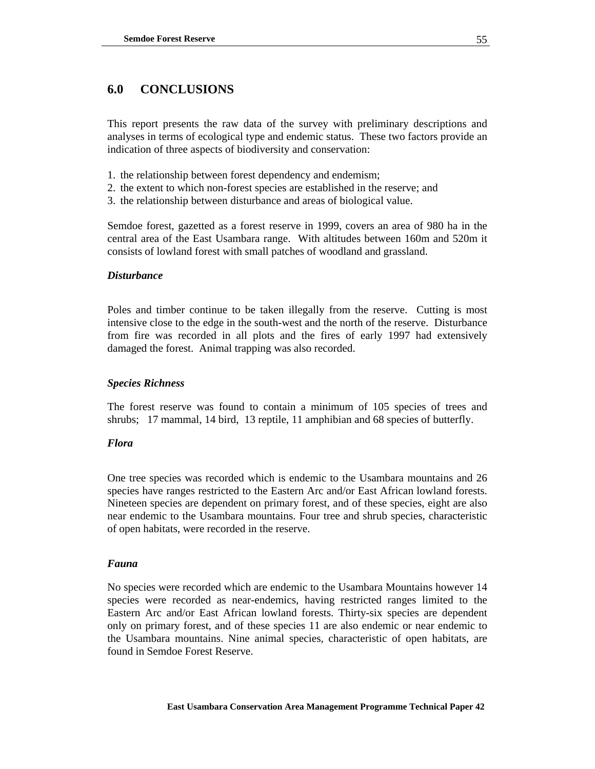# 6.0 CONCLUSIONS

This report presents the raw data of the survey with preliminary descriptions and analyses in terms of ecological type and endemic status. These two factors provide an indication of three aspects of biodiversity and conservation:

1. the relationship between forest dependency and endemism;
2. the extent to which non-forest species are established in the reserve; and
3. the relationship between disturbance and areas of biological value.

Semdoe forest, gazetted as a forest reserve in 1999, covers an area of 980 ha in the central area of the East Usambara range. With altitudes between 160m and 520m it consists of lowland forest with small patches of woodland and grassland.

***Disturbance***

Poles and timber continue to be taken illegally from the reserve. Cutting is most intensive close to the edge in the south-west and the north of the reserve. Disturbance from fire was recorded in all plots and the fires of early 1997 had extensively damaged the forest. Animal trapping was also recorded.

***Species Richness***

The forest reserve was found to contain a minimum of 105 species of trees and shrubs; 17 mammal, 14 bird, 13 reptile, 11 amphibian and 68 species of butterfly.

***Flora***

One tree species was recorded which is endemic to the Usambara mountains and 26 species have ranges restricted to the Eastern Arc and/or East African lowland forests. Nineteen species are dependent on primary forest, and of these species, eight are also near endemic to the Usambara mountains. Four tree and shrub species, characteristic of open habitats, were recorded in the reserve.

***Fauna***

No species were recorded which are endemic to the Usambara Mountains however 14 species were recorded as near-endemics, having restricted ranges limited to the Eastern Arc and/or East African lowland forests. Thirty-six species are dependent only on primary forest, and of these species 11 are also endemic or near endemic to the Usambara mountains. Nine animal species, characteristic of open habitats, are found in Semdoe Forest Reserve.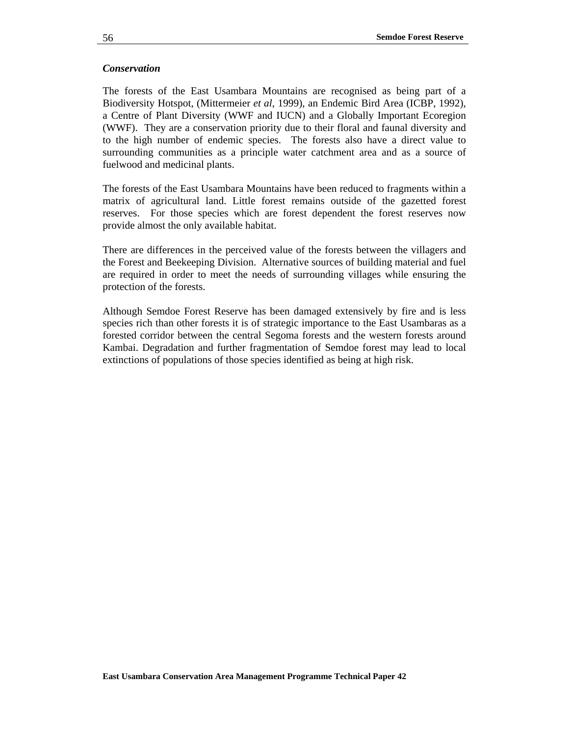### *Conservation*

The forests of the East Usambara Mountains are recognised as being part of a Biodiversity Hotspot, (Mittermeier *et al*, 1999), an Endemic Bird Area (ICBP, 1992), a Centre of Plant Diversity (WWF and IUCN) and a Globally Important Ecoregion (WWF). They are a conservation priority due to their floral and faunal diversity and to the high number of endemic species. The forests also have a direct value to surrounding communities as a principle water catchment area and as a source of fuelwood and medicinal plants.

The forests of the East Usambara Mountains have been reduced to fragments within a matrix of agricultural land. Little forest remains outside of the gazetted forest reserves. For those species which are forest dependent the forest reserves now provide almost the only available habitat.

There are differences in the perceived value of the forests between the villagers and the Forest and Beekeeping Division. Alternative sources of building material and fuel are required in order to meet the needs of surrounding villages while ensuring the protection of the forests.

Although Semdoe Forest Reserve has been damaged extensively by fire and is less species rich than other forests it is of strategic importance to the East Usambaras as a forested corridor between the central Segoma forests and the western forests around Kambai. Degradation and further fragmentation of Semdoe forest may lead to local extinctions of populations of those species identified as being at high risk.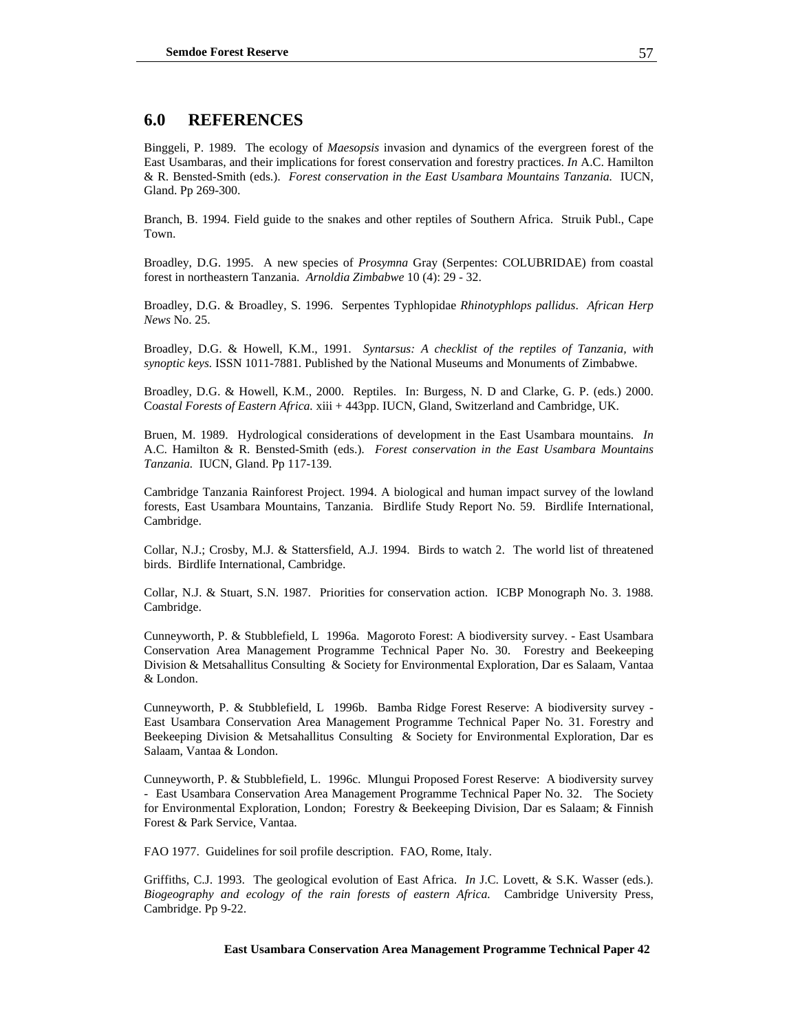## 6.0 REFERENCES

Binggeli, P. 1989. The ecology of *Maesopsis* invasion and dynamics of the evergreen forest of the East Usambaras, and their implications for forest conservation and forestry practices. *In* A.C. Hamilton & R. Bensted-Smith (eds.). *Forest conservation in the East Usambara Mountains Tanzania.* IUCN, Gland. Pp 269-300.

Branch, B. 1994. Field guide to the snakes and other reptiles of Southern Africa. Struik Publ., Cape Town.

Broadley, D.G. 1995. A new species of *Prosymna* Gray (Serpentes: COLUBRIDAE) from coastal forest in northeastern Tanzania. *Arnoldia Zimbabwe* 10 (4): 29 - 32.

Broadley, D.G. & Broadley, S. 1996. Serpentes Typhlopidae *Rhinotyphlops pallidus*. *African Herp News* No. 25.

Broadley, D.G. & Howell, K.M., 1991. *Syntarsus: A checklist of the reptiles of Tanzania, with synoptic keys.* ISSN 1011-7881. Published by the National Museums and Monuments of Zimbabwe.

Broadley, D.G. & Howell, K.M., 2000. Reptiles. In: Burgess, N. D and Clarke, G. P. (eds.) 2000. C*oastal Forests of Eastern Africa.* xiii + 443pp. IUCN, Gland, Switzerland and Cambridge, UK.

Bruen, M. 1989. Hydrological considerations of development in the East Usambara mountains. *In* A.C. Hamilton & R. Bensted-Smith (eds.). *Forest conservation in the East Usambara Mountains Tanzania.* IUCN, Gland. Pp 117-139.

Cambridge Tanzania Rainforest Project. 1994. A biological and human impact survey of the lowland forests, East Usambara Mountains, Tanzania. Birdlife Study Report No. 59. Birdlife International, Cambridge.

Collar, N.J.; Crosby, M.J. & Stattersfield, A.J. 1994. Birds to watch 2. The world list of threatened birds. Birdlife International, Cambridge.

Collar, N.J. & Stuart, S.N. 1987. Priorities for conservation action. ICBP Monograph No. 3. 1988. Cambridge.

Cunneyworth, P. & Stubblefield, L 1996a. Magoroto Forest: A biodiversity survey. - East Usambara Conservation Area Management Programme Technical Paper No. 30. Forestry and Beekeeping Division & Metsahallitus Consulting & Society for Environmental Exploration, Dar es Salaam, Vantaa & London.

Cunneyworth, P. & Stubblefield, L 1996b. Bamba Ridge Forest Reserve: A biodiversity survey - East Usambara Conservation Area Management Programme Technical Paper No. 31. Forestry and Beekeeping Division & Metsahallitus Consulting & Society for Environmental Exploration, Dar es Salaam, Vantaa & London.

Cunneyworth, P. & Stubblefield, L. 1996c. Mlungui Proposed Forest Reserve: A biodiversity survey - East Usambara Conservation Area Management Programme Technical Paper No. 32. The Society for Environmental Exploration, London; Forestry & Beekeeping Division, Dar es Salaam; & Finnish Forest & Park Service, Vantaa.

FAO 1977. Guidelines for soil profile description. FAO, Rome, Italy.

Griffiths, C.J. 1993. The geological evolution of East Africa. *In* J.C. Lovett, & S.K. Wasser (eds.). *Biogeography and ecology of the rain forests of eastern Africa.* Cambridge University Press, Cambridge. Pp 9-22.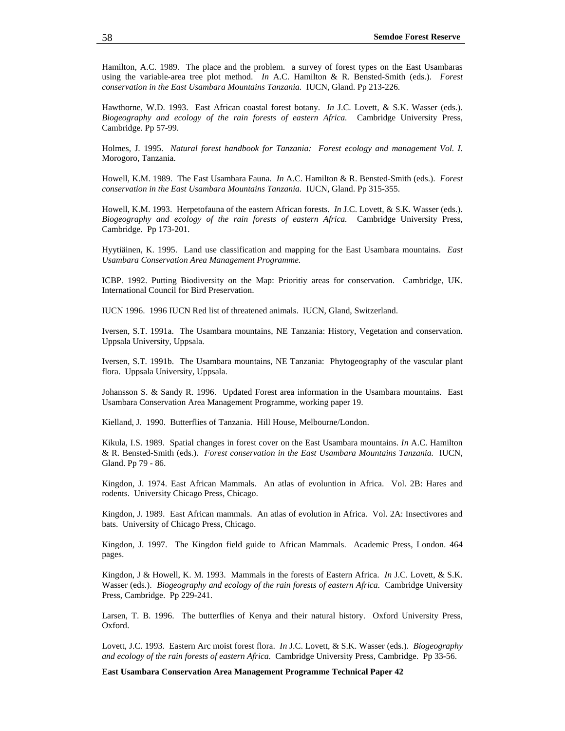Hamilton, A.C. 1989. The place and the problem. a survey of forest types on the East Usambaras using the variable-area tree plot method. *In* A.C. Hamilton & R. Bensted-Smith (eds.). *Forest conservation in the East Usambara Mountains Tanzania.* IUCN, Gland. Pp 213-226.

Hawthorne, W.D. 1993. East African coastal forest botany. *In* J.C. Lovett, & S.K. Wasser (eds.). *Biogeography and ecology of the rain forests of eastern Africa.* Cambridge University Press, Cambridge. Pp 57-99.

Holmes, J. 1995. *Natural forest handbook for Tanzania: Forest ecology and management Vol. I.* Morogoro, Tanzania.

Howell, K.M. 1989. The East Usambara Fauna. *In* A.C. Hamilton & R. Bensted-Smith (eds.). *Forest conservation in the East Usambara Mountains Tanzania.* IUCN, Gland. Pp 315-355.

Howell, K.M. 1993. Herpetofauna of the eastern African forests. *In* J.C. Lovett, & S.K. Wasser (eds.). *Biogeography and ecology of the rain forests of eastern Africa.* Cambridge University Press, Cambridge. Pp 173-201.

Hyytiäinen, K. 1995. Land use classification and mapping for the East Usambara mountains. *East Usambara Conservation Area Management Programme.*

ICBP. 1992. Putting Biodiversity on the Map: Prioritiy areas for conservation. Cambridge, UK. International Council for Bird Preservation.

IUCN 1996. 1996 IUCN Red list of threatened animals. IUCN, Gland, Switzerland.

Iversen, S.T. 1991a. The Usambara mountains, NE Tanzania: History, Vegetation and conservation. Uppsala University, Uppsala.

Iversen, S.T. 1991b. The Usambara mountains, NE Tanzania: Phytogeography of the vascular plant flora. Uppsala University, Uppsala.

Johansson S. & Sandy R. 1996. Updated Forest area information in the Usambara mountains. East Usambara Conservation Area Management Programme, working paper 19.

Kielland, J. 1990. Butterflies of Tanzania. Hill House, Melbourne/London.

Kikula, I.S. 1989. Spatial changes in forest cover on the East Usambara mountains. *In* A.C. Hamilton & R. Bensted-Smith (eds.). *Forest conservation in the East Usambara Mountains Tanzania.* IUCN, Gland. Pp 79 - 86.

Kingdon, J. 1974. East African Mammals. An atlas of evoluntion in Africa. Vol. 2B: Hares and rodents. University Chicago Press, Chicago.

Kingdon, J. 1989. East African mammals. An atlas of evolution in Africa. Vol. 2A: Insectivores and bats. University of Chicago Press, Chicago.

Kingdon, J. 1997. The Kingdon field guide to African Mammals. Academic Press, London. 464 pages.

Kingdon, J & Howell, K. M. 1993. Mammals in the forests of Eastern Africa. *In* J.C. Lovett, & S.K. Wasser (eds.). *Biogeography and ecology of the rain forests of eastern Africa.* Cambridge University Press, Cambridge. Pp 229-241.

Larsen, T. B. 1996. The butterflies of Kenya and their natural history. Oxford University Press, Oxford.

Lovett, J.C. 1993. Eastern Arc moist forest flora. *In* J.C. Lovett, & S.K. Wasser (eds.). *Biogeography and ecology of the rain forests of eastern Africa.* Cambridge University Press, Cambridge. Pp 33-56.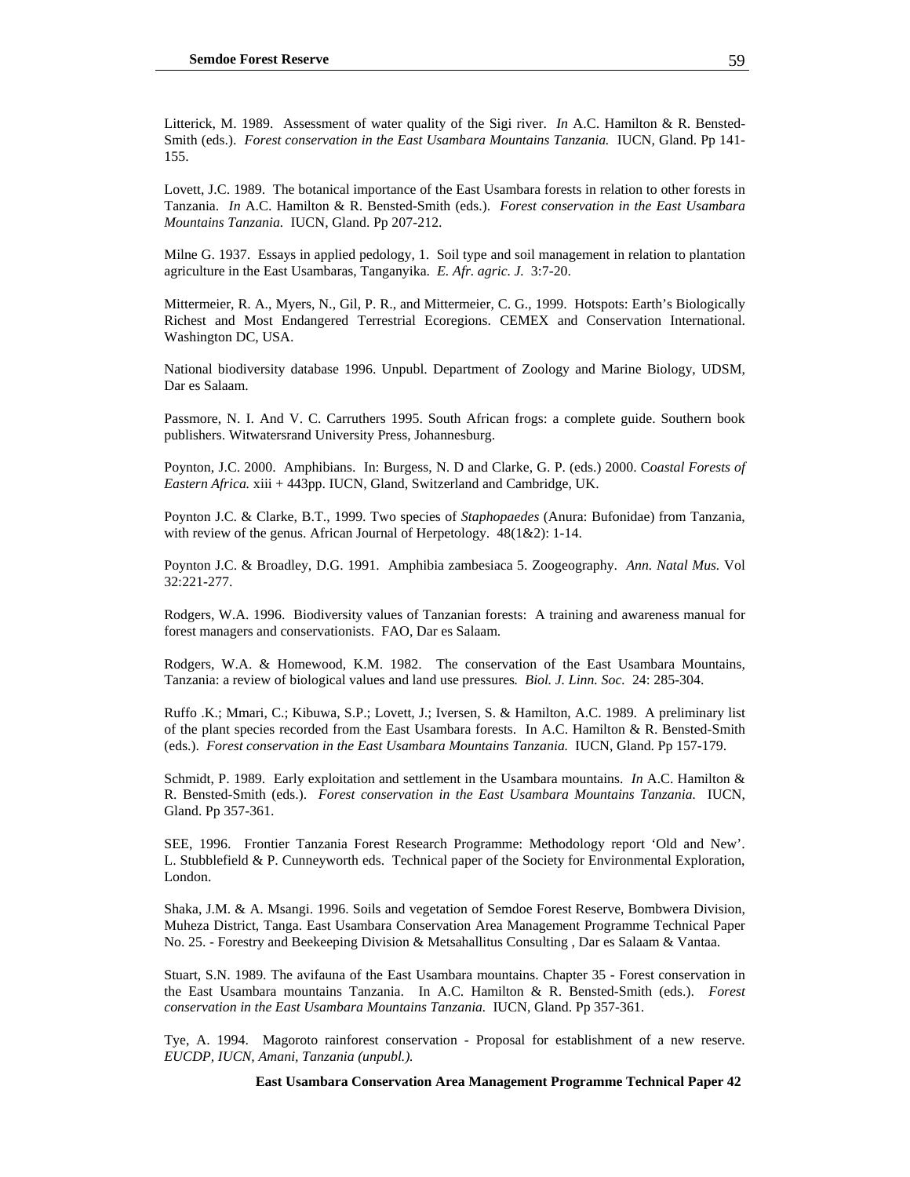Litterick, M. 1989. Assessment of water quality of the Sigi river. *In* A.C. Hamilton & R. Bensted-Smith (eds.). *Forest conservation in the East Usambara Mountains Tanzania.* IUCN, Gland. Pp 141-155.

Lovett, J.C. 1989. The botanical importance of the East Usambara forests in relation to other forests in Tanzania. *In* A.C. Hamilton & R. Bensted-Smith (eds.). *Forest conservation in the East Usambara Mountains Tanzania.* IUCN, Gland. Pp 207-212.

Milne G. 1937. Essays in applied pedology, 1. Soil type and soil management in relation to plantation agriculture in the East Usambaras, Tanganyika. *E. Afr. agric. J.* 3:7-20.

Mittermeier, R. A., Myers, N., Gil, P. R., and Mittermeier, C. G., 1999. Hotspots: Earth's Biologically Richest and Most Endangered Terrestrial Ecoregions. CEMEX and Conservation International. Washington DC, USA.

National biodiversity database 1996. Unpubl. Department of Zoology and Marine Biology, UDSM, Dar es Salaam.

Passmore, N. I. And V. C. Carruthers 1995. South African frogs: a complete guide. Southern book publishers. Witwatersrand University Press, Johannesburg.

Poynton, J.C. 2000. Amphibians. In: Burgess, N. D and Clarke, G. P. (eds.) 2000. C*oastal Forests of Eastern Africa.* xiii + 443pp. IUCN, Gland, Switzerland and Cambridge, UK.

Poynton J.C. & Clarke, B.T., 1999. Two species of *Staphopaedes* (Anura: Bufonidae) from Tanzania, with review of the genus. African Journal of Herpetology. 48(1&2): 1-14.

Poynton J.C. & Broadley, D.G. 1991. Amphibia zambesiaca 5. Zoogeography. *Ann. Natal Mus.* Vol 32:221-277.

Rodgers, W.A. 1996. Biodiversity values of Tanzanian forests: A training and awareness manual for forest managers and conservationists. FAO, Dar es Salaam.

Rodgers, W.A. & Homewood, K.M. 1982. The conservation of the East Usambara Mountains, Tanzania: a review of biological values and land use pressures*. Biol. J. Linn. Soc.* 24: 285-304.

Ruffo .K.; Mmari, C.; Kibuwa, S.P.; Lovett, J.; Iversen, S. & Hamilton, A.C. 1989. A preliminary list of the plant species recorded from the East Usambara forests. In A.C. Hamilton & R. Bensted-Smith (eds.). *Forest conservation in the East Usambara Mountains Tanzania.* IUCN, Gland. Pp 157-179.

Schmidt, P. 1989. Early exploitation and settlement in the Usambara mountains. *In* A.C. Hamilton & R. Bensted-Smith (eds.). *Forest conservation in the East Usambara Mountains Tanzania.* IUCN, Gland. Pp 357-361.

SEE, 1996. Frontier Tanzania Forest Research Programme: Methodology report 'Old and New'. L. Stubblefield & P. Cunneyworth eds. Technical paper of the Society for Environmental Exploration, London.

Shaka, J.M. & A. Msangi. 1996. Soils and vegetation of Semdoe Forest Reserve, Bombwera Division, Muheza District, Tanga. East Usambara Conservation Area Management Programme Technical Paper No. 25. - Forestry and Beekeeping Division & Metsahallitus Consulting , Dar es Salaam & Vantaa.

Stuart, S.N. 1989. The avifauna of the East Usambara mountains. Chapter 35 - Forest conservation in the East Usambara mountains Tanzania. In A.C. Hamilton & R. Bensted-Smith (eds.). *Forest conservation in the East Usambara Mountains Tanzania.* IUCN, Gland. Pp 357-361.

Tye, A. 1994. Magoroto rainforest conservation - Proposal for establishment of a new reserve. *EUCDP, IUCN, Amani, Tanzania (unpubl.).*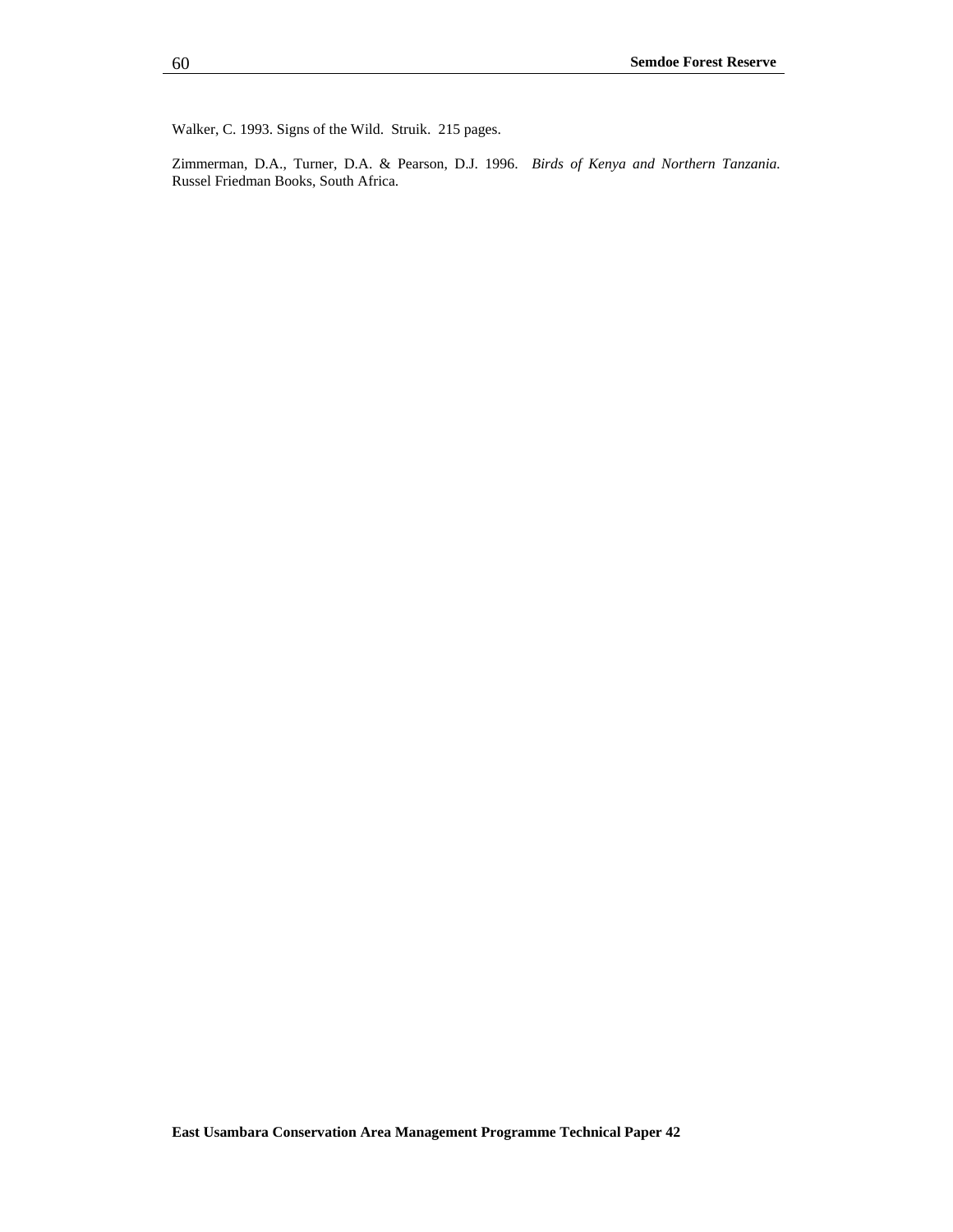Walker, C. 1993. Signs of the Wild. Struik. 215 pages.

Zimmerman, D.A., Turner, D.A. & Pearson, D.J. 1996. *Birds of Kenya and Northern Tanzania.* Russel Friedman Books, South Africa.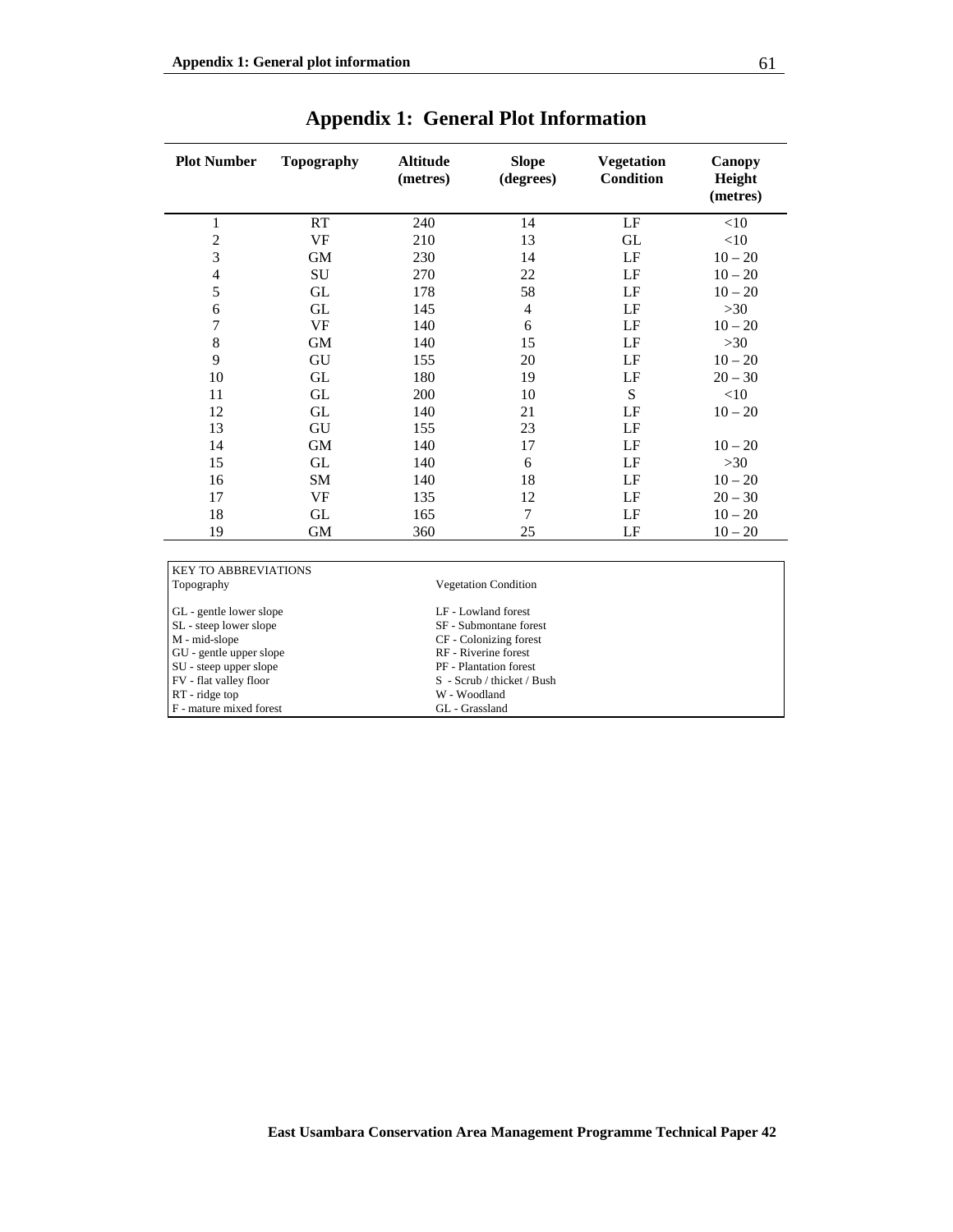# Appendix 1: General Plot Information

| Plot Number | Topography | Altitude (metres) | Slope (degrees) | Vegetation Condition | Canopy Height (metres) |
|---|---|---|---|---|---|
| 1 | RT | 240 | 14 | LF | <10 |
| 2 | VF | 210 | 13 | GL | <10 |
| 3 | GM | 230 | 14 | LF | 10 – 20 |
| 4 | SU | 270 | 22 | LF | 10 – 20 |
| 5 | GL | 178 | 58 | LF | 10 – 20 |
| 6 | GL | 145 | 4 | LF | >30 |
| 7 | VF | 140 | 6 | LF | 10 – 20 |
| 8 | GM | 140 | 15 | LF | >30 |
| 9 | GU | 155 | 20 | LF | 10 – 20 |
| 10 | GL | 180 | 19 | LF | 20 – 30 |
| 11 | GL | 200 | 10 | S | <10 |
| 12 | GL | 140 | 21 | LF | 10 – 20 |
| 13 | GU | 155 | 23 | LF | |
| 14 | GM | 140 | 17 | LF | 10 – 20 |
| 15 | GL | 140 | 6 | LF | >30 |
| 16 | SM | 140 | 18 | LF | 10 – 20 |
| 17 | VF | 135 | 12 | LF | 20 – 30 |
| 18 | GL | 165 | 7 | LF | 10 – 20 |
| 19 | GM | 360 | 25 | LF | 10 – 20 |

| KEY TO ABBREVIATIONS | |
|---|---|
| Topography | Vegetation Condition |
| GL - gentle lower slope | LF - Lowland forest |
| SL - steep lower slope | SF - Submontane forest |
| M - mid-slope | CF - Colonizing forest |
| GU - gentle upper slope | RF - Riverine forest |
| SU - steep upper slope | PF - Plantation forest |
| FV - flat valley floor | S - Scrub / thicket / Bush |
| RT - ridge top | W - Woodland |
| F - mature mixed forest | GL - Grassland |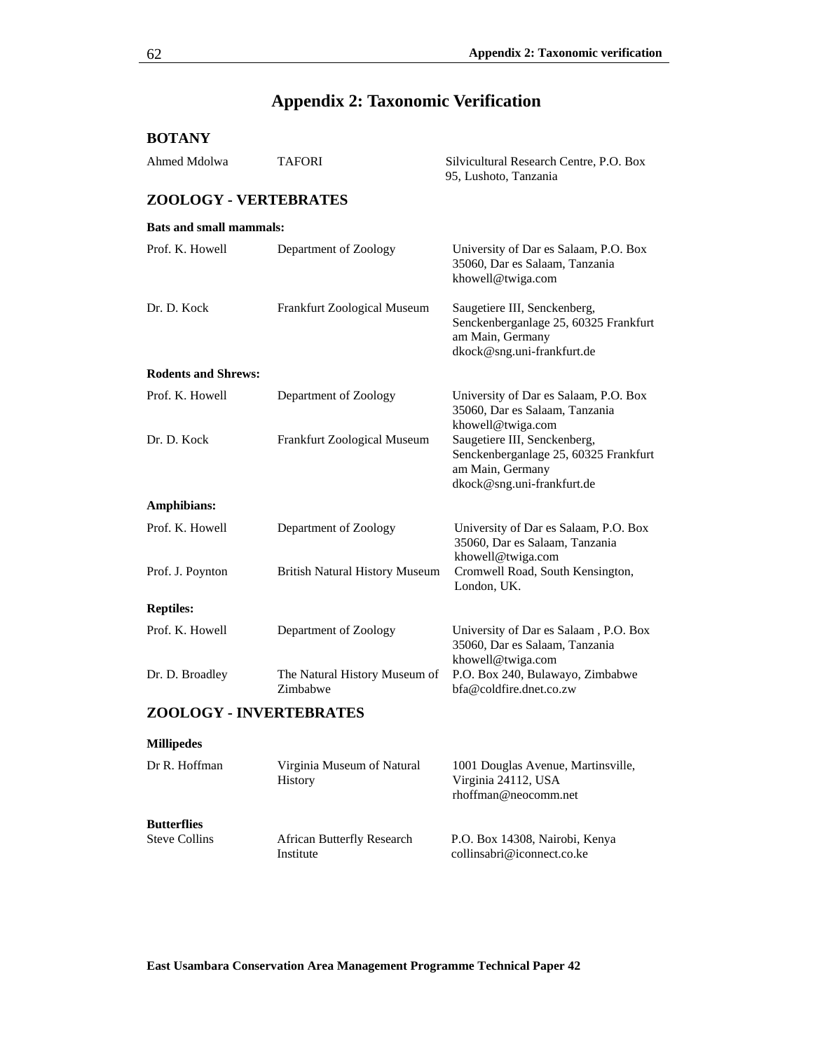# Appendix 2: Taxonomic Verification

## BOTANY

| | | |
|---|---|---|
| Ahmed Mdolwa | TAFORI | Silvicultural Research Centre, P.O. Box 95, Lushoto, Tanzania |

## ZOOLOGY - VERTEBRATES

**Bats and small mammals:**

| | | |
|---|---|---|
| Prof. K. Howell | Department of Zoology | University of Dar es Salaam, P.O. Box 35060, Dar es Salaam, Tanzania khowell@twiga.com |
| Dr. D. Kock | Frankfurt Zoological Museum | Saugetiere III, Senckenberg, Senckenberganlage 25, 60325 Frankfurt am Main, Germany dkock@sng.uni-frankfurt.de |

**Rodents and Shrews:**

| | | |
|---|---|---|
| Prof. K. Howell | Department of Zoology | University of Dar es Salaam, P.O. Box 35060, Dar es Salaam, Tanzania khowell@twiga.com |
| Dr. D. Kock | Frankfurt Zoological Museum | Saugetiere III, Senckenberg, Senckenberganlage 25, 60325 Frankfurt am Main, Germany dkock@sng.uni-frankfurt.de |

**Amphibians:**

| | | |
|---|---|---|
| Prof. K. Howell | Department of Zoology | University of Dar es Salaam, P.O. Box 35060, Dar es Salaam, Tanzania khowell@twiga.com |
| Prof. J. Poynton | British Natural History Museum | Cromwell Road, South Kensington, London, UK. |

**Reptiles:**

| | | |
|---|---|---|
| Prof. K. Howell | Department of Zoology | University of Dar es Salaam , P.O. Box 35060, Dar es Salaam, Tanzania khowell@twiga.com |
| Dr. D. Broadley | The Natural History Museum of Zimbabwe | P.O. Box 240, Bulawayo, Zimbabwe bfa@coldfire.dnet.co.zw |

## ZOOLOGY - INVERTEBRATES

**Millipedes**

| | | |
|---|---|---|
| Dr R. Hoffman | Virginia Museum of Natural History | 1001 Douglas Avenue, Martinsville, Virginia 24112, USA rhoffman@neocomm.net |

**Butterflies**

| | | |
|---|---|---|
| Steve Collins | African Butterfly Research Institute | P.O. Box 14308, Nairobi, Kenya collinsabri@iconnect.co.ke |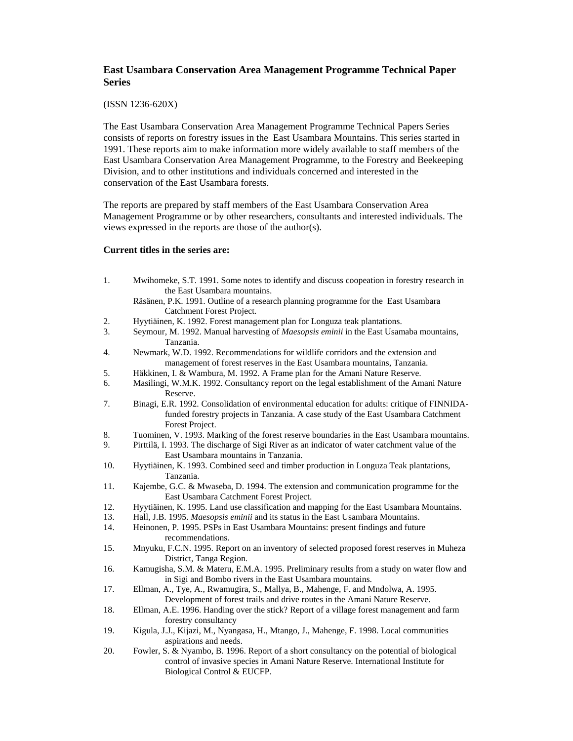**East Usambara Conservation Area Management Programme Technical Paper Series**

(ISSN 1236-620X)

The East Usambara Conservation Area Management Programme Technical Papers Series consists of reports on forestry issues in the East Usambara Mountains. This series started in 1991. These reports aim to make information more widely available to staff members of the East Usambara Conservation Area Management Programme, to the Forestry and Beekeeping Division, and to other institutions and individuals concerned and interested in the conservation of the East Usambara forests.

The reports are prepared by staff members of the East Usambara Conservation Area Management Programme or by other researchers, consultants and interested individuals. The views expressed in the reports are those of the author(s).

**Current titles in the series are:**

1. Mwihomeke, S.T. 1991. Some notes to identify and discuss coopeation in forestry research in the East Usambara mountains.
   Räsänen, P.K. 1991. Outline of a research planning programme for the East Usambara Catchment Forest Project.
2. Hyytiäinen, K. 1992. Forest management plan for Longuza teak plantations.
3. Seymour, M. 1992. Manual harvesting of *Maesopsis eminii* in the East Usamaba mountains, Tanzania.
4. Newmark, W.D. 1992. Recommendations for wildlife corridors and the extension and management of forest reserves in the East Usambara mountains, Tanzania.
5. Häkkinen, I. & Wambura, M. 1992. A Frame plan for the Amani Nature Reserve.
6. Masilingi, W.M.K. 1992. Consultancy report on the legal establishment of the Amani Nature Reserve.
7. Binagi, E.R. 1992. Consolidation of environmental education for adults: critique of FINNIDA-funded forestry projects in Tanzania. A case study of the East Usambara Catchment Forest Project.
8. Tuominen, V. 1993. Marking of the forest reserve boundaries in the East Usambara mountains.
9. Pirttilä, I. 1993. The discharge of Sigi River as an indicator of water catchment value of the East Usambara mountains in Tanzania.
10. Hyytiäinen, K. 1993. Combined seed and timber production in Longuza Teak plantations, Tanzania.
11. Kajembe, G.C. & Mwaseba, D. 1994. The extension and communication programme for the East Usambara Catchment Forest Project.
12. Hyytiäinen, K. 1995. Land use classification and mapping for the East Usambara Mountains.
13. Hall, J.B. 1995. *Maesopsis eminii* and its status in the East Usambara Mountains.
14. Heinonen, P. 1995. PSPs in East Usambara Mountains: present findings and future recommendations.
15. Mnyuku, F.C.N. 1995. Report on an inventory of selected proposed forest reserves in Muheza District, Tanga Region.
16. Kamugisha, S.M. & Materu, E.M.A. 1995. Preliminary results from a study on water flow and in Sigi and Bombo rivers in the East Usambara mountains.
17. Ellman, A., Tye, A., Rwamugira, S., Mallya, B., Mahenge, F. and Mndolwa, A. 1995. Development of forest trails and drive routes in the Amani Nature Reserve.
18. Ellman, A.E. 1996. Handing over the stick? Report of a village forest management and farm forestry consultancy
19. Kigula, J.J., Kijazi, M., Nyangasa, H., Mtango, J., Mahenge, F. 1998. Local communities aspirations and needs.
20. Fowler, S. & Nyambo, B. 1996. Report of a short consultancy on the potential of biological control of invasive species in Amani Nature Reserve. International Institute for Biological Control & EUCFP.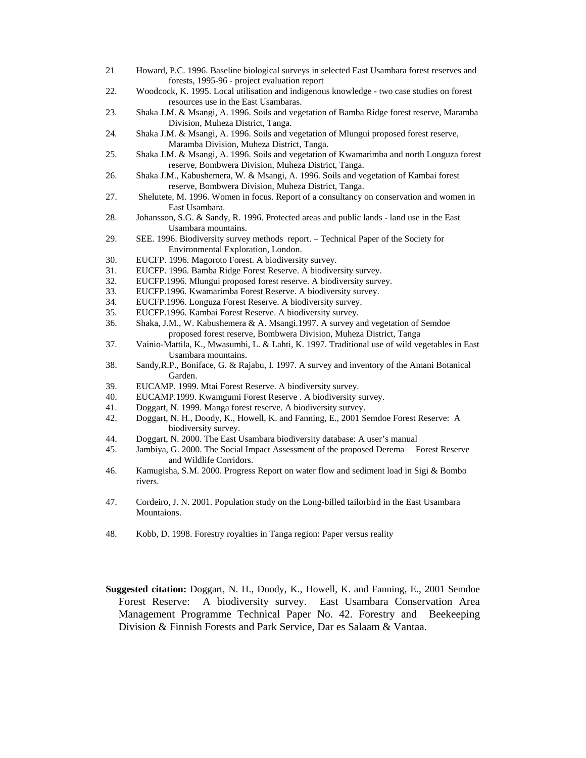21 Howard, P.C. 1996. Baseline biological surveys in selected East Usambara forest reserves and forests, 1995-96 - project evaluation report

22. Woodcock, K. 1995. Local utilisation and indigenous knowledge - two case studies on forest resources use in the East Usambaras.

23. Shaka J.M. & Msangi, A. 1996. Soils and vegetation of Bamba Ridge forest reserve, Maramba Division, Muheza District, Tanga.

24. Shaka J.M. & Msangi, A. 1996. Soils and vegetation of Mlungui proposed forest reserve, Maramba Division, Muheza District, Tanga.

25. Shaka J.M. & Msangi, A. 1996. Soils and vegetation of Kwamarimba and north Longuza forest reserve, Bombwera Division, Muheza District, Tanga.

26. Shaka J.M., Kabushemera, W. & Msangi, A. 1996. Soils and vegetation of Kambai forest reserve, Bombwera Division, Muheza District, Tanga.

27. Shelutete, M. 1996. Women in focus. Report of a consultancy on conservation and women in East Usambara.

28. Johansson, S.G. & Sandy, R. 1996. Protected areas and public lands - land use in the East Usambara mountains.

29. SEE. 1996. Biodiversity survey methods report. – Technical Paper of the Society for Environmental Exploration, London.

30. EUCFP. 1996. Magoroto Forest. A biodiversity survey.

31. EUCFP. 1996. Bamba Ridge Forest Reserve. A biodiversity survey.

32. EUCFP.1996. Mlungui proposed forest reserve. A biodiversity survey.

33. EUCFP.1996. Kwamarimba Forest Reserve. A biodiversity survey.

34. EUCFP.1996. Longuza Forest Reserve. A biodiversity survey.

35. EUCFP.1996. Kambai Forest Reserve. A biodiversity survey.

36. Shaka, J.M., W. Kabushemera & A. Msangi.1997. A survey and vegetation of Semdoe proposed forest reserve, Bombwera Division, Muheza District, Tanga

37. Vainio-Mattila, K., Mwasumbi, L. & Lahti, K. 1997. Traditional use of wild vegetables in East Usambara mountains.

38. Sandy,R.P., Boniface, G. & Rajabu, I. 1997. A survey and inventory of the Amani Botanical Garden.

39. EUCAMP. 1999. Mtai Forest Reserve. A biodiversity survey.

40. EUCAMP.1999. Kwamgumi Forest Reserve . A biodiversity survey.

41. Doggart, N. 1999. Manga forest reserve. A biodiversity survey.

42. Doggart, N. H., Doody, K., Howell, K. and Fanning, E., 2001 Semdoe Forest Reserve: A biodiversity survey.

44. Doggart, N. 2000. The East Usambara biodiversity database: A user's manual

45. Jambiya, G. 2000. The Social Impact Assessment of the proposed Derema Forest Reserve and Wildlife Corridors.

46. Kamugisha, S.M. 2000. Progress Report on water flow and sediment load in Sigi & Bombo rivers.

47. Cordeiro, J. N. 2001. Population study on the Long-billed tailorbird in the East Usambara Mountaions.

48. Kobb, D. 1998. Forestry royalties in Tanga region: Paper versus reality

**Suggested citation:** Doggart, N. H., Doody, K., Howell, K. and Fanning, E., 2001 Semdoe Forest Reserve: A biodiversity survey. East Usambara Conservation Area Management Programme Technical Paper No. 42. Forestry and Beekeeping Division & Finnish Forests and Park Service, Dar es Salaam & Vantaa.